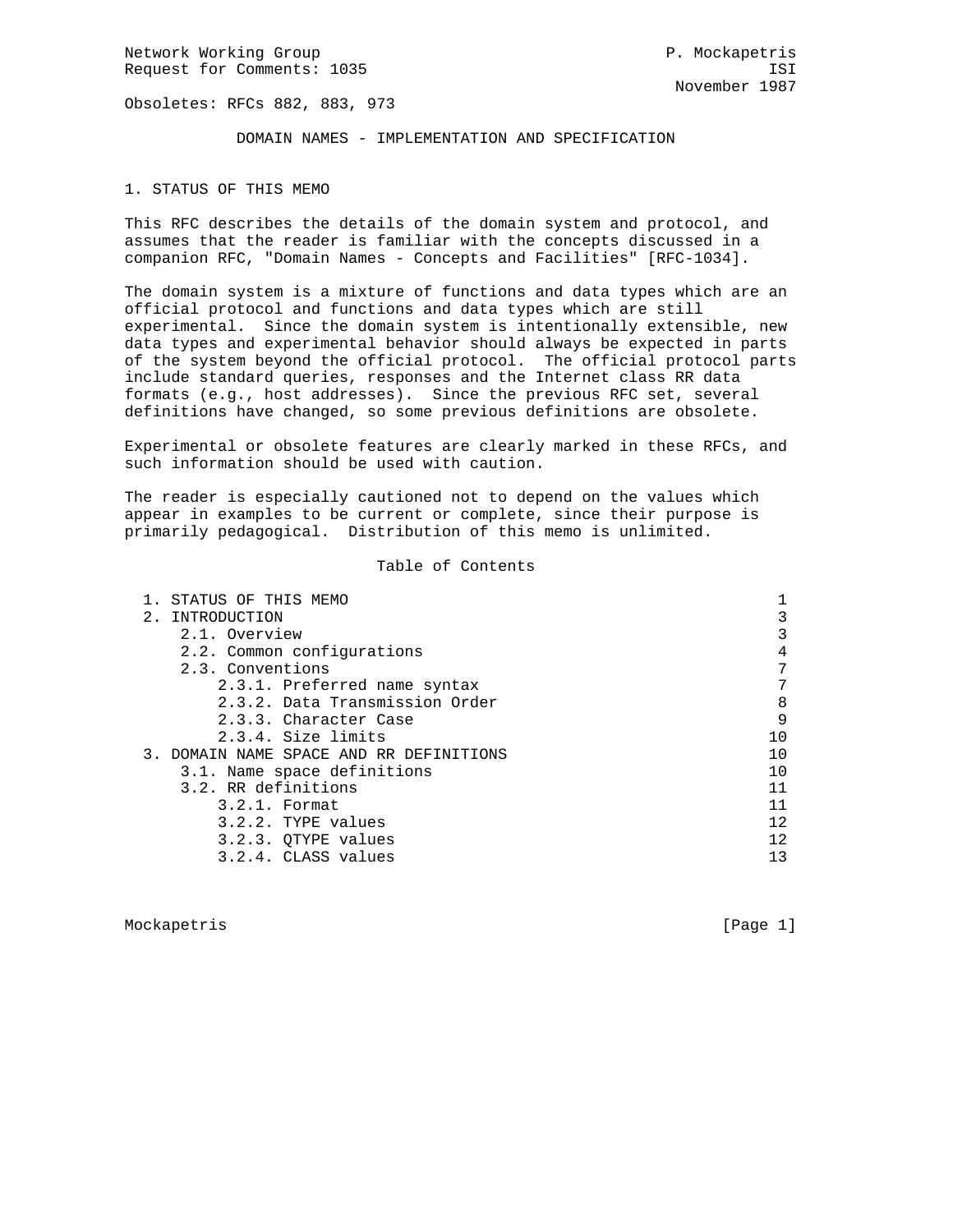Network Working Group P. Mockapetris
Request for Comments: 1035 ISI
November 1987

Obsoletes: RFCs 882, 883, 973

# DOMAIN NAMES - IMPLEMENTATION AND SPECIFICATION

## 1. STATUS OF THIS MEMO

This RFC describes the details of the domain system and protocol, and assumes that the reader is familiar with the concepts discussed in a companion RFC, "Domain Names - Concepts and Facilities" [RFC-1034].

The domain system is a mixture of functions and data types which are an official protocol and functions and data types which are still experimental. Since the domain system is intentionally extensible, new data types and experimental behavior should always be expected in parts of the system beyond the official protocol. The official protocol parts include standard queries, responses and the Internet class RR data formats (e.g., host addresses). Since the previous RFC set, several definitions have changed, so some previous definitions are obsolete.

Experimental or obsolete features are clearly marked in these RFCs, and such information should be used with caution.

The reader is especially cautioned not to depend on the values which appear in examples to be current or complete, since their purpose is primarily pedagogical. Distribution of this memo is unlimited.

Table of Contents

```
 1. STATUS OF THIS MEMO                                              1
 2. INTRODUCTION                                                     3
     2.1. Overview                                                   3
     2.2. Common configurations                                      4
     2.3. Conventions                                                7
         2.3.1. Preferred name syntax                                7
         2.3.2. Data Transmission Order                              8
         2.3.3. Character Case                                       9
         2.3.4. Size limits                                         10
 3. DOMAIN NAME SPACE AND RR DEFINITIONS                            10
     3.1. Name space definitions                                    10
     3.2. RR definitions                                            11
         3.2.1. Format                                              11
         3.2.2. TYPE values                                         12
         3.2.3. QTYPE values                                        12
         3.2.4. CLASS values                                        13
```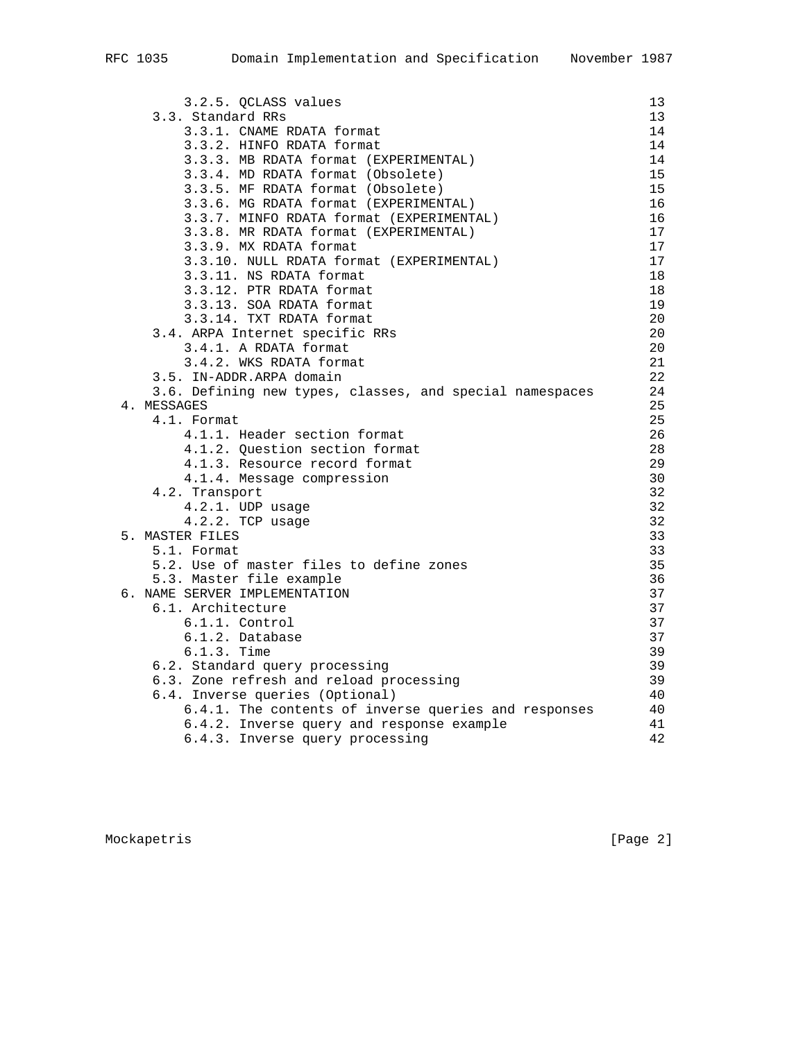```
        3.2.5. QCLASS values                                        13
    3.3. Standard RRs                                               13
        3.3.1. CNAME RDATA format                                   14
        3.3.2. HINFO RDATA format                                   14
        3.3.3. MB RDATA format (EXPERIMENTAL)                       14
        3.3.4. MD RDATA format (Obsolete)                           15
        3.3.5. MF RDATA format (Obsolete)                           15
        3.3.6. MG RDATA format (EXPERIMENTAL)                       16
        3.3.7. MINFO RDATA format (EXPERIMENTAL)                    16
        3.3.8. MR RDATA format (EXPERIMENTAL)                       17
        3.3.9. MX RDATA format                                      17
        3.3.10. NULL RDATA format (EXPERIMENTAL)                    17
        3.3.11. NS RDATA format                                     18
        3.3.12. PTR RDATA format                                    18
        3.3.13. SOA RDATA format                                    19
        3.3.14. TXT RDATA format                                    20
    3.4. ARPA Internet specific RRs                                 20
        3.4.1. A RDATA format                                       20
        3.4.2. WKS RDATA format                                     21
    3.5. IN-ADDR.ARPA domain                                        22
    3.6. Defining new types, classes, and special namespaces        24
4. MESSAGES                                                         25
    4.1. Format                                                     25
        4.1.1. Header section format                                26
        4.1.2. Question section format                              28
        4.1.3. Resource record format                               29
        4.1.4. Message compression                                  30
    4.2. Transport                                                  32
        4.2.1. UDP usage                                            32
        4.2.2. TCP usage                                            32
5. MASTER FILES                                                     33
    5.1. Format                                                     33
    5.2. Use of master files to define zones                        35
    5.3. Master file example                                        36
6. NAME SERVER IMPLEMENTATION                                       37
    6.1. Architecture                                               37
        6.1.1. Control                                              37
        6.1.2. Database                                             37
        6.1.3. Time                                                 39
    6.2. Standard query processing                                  39
    6.3. Zone refresh and reload processing                         39
    6.4. Inverse queries (Optional)                                 40
        6.4.1. The contents of inverse queries and responses        40
        6.4.2. Inverse query and response example                   41
        6.4.3. Inverse query processing                             42
```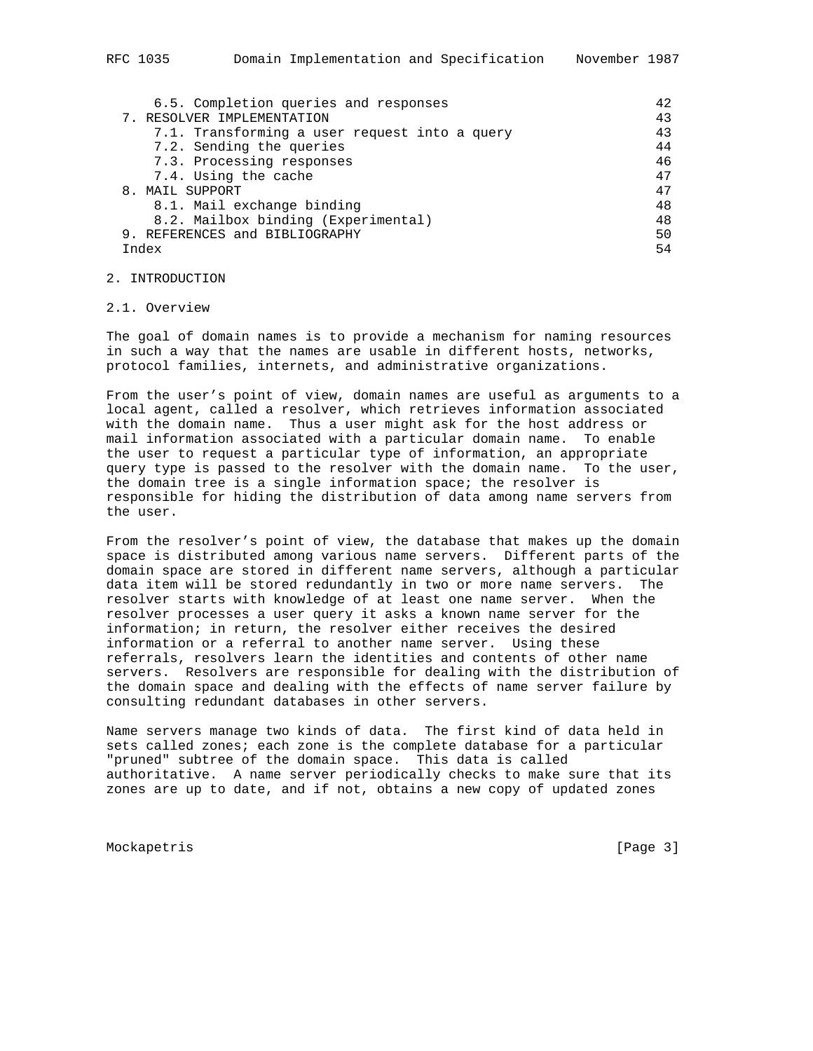| | |
|---|---|
| 6.5. Completion queries and responses | 42 |
| 7. RESOLVER IMPLEMENTATION | 43 |
| 7.1. Transforming a user request into a query | 43 |
| 7.2. Sending the queries | 44 |
| 7.3. Processing responses | 46 |
| 7.4. Using the cache | 47 |
| 8. MAIL SUPPORT | 47 |
| 8.1. Mail exchange binding | 48 |
| 8.2. Mailbox binding (Experimental) | 48 |
| 9. REFERENCES and BIBLIOGRAPHY | 50 |
| Index | 54 |

# 2. INTRODUCTION

## 2.1. Overview

The goal of domain names is to provide a mechanism for naming resources in such a way that the names are usable in different hosts, networks, protocol families, internets, and administrative organizations.

From the user's point of view, domain names are useful as arguments to a local agent, called a resolver, which retrieves information associated with the domain name. Thus a user might ask for the host address or mail information associated with a particular domain name. To enable the user to request a particular type of information, an appropriate query type is passed to the resolver with the domain name. To the user, the domain tree is a single information space; the resolver is responsible for hiding the distribution of data among name servers from the user.

From the resolver's point of view, the database that makes up the domain space is distributed among various name servers. Different parts of the domain space are stored in different name servers, although a particular data item will be stored redundantly in two or more name servers. The resolver starts with knowledge of at least one name server. When the resolver processes a user query it asks a known name server for the information; in return, the resolver either receives the desired information or a referral to another name server. Using these referrals, resolvers learn the identities and contents of other name servers. Resolvers are responsible for dealing with the distribution of the domain space and dealing with the effects of name server failure by consulting redundant databases in other servers.

Name servers manage two kinds of data. The first kind of data held in sets called zones; each zone is the complete database for a particular "pruned" subtree of the domain space. This data is called authoritative. A name server periodically checks to make sure that its zones are up to date, and if not, obtains a new copy of updated zones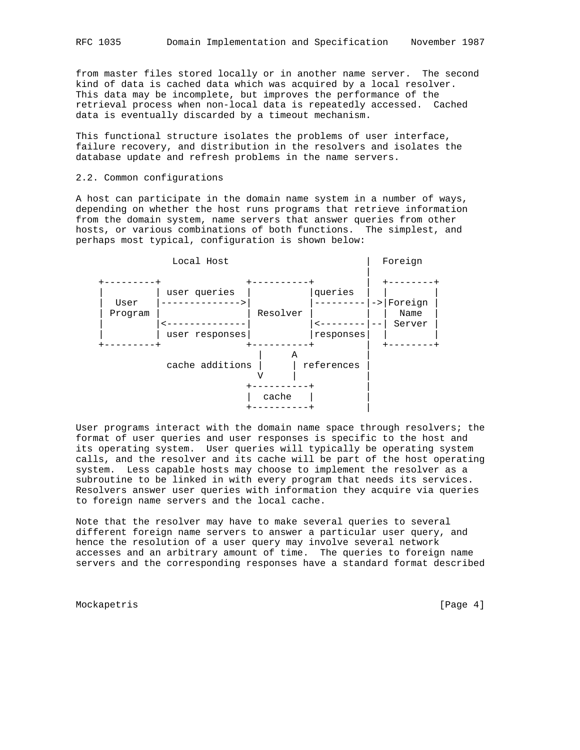from master files stored locally or in another name server. The second kind of data is cached data which was acquired by a local resolver. This data may be incomplete, but improves the performance of the retrieval process when non-local data is repeatedly accessed. Cached data is eventually discarded by a timeout mechanism.

This functional structure isolates the problems of user interface, failure recovery, and distribution in the resolvers and isolates the database update and refresh problems in the name servers.

## 2.2. Common configurations

A host can participate in the domain name system in a number of ways, depending on whether the host runs programs that retrieve information from the domain system, name servers that answer queries from other hosts, or various combinations of both functions. The simplest, and perhaps most typical, configuration is shown below:

```
                 Local Host                        |  Foreign
                                                   |
    +---------+               +----------+         |  +--------+
    |         | user queries  |          |queries  |  |        |
    |  User   |-------------->|          |---------|->|Foreign |
    | Program |               | Resolver |         |  |  Name  |
    |         |<--------------|          |<--------|--| Server |
    |         | user responses|          |responses|  |        |
    +---------+               +----------+         |  +--------+
                                |     A            |
                cache additions |     | references |
                                V     |            |
                              +----------+         |
                              |  cache   |         |
                              +----------+         |
```

User programs interact with the domain name space through resolvers; the format of user queries and user responses is specific to the host and its operating system. User queries will typically be operating system calls, and the resolver and its cache will be part of the host operating system. Less capable hosts may choose to implement the resolver as a subroutine to be linked in with every program that needs its services. Resolvers answer user queries with information they acquire via queries to foreign name servers and the local cache.

Note that the resolver may have to make several queries to several different foreign name servers to answer a particular user query, and hence the resolution of a user query may involve several network accesses and an arbitrary amount of time. The queries to foreign name servers and the corresponding responses have a standard format described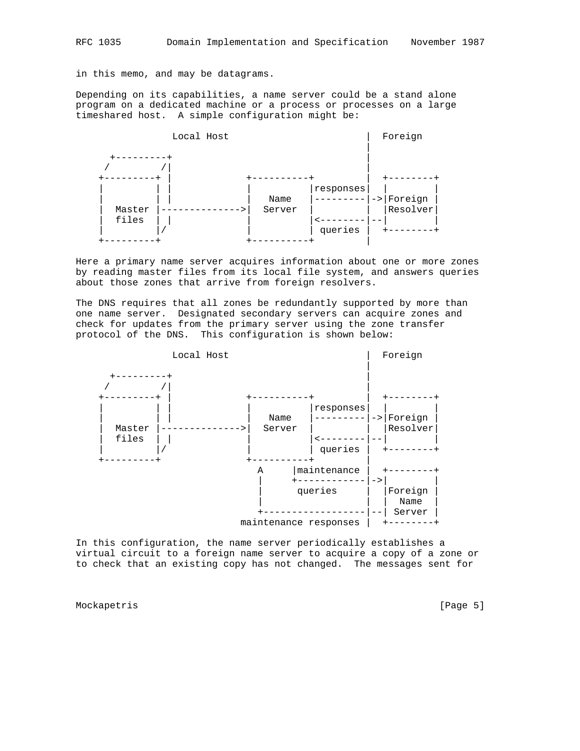in this memo, and may be datagrams.

Depending on its capabilities, a name server could be a stand alone program on a dedicated machine or a process or processes on a large timeshared host. A simple configuration might be:

```
                 Local Host                        |  Foreign
                                                   |
      +---------+                                  |
     /         /|                                  |
    +---------+ |             +----------+         |  +--------+
    |         | |             |          |responses|  |        |
    |         | |             |   Name   |---------|->|Foreign |
    |  Master |-------------->|  Server  |         |  |Resolver|
    |  files  | |             |          |<--------|--|        |
    |         |/              |          | queries |  +--------+
    +---------+               +----------+         |
```

Here a primary name server acquires information about one or more zones by reading master files from its local file system, and answers queries about those zones that arrive from foreign resolvers.

The DNS requires that all zones be redundantly supported by more than one name server. Designated secondary servers can acquire zones and check for updates from the primary server using the zone transfer protocol of the DNS. This configuration is shown below:

```
                 Local Host                        |  Foreign
                                                   |
      +---------+                                  |
     /         /|                                  |
    +---------+ |             +----------+         |  +--------+
    |         | |             |          |responses|  |        |
    |         | |             |   Name   |---------|->|Foreign |
    |  Master |-------------->|  Server  |         |  |Resolver|
    |  files  | |             |          |<--------|--|        |
    |         |/              |          | queries |  +--------+
    +---------+               +----------+         |
                                A     |maintenance |  +--------+
                                |     +------------|->|        |
                                |      queries     |  |Foreign |
                                |                  |  |  Name  |
                                +------------------|--| Server |
                             maintenance responses |  +--------+
```

In this configuration, the name server periodically establishes a virtual circuit to a foreign name server to acquire a copy of a zone or to check that an existing copy has not changed. The messages sent for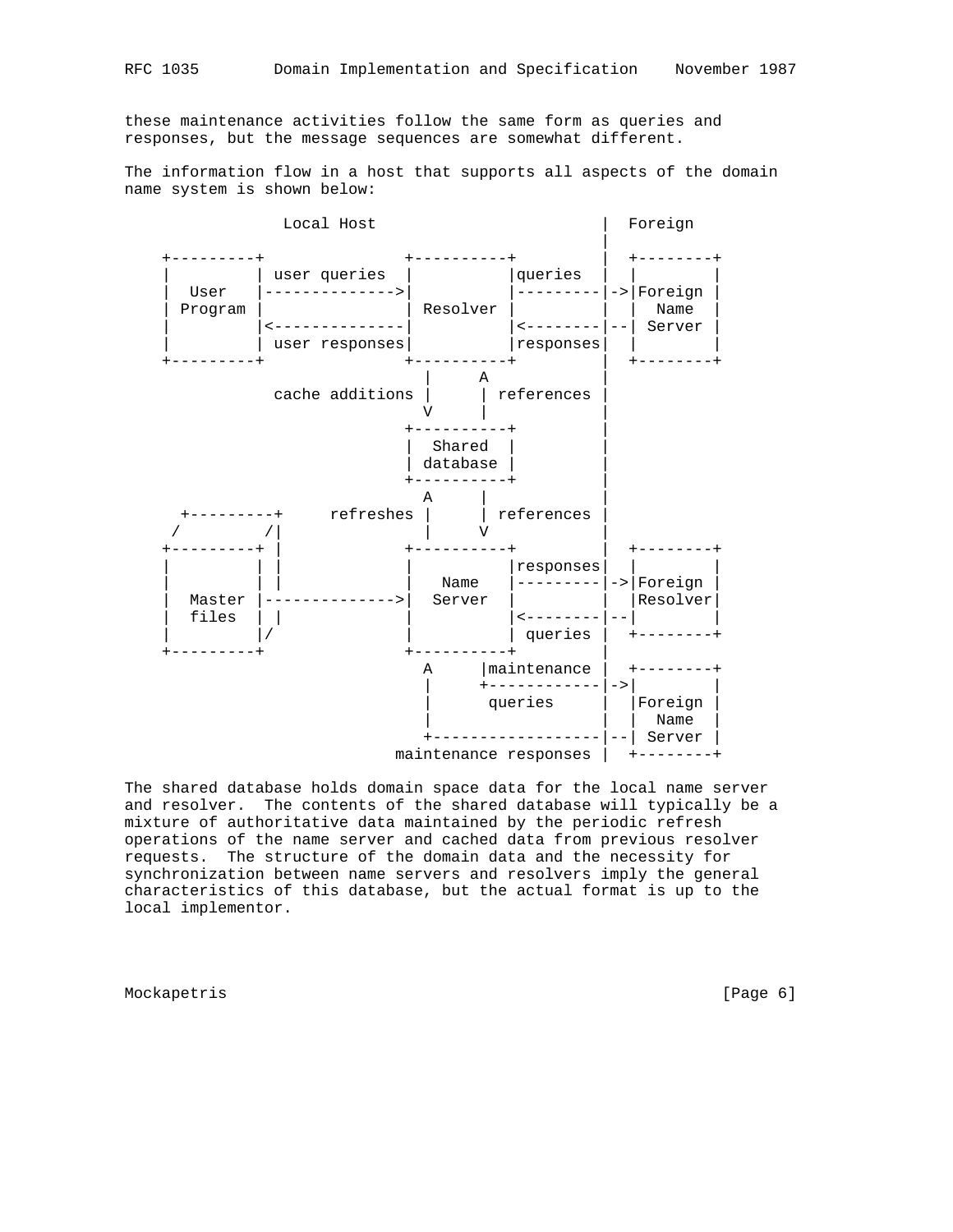these maintenance activities follow the same form as queries and responses, but the message sequences are somewhat different.

The information flow in a host that supports all aspects of the domain name system is shown below:

```
                 Local Host                        |  Foreign
                                                   |
    +---------+               +----------+         |  +--------+
    |         | user queries  |          |queries  |  |        |
    |  User   |-------------->|          |---------|->|Foreign |
    | Program |               | Resolver |         |  |  Name  |
    |         |<--------------|          |<--------|--| Server |
    |         | user responses|          |responses|  |        |
    +---------+               +----------+         |  +--------+
                                |     A            |
                cache additions |     | references |
                                V     |            |
                              +----------+         |
                              |  Shared  |         |
                              | database |         |
                              +----------+         |
                                A     |            |
      +---------+     refreshes |     | references |
     /         /|               |     V            |
    +---------+ |             +----------+         |  +--------+
    |         | |             |          |responses|  |        |
    |         | |             |   Name   |---------|->|Foreign |
    |  Master |-------------->|  Server  |         |  |Resolver|
    |  files  | |             |          |<--------|--|        |
    |         |/              |          | queries |  +--------+
    +---------+               +----------+         |
                                A     |maintenance |  +--------+
                                |     +------------|->|        |
                                |      queries     |  |Foreign |
                                |                  |  |  Name  |
                                +------------------|--| Server |
                             maintenance responses |  +--------+
```

The shared database holds domain space data for the local name server and resolver. The contents of the shared database will typically be a mixture of authoritative data maintained by the periodic refresh operations of the name server and cached data from previous resolver requests. The structure of the domain data and the necessity for synchronization between name servers and resolvers imply the general characteristics of this database, but the actual format is up to the local implementor.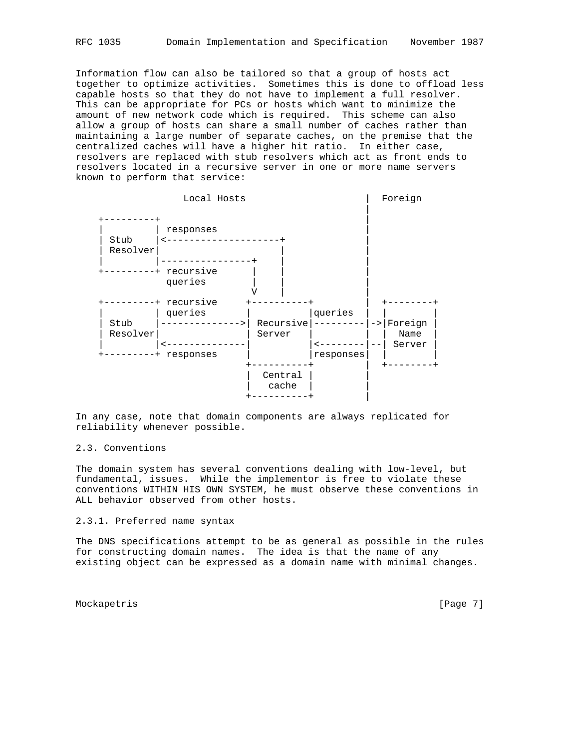Information flow can also be tailored so that a group of hosts act together to optimize activities. Sometimes this is done to offload less capable hosts so that they do not have to implement a full resolver. This can be appropriate for PCs or hosts which want to minimize the amount of new network code which is required. This scheme can also allow a group of hosts can share a small number of caches rather than maintaining a large number of separate caches, on the premise that the centralized caches will have a higher hit ratio. In either case, resolvers are replaced with stub resolvers which act as front ends to resolvers located in a recursive server in one or more name servers known to perform that service:

```
                   Local Hosts                        |  Foreign
                                                      |
    +---------+                                       |
    |         | responses                             |
    | Stub    |<--------------------+                 |
    | Resolver|                     |                 |
    |         |----------------+    |                 |
    +---------+ recursive      |    |                 |
                queries        |    |                 |
                               V    |                 |
    +---------+ recursive     +----------+            |  +--------+
    |         | queries       |          |queries     |  |        |
    | Stub    |-------------->| Recursive|---------|->|Foreign |
    | Resolver|               | Server   |            |  |  Name  |
    |         |<--------------|          |<--------|--| Server |
    +---------+ responses     |          |responses|  |        |
                              +----------+            |  +--------+
                              |  Central |            |
                              |   cache  |            |
                              +----------+            |
```

In any case, note that domain components are always replicated for reliability whenever possible.

## 2.3. Conventions

The domain system has several conventions dealing with low-level, but fundamental, issues. While the implementor is free to violate these conventions WITHIN HIS OWN SYSTEM, he must observe these conventions in ALL behavior observed from other hosts.

### 2.3.1. Preferred name syntax

The DNS specifications attempt to be as general as possible in the rules for constructing domain names. The idea is that the name of any existing object can be expressed as a domain name with minimal changes.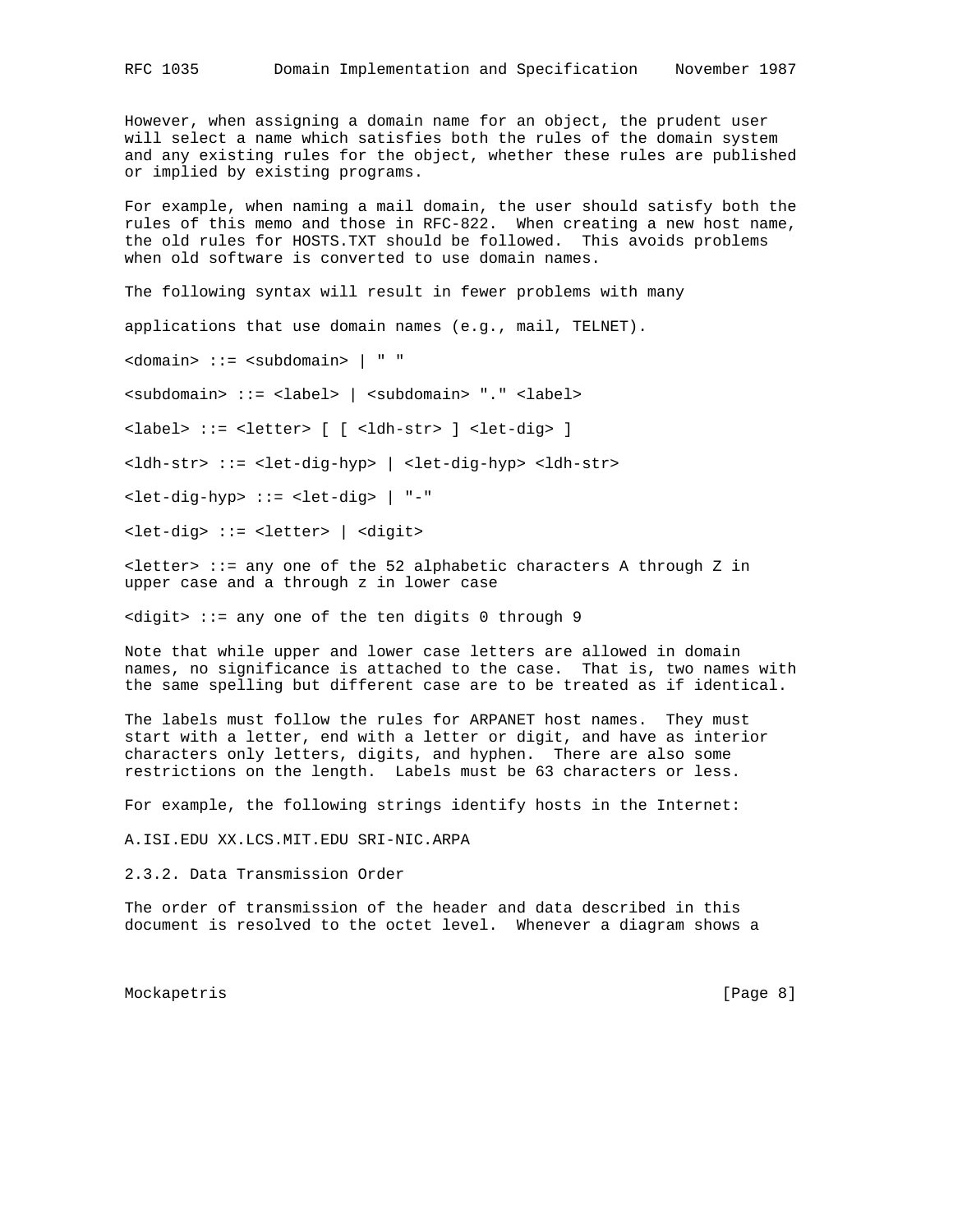However, when assigning a domain name for an object, the prudent user will select a name which satisfies both the rules of the domain system and any existing rules for the object, whether these rules are published or implied by existing programs.

For example, when naming a mail domain, the user should satisfy both the rules of this memo and those in RFC-822. When creating a new host name, the old rules for HOSTS.TXT should be followed. This avoids problems when old software is converted to use domain names.

The following syntax will result in fewer problems with many

applications that use domain names (e.g., mail, TELNET).

```
<domain> ::= <subdomain> | " "

<subdomain> ::= <label> | <subdomain> "." <label>

<label> ::= <letter> [ [ <ldh-str> ] <let-dig> ]

<ldh-str> ::= <let-dig-hyp> | <let-dig-hyp> <ldh-str>

<let-dig-hyp> ::= <let-dig> | "-"

<let-dig> ::= <letter> | <digit>

<letter> ::= any one of the 52 alphabetic characters A through Z in
upper case and a through z in lower case

<digit> ::= any one of the ten digits 0 through 9
```

Note that while upper and lower case letters are allowed in domain names, no significance is attached to the case. That is, two names with the same spelling but different case are to be treated as if identical.

The labels must follow the rules for ARPANET host names. They must start with a letter, end with a letter or digit, and have as interior characters only letters, digits, and hyphen. There are also some restrictions on the length. Labels must be 63 characters or less.

For example, the following strings identify hosts in the Internet:

A.ISI.EDU XX.LCS.MIT.EDU SRI-NIC.ARPA

### 2.3.2. Data Transmission Order

The order of transmission of the header and data described in this document is resolved to the octet level. Whenever a diagram shows a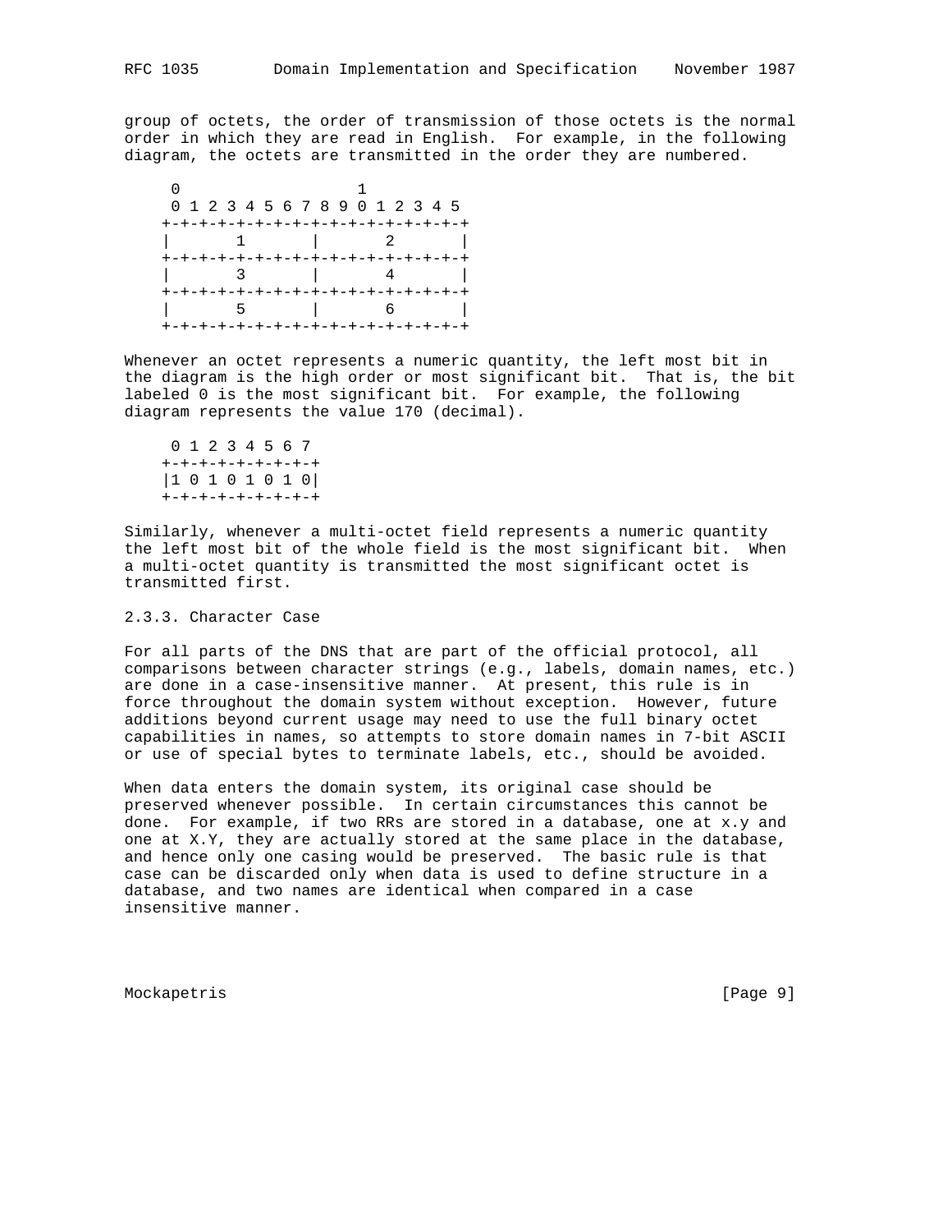group of octets, the order of transmission of those octets is the normal order in which they are read in English. For example, in the following diagram, the octets are transmitted in the order they are numbered.

```
     0                   1
     0 1 2 3 4 5 6 7 8 9 0 1 2 3 4 5
    +-+-+-+-+-+-+-+-+-+-+-+-+-+-+-+-+
    |       1       |       2       |
    +-+-+-+-+-+-+-+-+-+-+-+-+-+-+-+-+
    |       3       |       4       |
    +-+-+-+-+-+-+-+-+-+-+-+-+-+-+-+-+
    |       5       |       6       |
    +-+-+-+-+-+-+-+-+-+-+-+-+-+-+-+-+
```

Whenever an octet represents a numeric quantity, the left most bit in the diagram is the high order or most significant bit. That is, the bit labeled 0 is the most significant bit. For example, the following diagram represents the value 170 (decimal).

```
     0 1 2 3 4 5 6 7
    +-+-+-+-+-+-+-+-+
    |1 0 1 0 1 0 1 0|
    +-+-+-+-+-+-+-+-+
```

Similarly, whenever a multi-octet field represents a numeric quantity the left most bit of the whole field is the most significant bit. When a multi-octet quantity is transmitted the most significant octet is transmitted first.

### 2.3.3. Character Case

For all parts of the DNS that are part of the official protocol, all comparisons between character strings (e.g., labels, domain names, etc.) are done in a case-insensitive manner. At present, this rule is in force throughout the domain system without exception. However, future additions beyond current usage may need to use the full binary octet capabilities in names, so attempts to store domain names in 7-bit ASCII or use of special bytes to terminate labels, etc., should be avoided.

When data enters the domain system, its original case should be preserved whenever possible. In certain circumstances this cannot be done. For example, if two RRs are stored in a database, one at x.y and one at X.Y, they are actually stored at the same place in the database, and hence only one casing would be preserved. The basic rule is that case can be discarded only when data is used to define structure in a database, and two names are identical when compared in a case insensitive manner.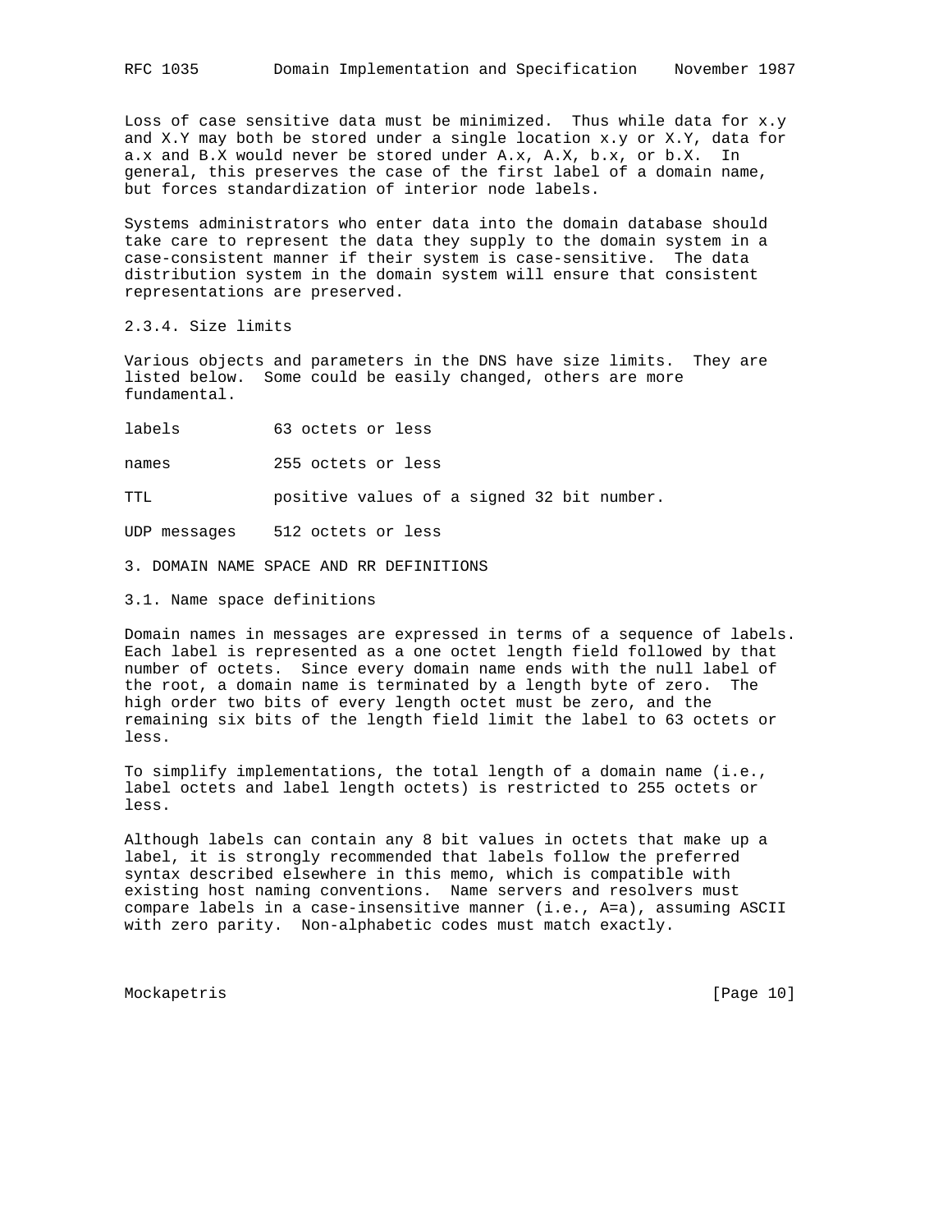Loss of case sensitive data must be minimized. Thus while data for x.y and X.Y may both be stored under a single location x.y or X.Y, data for a.x and B.X would never be stored under A.x, A.X, b.x, or b.X. In general, this preserves the case of the first label of a domain name, but forces standardization of interior node labels.

Systems administrators who enter data into the domain database should take care to represent the data they supply to the domain system in a case-consistent manner if their system is case-sensitive. The data distribution system in the domain system will ensure that consistent representations are preserved.

### 2.3.4. Size limits

Various objects and parameters in the DNS have size limits. They are listed below. Some could be easily changed, others are more fundamental.

| | |
|---|---|
| labels | 63 octets or less |
| names | 255 octets or less |
| TTL | positive values of a signed 32 bit number. |
| UDP messages | 512 octets or less |

# 3. DOMAIN NAME SPACE AND RR DEFINITIONS

## 3.1. Name space definitions

Domain names in messages are expressed in terms of a sequence of labels. Each label is represented as a one octet length field followed by that number of octets. Since every domain name ends with the null label of the root, a domain name is terminated by a length byte of zero. The high order two bits of every length octet must be zero, and the remaining six bits of the length field limit the label to 63 octets or less.

To simplify implementations, the total length of a domain name (i.e., label octets and label length octets) is restricted to 255 octets or less.

Although labels can contain any 8 bit values in octets that make up a label, it is strongly recommended that labels follow the preferred syntax described elsewhere in this memo, which is compatible with existing host naming conventions. Name servers and resolvers must compare labels in a case-insensitive manner (i.e., A=a), assuming ASCII with zero parity. Non-alphabetic codes must match exactly.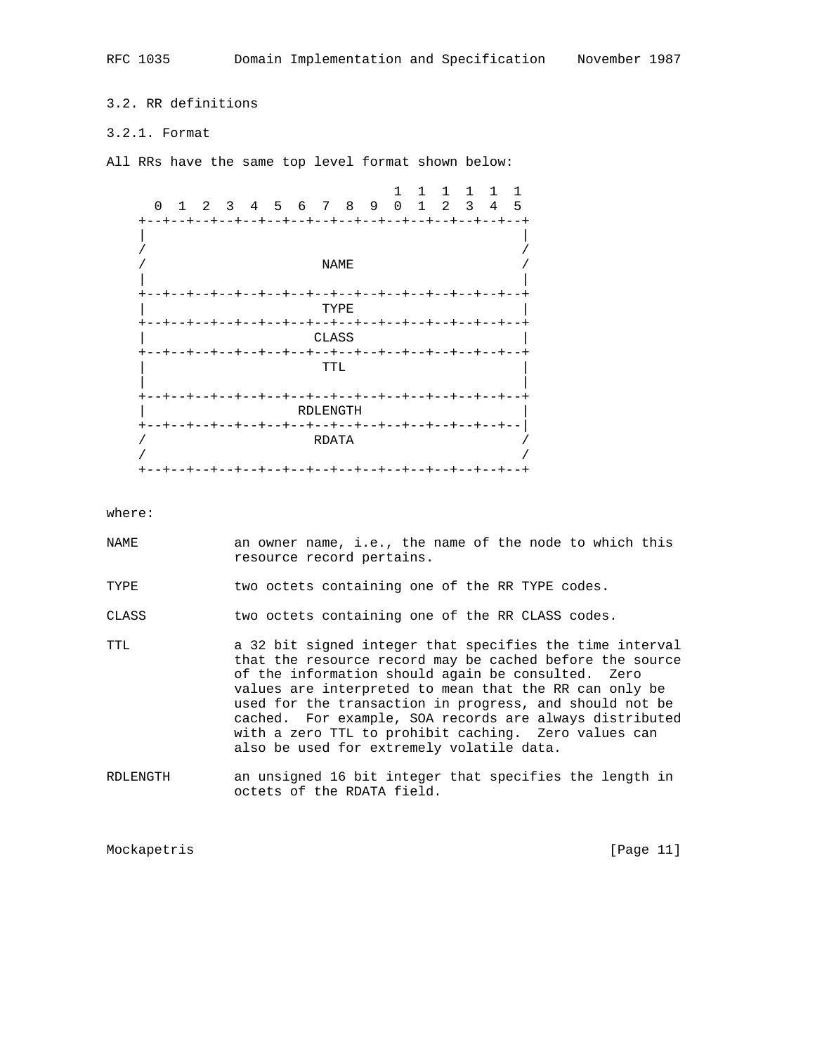## 3.2. RR definitions

### 3.2.1. Format

All RRs have the same top level format shown below:

```
                                    1  1  1  1  1  1
      0  1  2  3  4  5  6  7  8  9  0  1  2  3  4  5
    +--+--+--+--+--+--+--+--+--+--+--+--+--+--+--+--+
    |                                               |
    /                                               /
    /                      NAME                     /
    |                                               |
    +--+--+--+--+--+--+--+--+--+--+--+--+--+--+--+--+
    |                      TYPE                     |
    +--+--+--+--+--+--+--+--+--+--+--+--+--+--+--+--+
    |                     CLASS                     |
    +--+--+--+--+--+--+--+--+--+--+--+--+--+--+--+--+
    |                      TTL                      |
    |                                               |
    +--+--+--+--+--+--+--+--+--+--+--+--+--+--+--+--+
    |                   RDLENGTH                    |
    +--+--+--+--+--+--+--+--+--+--+--+--+--+--+--+--|
    /                     RDATA                     /
    /                                               /
    +--+--+--+--+--+--+--+--+--+--+--+--+--+--+--+--+
```

where:

NAME            an owner name, i.e., the name of the node to which this resource record pertains.

TYPE            two octets containing one of the RR TYPE codes.

CLASS           two octets containing one of the RR CLASS codes.

TTL             a 32 bit signed integer that specifies the time interval that the resource record may be cached before the source of the information should again be consulted. Zero values are interpreted to mean that the RR can only be used for the transaction in progress, and should not be cached. For example, SOA records are always distributed with a zero TTL to prohibit caching. Zero values can also be used for extremely volatile data.

RDLENGTH        an unsigned 16 bit integer that specifies the length in octets of the RDATA field.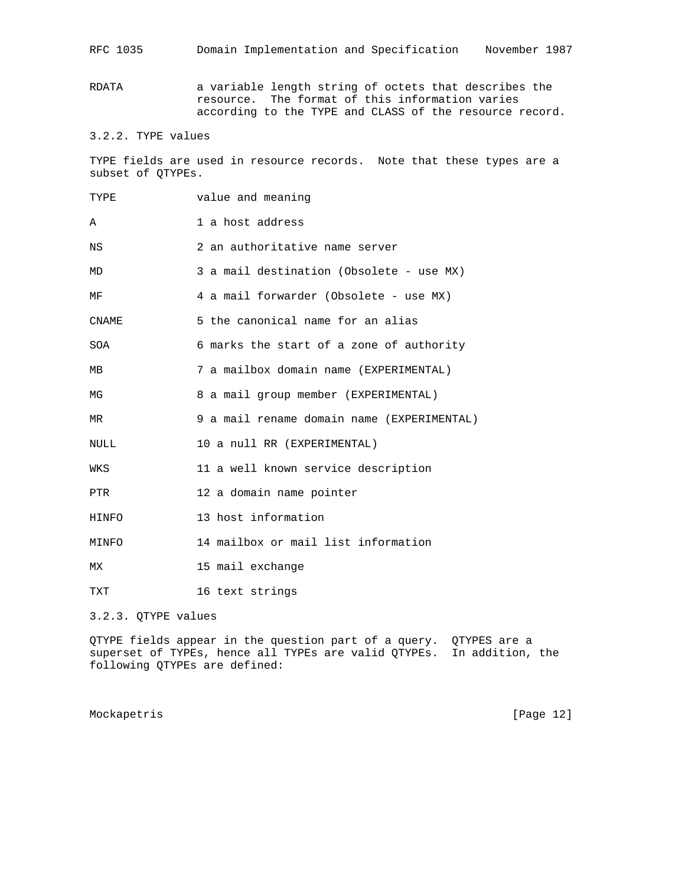RDATA           a variable length string of octets that describes the resource.  The format of this information varies according to the TYPE and CLASS of the resource record.

### 3.2.2. TYPE values

TYPE fields are used in resource records.  Note that these types are a subset of QTYPEs.

| TYPE | value and meaning |
| --- | --- |
| A | 1 a host address |
| NS | 2 an authoritative name server |
| MD | 3 a mail destination (Obsolete - use MX) |
| MF | 4 a mail forwarder (Obsolete - use MX) |
| CNAME | 5 the canonical name for an alias |
| SOA | 6 marks the start of a zone of authority |
| MB | 7 a mailbox domain name (EXPERIMENTAL) |
| MG | 8 a mail group member (EXPERIMENTAL) |
| MR | 9 a mail rename domain name (EXPERIMENTAL) |
| NULL | 10 a null RR (EXPERIMENTAL) |
| WKS | 11 a well known service description |
| PTR | 12 a domain name pointer |
| HINFO | 13 host information |
| MINFO | 14 mailbox or mail list information |
| MX | 15 mail exchange |
| TXT | 16 text strings |

### 3.2.3. QTYPE values

QTYPE fields appear in the question part of a query.  QTYPES are a superset of TYPEs, hence all TYPEs are valid QTYPEs.  In addition, the following QTYPEs are defined: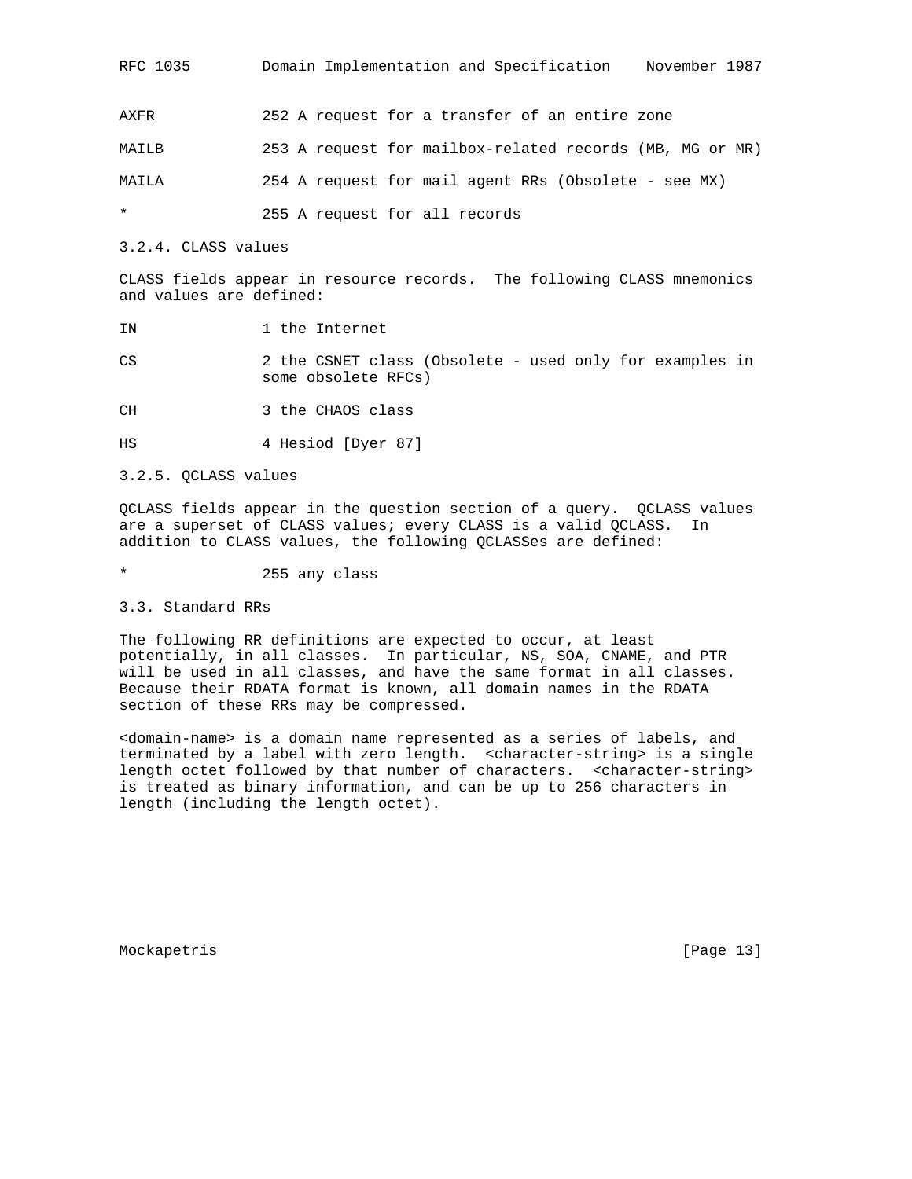AXFR 252 A request for a transfer of an entire zone

MAILB 253 A request for mailbox-related records (MB, MG or MR)

MAILA 254 A request for mail agent RRs (Obsolete - see MX)

* 255 A request for all records

### 3.2.4. CLASS values

CLASS fields appear in resource records. The following CLASS mnemonics and values are defined:

IN 1 the Internet

CS 2 the CSNET class (Obsolete - used only for examples in some obsolete RFCs)

CH 3 the CHAOS class

HS 4 Hesiod [Dyer 87]

### 3.2.5. QCLASS values

QCLASS fields appear in the question section of a query. QCLASS values are a superset of CLASS values; every CLASS is a valid QCLASS. In addition to CLASS values, the following QCLASSes are defined:

* 255 any class

## 3.3. Standard RRs

The following RR definitions are expected to occur, at least potentially, in all classes. In particular, NS, SOA, CNAME, and PTR will be used in all classes, and have the same format in all classes. Because their RDATA format is known, all domain names in the RDATA section of these RRs may be compressed.

<domain-name> is a domain name represented as a series of labels, and terminated by a label with zero length. <character-string> is a single length octet followed by that number of characters. <character-string> is treated as binary information, and can be up to 256 characters in length (including the length octet).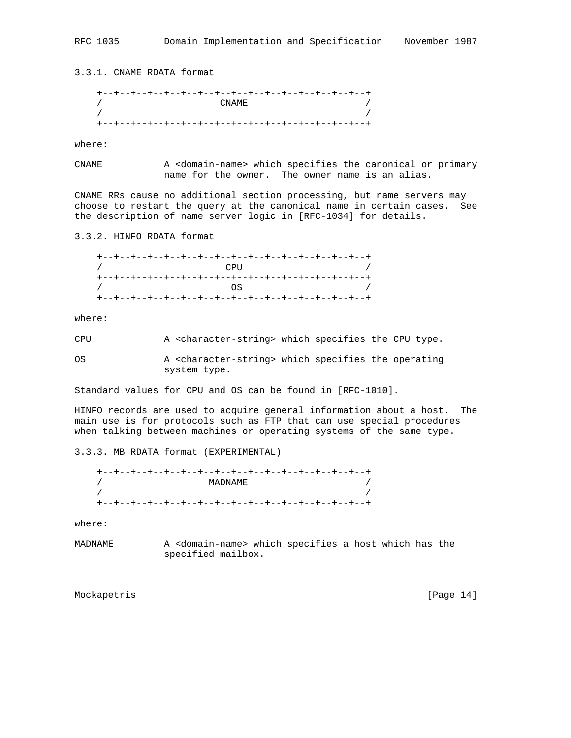### 3.3.1. CNAME RDATA format

```
    +--+--+--+--+--+--+--+--+--+--+--+--+--+--+--+--+
    /                     CNAME                     /
    /                                               /
    +--+--+--+--+--+--+--+--+--+--+--+--+--+--+--+--+
```

where:

CNAME           A <domain-name> which specifies the canonical or primary name for the owner.  The owner name is an alias.

CNAME RRs cause no additional section processing, but name servers may choose to restart the query at the canonical name in certain cases.  See the description of name server logic in [RFC-1034] for details.

### 3.3.2. HINFO RDATA format

```
    +--+--+--+--+--+--+--+--+--+--+--+--+--+--+--+--+
    /                      CPU                      /
    +--+--+--+--+--+--+--+--+--+--+--+--+--+--+--+--+
    /                       OS                      /
    +--+--+--+--+--+--+--+--+--+--+--+--+--+--+--+--+
```

where:

CPU             A <character-string> which specifies the CPU type.

OS              A <character-string> which specifies the operating system type.

Standard values for CPU and OS can be found in [RFC-1010].

HINFO records are used to acquire general information about a host.  The main use is for protocols such as FTP that can use special procedures when talking between machines or operating systems of the same type.

### 3.3.3. MB RDATA format (EXPERIMENTAL)

```
    +--+--+--+--+--+--+--+--+--+--+--+--+--+--+--+--+
    /                   MADNAME                     /
    /                                               /
    +--+--+--+--+--+--+--+--+--+--+--+--+--+--+--+--+
```

where:

MADNAME         A <domain-name> which specifies a host which has the specified mailbox.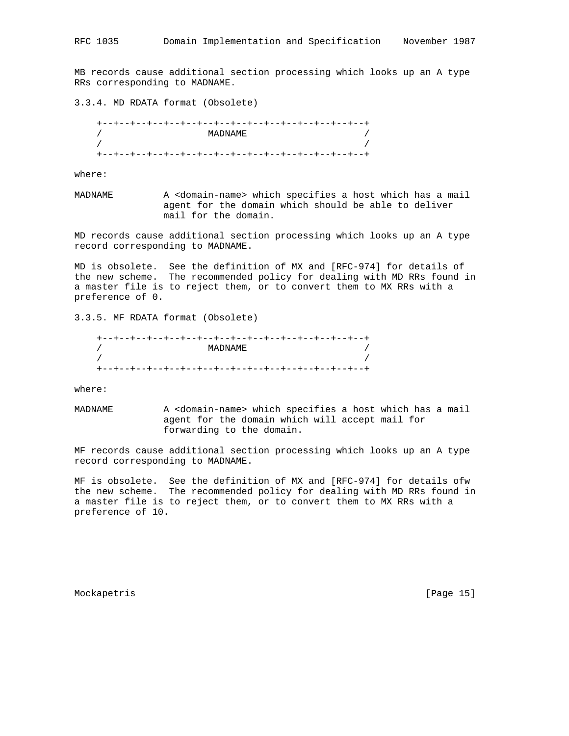MB records cause additional section processing which looks up an A type RRs corresponding to MADNAME.

### 3.3.4. MD RDATA format (Obsolete)

```
    +--+--+--+--+--+--+--+--+--+--+--+--+--+--+--+--+
    /                   MADNAME                     /
    /                                               /
    +--+--+--+--+--+--+--+--+--+--+--+--+--+--+--+--+
```

where:

MADNAME         A <domain-name> which specifies a host which has a mail agent for the domain which should be able to deliver mail for the domain.

MD records cause additional section processing which looks up an A type record corresponding to MADNAME.

MD is obsolete.  See the definition of MX and [RFC-974] for details of the new scheme.  The recommended policy for dealing with MD RRs found in a master file is to reject them, or to convert them to MX RRs with a preference of 0.

### 3.3.5. MF RDATA format (Obsolete)

```
    +--+--+--+--+--+--+--+--+--+--+--+--+--+--+--+--+
    /                   MADNAME                     /
    /                                               /
    +--+--+--+--+--+--+--+--+--+--+--+--+--+--+--+--+
```

where:

MADNAME         A <domain-name> which specifies a host which has a mail agent for the domain which will accept mail for forwarding to the domain.

MF records cause additional section processing which looks up an A type record corresponding to MADNAME.

MF is obsolete.  See the definition of MX and [RFC-974] for details ofw the new scheme.  The recommended policy for dealing with MD RRs found in a master file is to reject them, or to convert them to MX RRs with a preference of 10.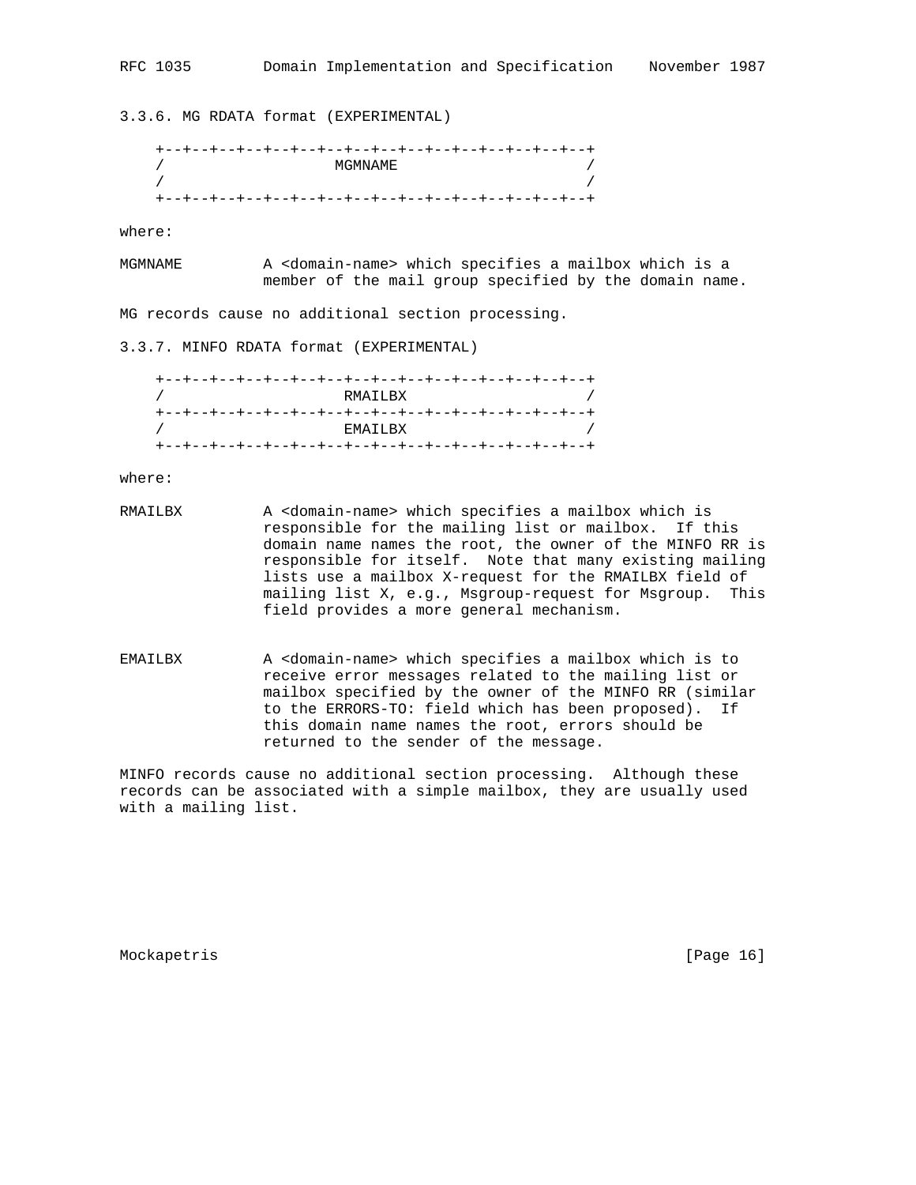### 3.3.6. MG RDATA format (EXPERIMENTAL)

```
    +--+--+--+--+--+--+--+--+--+--+--+--+--+--+--+--+
    /                   MGMNAME                     /
    /                                               /
    +--+--+--+--+--+--+--+--+--+--+--+--+--+--+--+--+
```

where:

MGMNAME         A <domain-name> which specifies a mailbox which is a member of the mail group specified by the domain name.

MG records cause no additional section processing.

### 3.3.7. MINFO RDATA format (EXPERIMENTAL)

```
    +--+--+--+--+--+--+--+--+--+--+--+--+--+--+--+--+
    /                    RMAILBX                    /
    +--+--+--+--+--+--+--+--+--+--+--+--+--+--+--+--+
    /                    EMAILBX                    /
    +--+--+--+--+--+--+--+--+--+--+--+--+--+--+--+--+
```

where:

RMAILBX         A <domain-name> which specifies a mailbox which is responsible for the mailing list or mailbox. If this domain name names the root, the owner of the MINFO RR is responsible for itself. Note that many existing mailing lists use a mailbox X-request for the RMAILBX field of mailing list X, e.g., Msgroup-request for Msgroup. This field provides a more general mechanism.

EMAILBX         A <domain-name> which specifies a mailbox which is to receive error messages related to the mailing list or mailbox specified by the owner of the MINFO RR (similar to the ERRORS-TO: field which has been proposed). If this domain name names the root, errors should be returned to the sender of the message.

MINFO records cause no additional section processing. Although these records can be associated with a simple mailbox, they are usually used with a mailing list.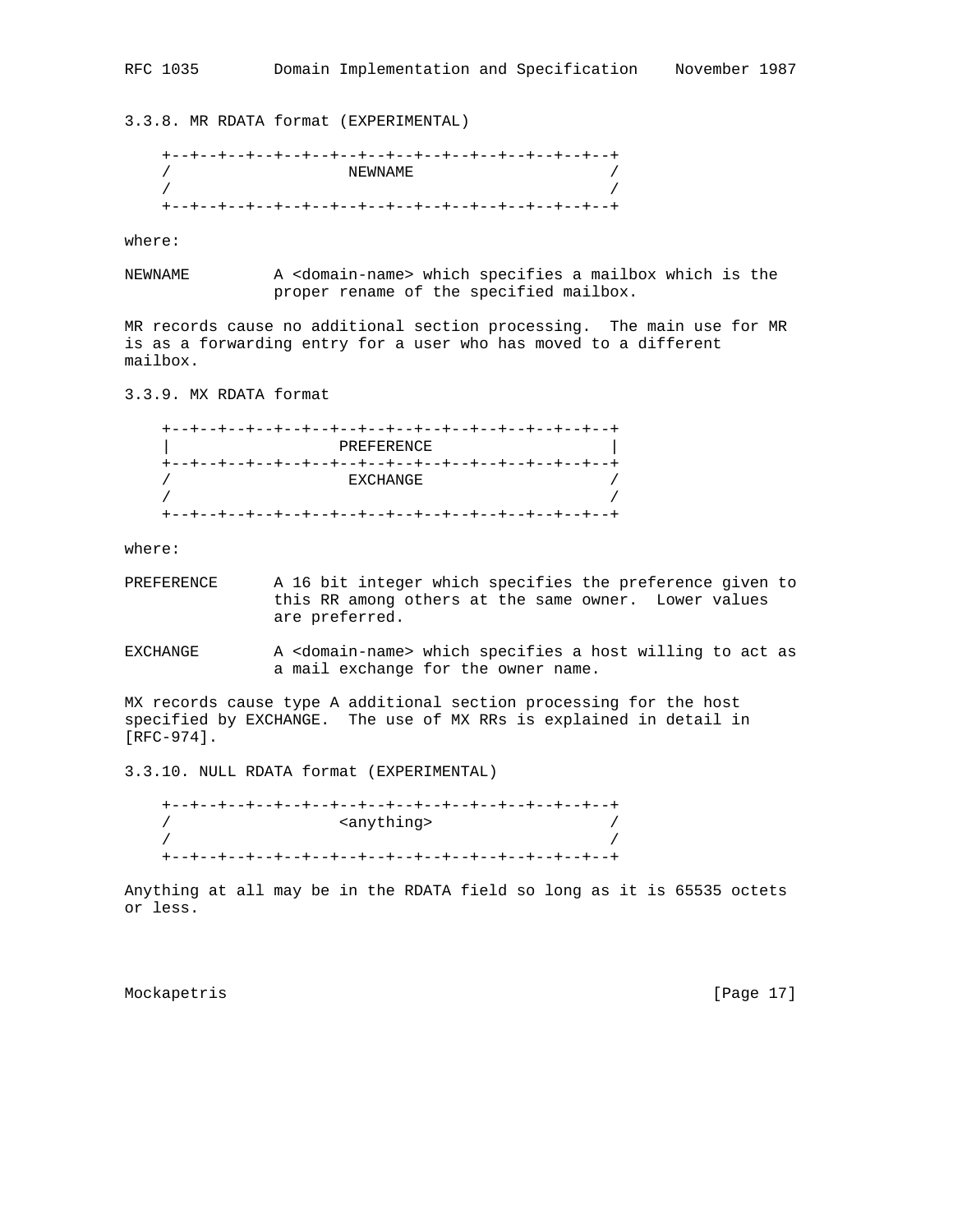### 3.3.8. MR RDATA format (EXPERIMENTAL)

```
    +--+--+--+--+--+--+--+--+--+--+--+--+--+--+--+--+
    /                   NEWNAME                     /
    /                                               /
    +--+--+--+--+--+--+--+--+--+--+--+--+--+--+--+--+
```

where:

NEWNAME         A <domain-name> which specifies a mailbox which is the proper rename of the specified mailbox.

MR records cause no additional section processing. The main use for MR is as a forwarding entry for a user who has moved to a different mailbox.

### 3.3.9. MX RDATA format

```
    +--+--+--+--+--+--+--+--+--+--+--+--+--+--+--+--+
    |                  PREFERENCE                   |
    +--+--+--+--+--+--+--+--+--+--+--+--+--+--+--+--+
    /                   EXCHANGE                    /
    /                                               /
    +--+--+--+--+--+--+--+--+--+--+--+--+--+--+--+--+
```

where:

PREFERENCE      A 16 bit integer which specifies the preference given to this RR among others at the same owner. Lower values are preferred.

EXCHANGE        A <domain-name> which specifies a host willing to act as a mail exchange for the owner name.

MX records cause type A additional section processing for the host specified by EXCHANGE. The use of MX RRs is explained in detail in [RFC-974].

### 3.3.10. NULL RDATA format (EXPERIMENTAL)

```
    +--+--+--+--+--+--+--+--+--+--+--+--+--+--+--+--+
    /                  <anything>                   /
    /                                               /
    +--+--+--+--+--+--+--+--+--+--+--+--+--+--+--+--+
```

Anything at all may be in the RDATA field so long as it is 65535 octets or less.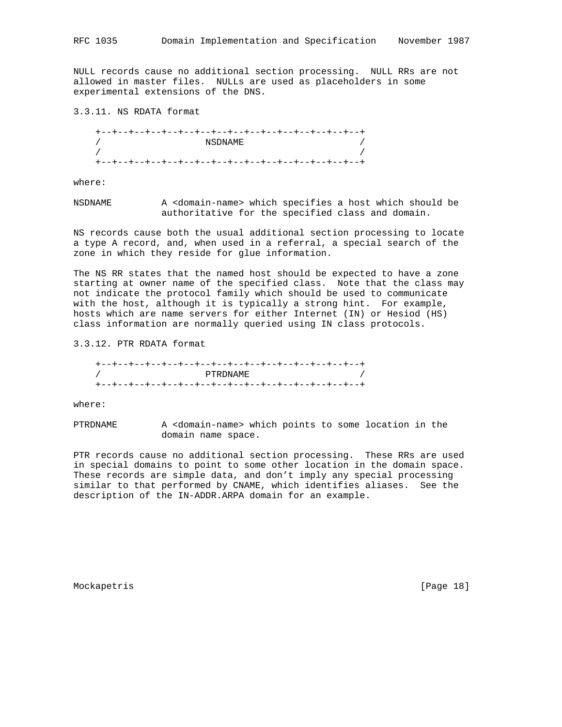NULL records cause no additional section processing. NULL RRs are not allowed in master files. NULLs are used as placeholders in some experimental extensions of the DNS.

### 3.3.11. NS RDATA format

```
    +--+--+--+--+--+--+--+--+--+--+--+--+--+--+--+--+
    /                   NSDNAME                     /
    /                                               /
    +--+--+--+--+--+--+--+--+--+--+--+--+--+--+--+--+
```

where:

NSDNAME         A <domain-name> which specifies a host which should be authoritative for the specified class and domain.

NS records cause both the usual additional section processing to locate a type A record, and, when used in a referral, a special search of the zone in which they reside for glue information.

The NS RR states that the named host should be expected to have a zone starting at owner name of the specified class. Note that the class may not indicate the protocol family which should be used to communicate with the host, although it is typically a strong hint. For example, hosts which are name servers for either Internet (IN) or Hesiod (HS) class information are normally queried using IN class protocols.

### 3.3.12. PTR RDATA format

```
    +--+--+--+--+--+--+--+--+--+--+--+--+--+--+--+--+
    /                   PTRDNAME                    /
    +--+--+--+--+--+--+--+--+--+--+--+--+--+--+--+--+
```

where:

PTRDNAME        A <domain-name> which points to some location in the domain name space.

PTR records cause no additional section processing. These RRs are used in special domains to point to some other location in the domain space. These records are simple data, and don't imply any special processing similar to that performed by CNAME, which identifies aliases. See the description of the IN-ADDR.ARPA domain for an example.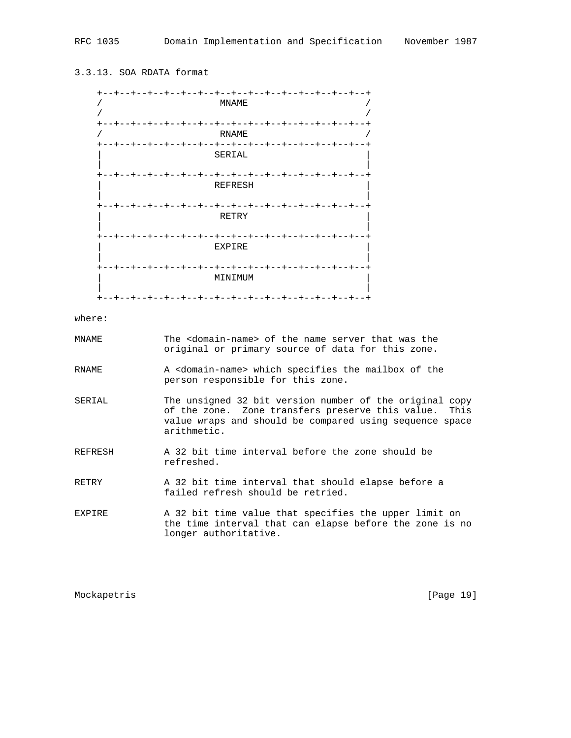### 3.3.13. SOA RDATA format

```
    +--+--+--+--+--+--+--+--+--+--+--+--+--+--+--+--+
    /                     MNAME                     /
    /                                               /
    +--+--+--+--+--+--+--+--+--+--+--+--+--+--+--+--+
    /                     RNAME                     /
    +--+--+--+--+--+--+--+--+--+--+--+--+--+--+--+--+
    |                    SERIAL                     |
    |                                               |
    +--+--+--+--+--+--+--+--+--+--+--+--+--+--+--+--+
    |                    REFRESH                    |
    |                                               |
    +--+--+--+--+--+--+--+--+--+--+--+--+--+--+--+--+
    |                     RETRY                     |
    |                                               |
    +--+--+--+--+--+--+--+--+--+--+--+--+--+--+--+--+
    |                    EXPIRE                     |
    |                                               |
    +--+--+--+--+--+--+--+--+--+--+--+--+--+--+--+--+
    |                    MINIMUM                    |
    |                                               |
    +--+--+--+--+--+--+--+--+--+--+--+--+--+--+--+--+
```

where:

MNAME — The <domain-name> of the name server that was the original or primary source of data for this zone.

RNAME — A <domain-name> which specifies the mailbox of the person responsible for this zone.

SERIAL — The unsigned 32 bit version number of the original copy of the zone. Zone transfers preserve this value. This value wraps and should be compared using sequence space arithmetic.

REFRESH — A 32 bit time interval before the zone should be refreshed.

RETRY — A 32 bit time interval that should elapse before a failed refresh should be retried.

EXPIRE — A 32 bit time value that specifies the upper limit on the time interval that can elapse before the zone is no longer authoritative.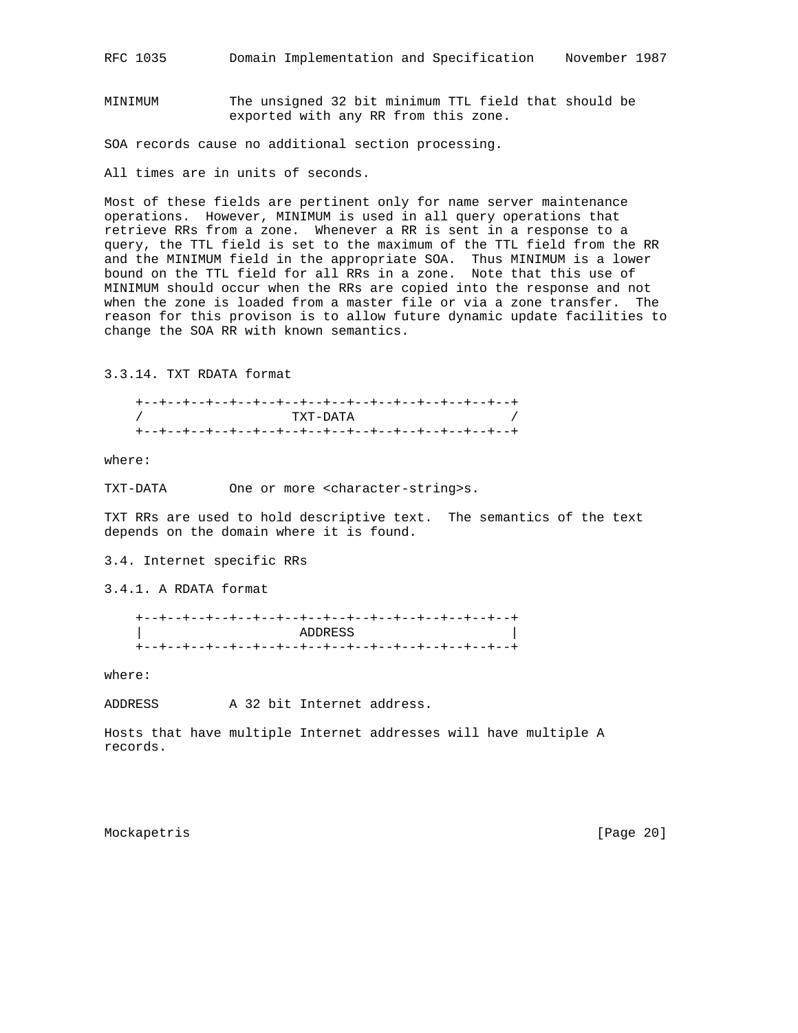MINIMUM         The unsigned 32 bit minimum TTL field that should be exported with any RR from this zone.

SOA records cause no additional section processing.

All times are in units of seconds.

Most of these fields are pertinent only for name server maintenance operations. However, MINIMUM is used in all query operations that retrieve RRs from a zone. Whenever a RR is sent in a response to a query, the TTL field is set to the maximum of the TTL field from the RR and the MINIMUM field in the appropriate SOA. Thus MINIMUM is a lower bound on the TTL field for all RRs in a zone. Note that this use of MINIMUM should occur when the RRs are copied into the response and not when the zone is loaded from a master file or via a zone transfer. The reason for this provison is to allow future dynamic update facilities to change the SOA RR with known semantics.

### 3.3.14. TXT RDATA format

```
    +--+--+--+--+--+--+--+--+--+--+--+--+--+--+--+--+
    /                   TXT-DATA                    /
    +--+--+--+--+--+--+--+--+--+--+--+--+--+--+--+--+
```

where:

TXT-DATA        One or more <character-string>s.

TXT RRs are used to hold descriptive text. The semantics of the text depends on the domain where it is found.

## 3.4. Internet specific RRs

### 3.4.1. A RDATA format

```
    +--+--+--+--+--+--+--+--+--+--+--+--+--+--+--+--+
    |                    ADDRESS                    |
    +--+--+--+--+--+--+--+--+--+--+--+--+--+--+--+--+
```

where:

ADDRESS         A 32 bit Internet address.

Hosts that have multiple Internet addresses will have multiple A records.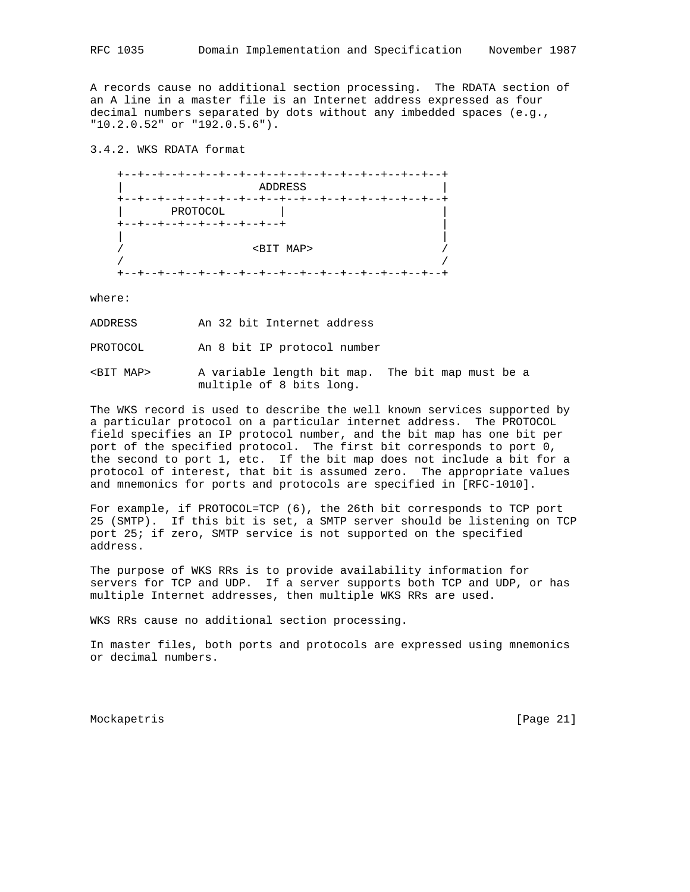A records cause no additional section processing. The RDATA section of an A line in a master file is an Internet address expressed as four decimal numbers separated by dots without any imbedded spaces (e.g., "10.2.0.52" or "192.0.5.6").

### 3.4.2. WKS RDATA format

```
    +--+--+--+--+--+--+--+--+--+--+--+--+--+--+--+--+
    |                    ADDRESS                    |
    +--+--+--+--+--+--+--+--+--+--+--+--+--+--+--+--+
    |       PROTOCOL        |                       |
    +--+--+--+--+--+--+--+--+                       |
    |                                               |
    /                   <BIT MAP>                   /
    /                                               /
    +--+--+--+--+--+--+--+--+--+--+--+--+--+--+--+--+
```

where:

ADDRESS         An 32 bit Internet address

PROTOCOL        An 8 bit IP protocol number

<BIT MAP>       A variable length bit map. The bit map must be a multiple of 8 bits long.

The WKS record is used to describe the well known services supported by a particular protocol on a particular internet address. The PROTOCOL field specifies an IP protocol number, and the bit map has one bit per port of the specified protocol. The first bit corresponds to port 0, the second to port 1, etc. If the bit map does not include a bit for a protocol of interest, that bit is assumed zero. The appropriate values and mnemonics for ports and protocols are specified in [RFC-1010].

For example, if PROTOCOL=TCP (6), the 26th bit corresponds to TCP port 25 (SMTP). If this bit is set, a SMTP server should be listening on TCP port 25; if zero, SMTP service is not supported on the specified address.

The purpose of WKS RRs is to provide availability information for servers for TCP and UDP. If a server supports both TCP and UDP, or has multiple Internet addresses, then multiple WKS RRs are used.

WKS RRs cause no additional section processing.

In master files, both ports and protocols are expressed using mnemonics or decimal numbers.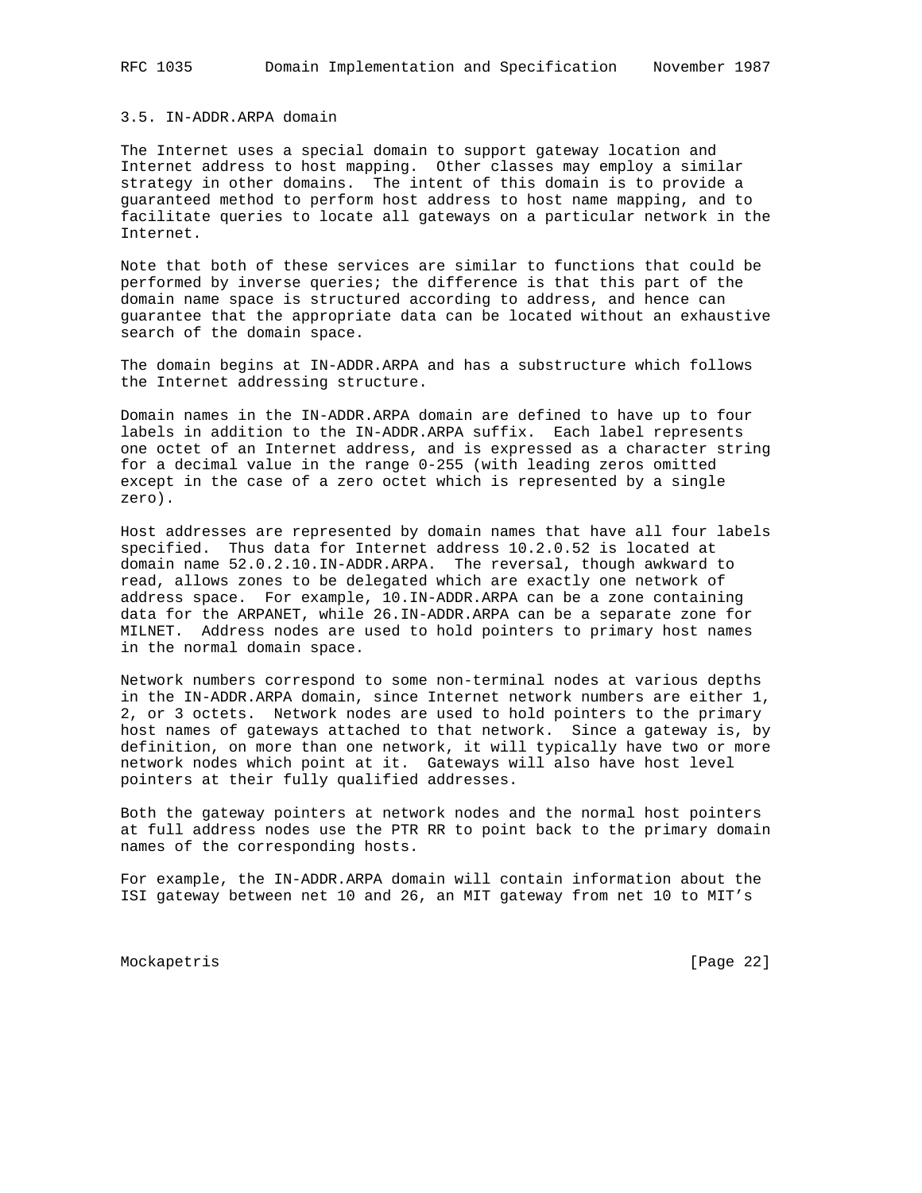### 3.5. IN-ADDR.ARPA domain

The Internet uses a special domain to support gateway location and Internet address to host mapping. Other classes may employ a similar strategy in other domains. The intent of this domain is to provide a guaranteed method to perform host address to host name mapping, and to facilitate queries to locate all gateways on a particular network in the Internet.

Note that both of these services are similar to functions that could be performed by inverse queries; the difference is that this part of the domain name space is structured according to address, and hence can guarantee that the appropriate data can be located without an exhaustive search of the domain space.

The domain begins at IN-ADDR.ARPA and has a substructure which follows the Internet addressing structure.

Domain names in the IN-ADDR.ARPA domain are defined to have up to four labels in addition to the IN-ADDR.ARPA suffix. Each label represents one octet of an Internet address, and is expressed as a character string for a decimal value in the range 0-255 (with leading zeros omitted except in the case of a zero octet which is represented by a single zero).

Host addresses are represented by domain names that have all four labels specified. Thus data for Internet address 10.2.0.52 is located at domain name 52.0.2.10.IN-ADDR.ARPA. The reversal, though awkward to read, allows zones to be delegated which are exactly one network of address space. For example, 10.IN-ADDR.ARPA can be a zone containing data for the ARPANET, while 26.IN-ADDR.ARPA can be a separate zone for MILNET. Address nodes are used to hold pointers to primary host names in the normal domain space.

Network numbers correspond to some non-terminal nodes at various depths in the IN-ADDR.ARPA domain, since Internet network numbers are either 1, 2, or 3 octets. Network nodes are used to hold pointers to the primary host names of gateways attached to that network. Since a gateway is, by definition, on more than one network, it will typically have two or more network nodes which point at it. Gateways will also have host level pointers at their fully qualified addresses.

Both the gateway pointers at network nodes and the normal host pointers at full address nodes use the PTR RR to point back to the primary domain names of the corresponding hosts.

For example, the IN-ADDR.ARPA domain will contain information about the ISI gateway between net 10 and 26, an MIT gateway from net 10 to MIT's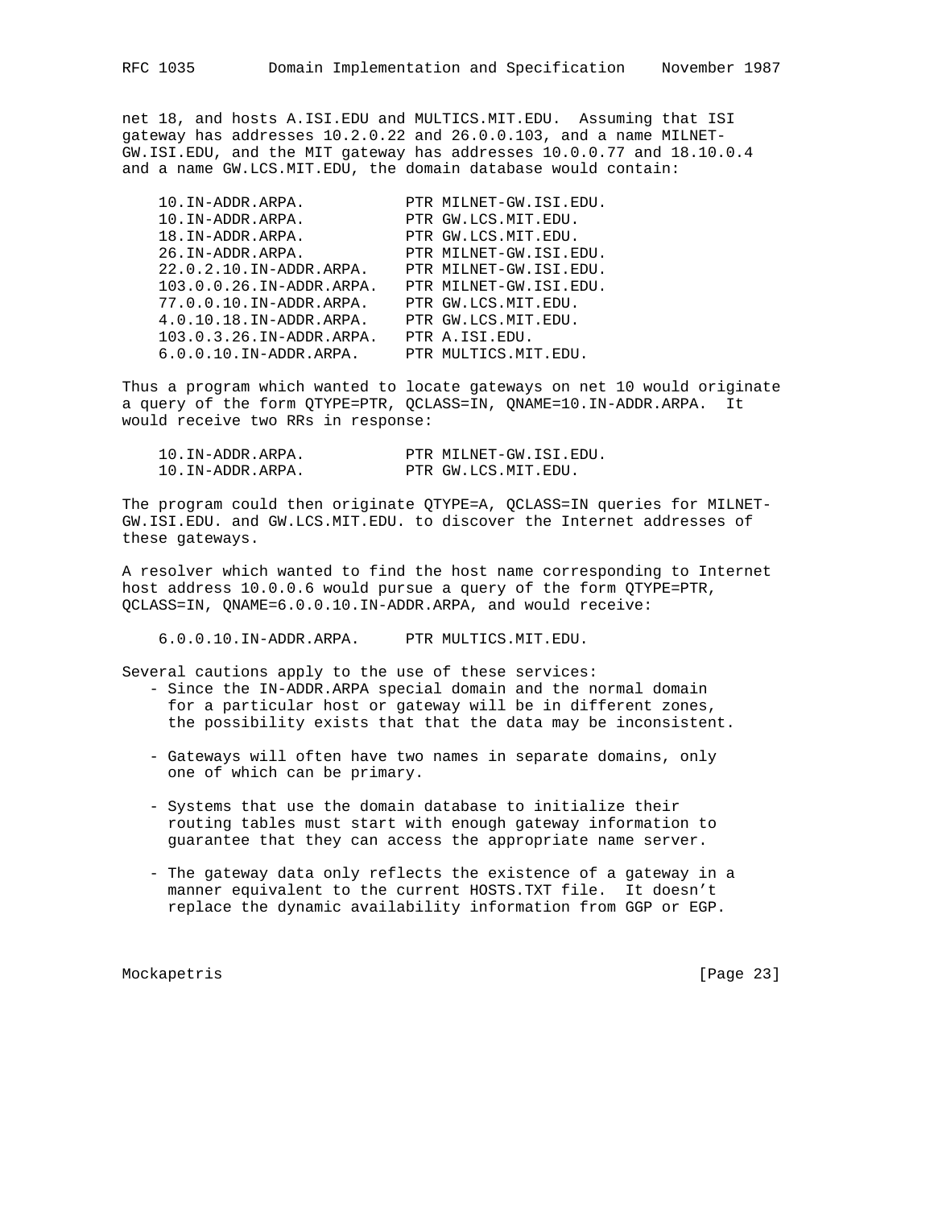net 18, and hosts A.ISI.EDU and MULTICS.MIT.EDU. Assuming that ISI gateway has addresses 10.2.0.22 and 26.0.0.103, and a name MILNET-GW.ISI.EDU, and the MIT gateway has addresses 10.0.0.77 and 18.10.0.4 and a name GW.LCS.MIT.EDU, the domain database would contain:

```
10.IN-ADDR.ARPA.           PTR MILNET-GW.ISI.EDU.
10.IN-ADDR.ARPA.           PTR GW.LCS.MIT.EDU.
18.IN-ADDR.ARPA.           PTR GW.LCS.MIT.EDU.
26.IN-ADDR.ARPA.           PTR MILNET-GW.ISI.EDU.
22.0.2.10.IN-ADDR.ARPA.    PTR MILNET-GW.ISI.EDU.
103.0.0.26.IN-ADDR.ARPA.   PTR MILNET-GW.ISI.EDU.
77.0.0.10.IN-ADDR.ARPA.    PTR GW.LCS.MIT.EDU.
4.0.10.18.IN-ADDR.ARPA.    PTR GW.LCS.MIT.EDU.
103.0.3.26.IN-ADDR.ARPA.   PTR A.ISI.EDU.
6.0.0.10.IN-ADDR.ARPA.     PTR MULTICS.MIT.EDU.
```

Thus a program which wanted to locate gateways on net 10 would originate a query of the form QTYPE=PTR, QCLASS=IN, QNAME=10.IN-ADDR.ARPA. It would receive two RRs in response:

```
10.IN-ADDR.ARPA.           PTR MILNET-GW.ISI.EDU.
10.IN-ADDR.ARPA.           PTR GW.LCS.MIT.EDU.
```

The program could then originate QTYPE=A, QCLASS=IN queries for MILNET-GW.ISI.EDU. and GW.LCS.MIT.EDU. to discover the Internet addresses of these gateways.

A resolver which wanted to find the host name corresponding to Internet host address 10.0.0.6 would pursue a query of the form QTYPE=PTR, QCLASS=IN, QNAME=6.0.0.10.IN-ADDR.ARPA, and would receive:

```
6.0.0.10.IN-ADDR.ARPA.     PTR MULTICS.MIT.EDU.
```

Several cautions apply to the use of these services:

- Since the IN-ADDR.ARPA special domain and the normal domain for a particular host or gateway will be in different zones, the possibility exists that that the data may be inconsistent.

- Gateways will often have two names in separate domains, only one of which can be primary.

- Systems that use the domain database to initialize their routing tables must start with enough gateway information to guarantee that they can access the appropriate name server.

- The gateway data only reflects the existence of a gateway in a manner equivalent to the current HOSTS.TXT file. It doesn't replace the dynamic availability information from GGP or EGP.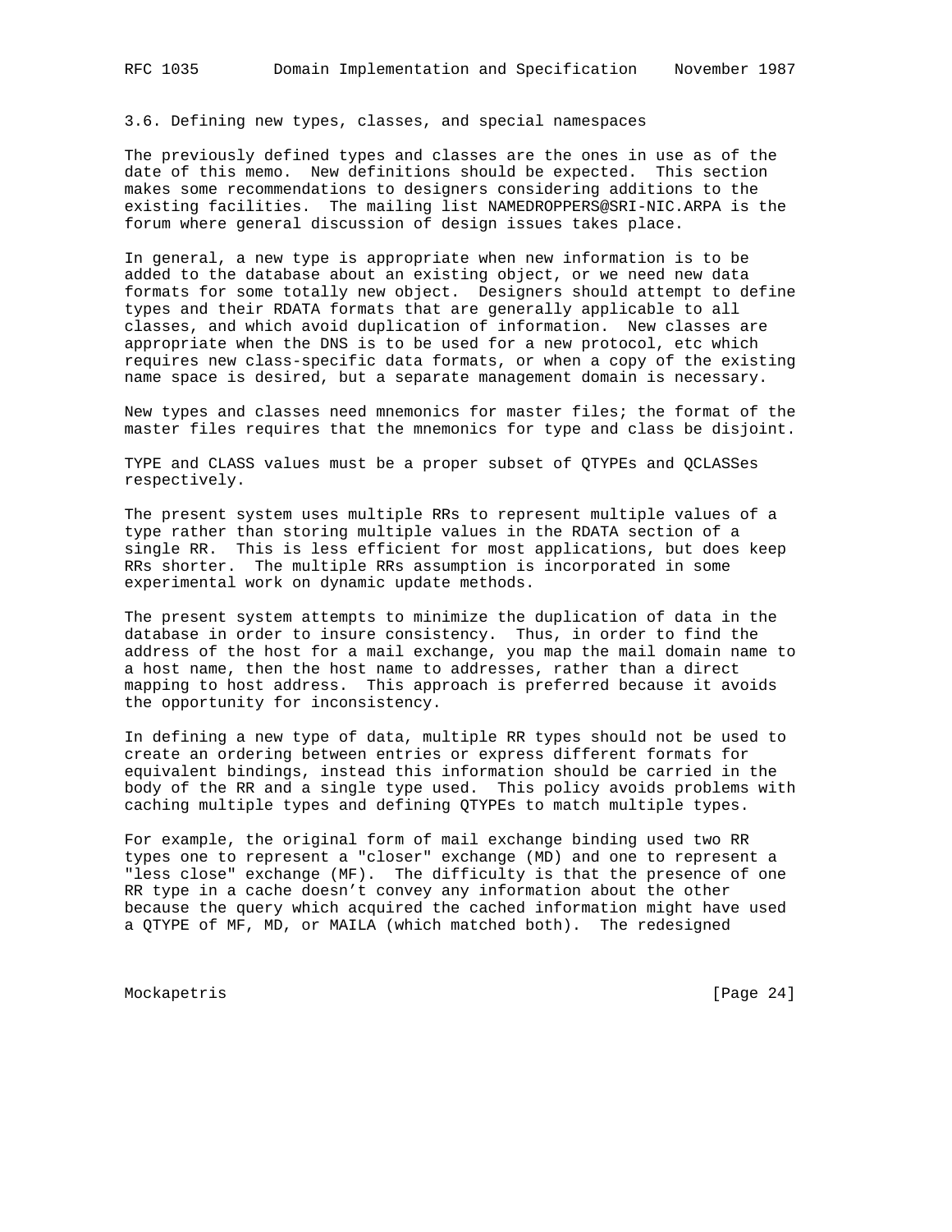### 3.6. Defining new types, classes, and special namespaces

The previously defined types and classes are the ones in use as of the date of this memo. New definitions should be expected. This section makes some recommendations to designers considering additions to the existing facilities. The mailing list NAMEDROPPERS@SRI-NIC.ARPA is the forum where general discussion of design issues takes place.

In general, a new type is appropriate when new information is to be added to the database about an existing object, or we need new data formats for some totally new object. Designers should attempt to define types and their RDATA formats that are generally applicable to all classes, and which avoid duplication of information. New classes are appropriate when the DNS is to be used for a new protocol, etc which requires new class-specific data formats, or when a copy of the existing name space is desired, but a separate management domain is necessary.

New types and classes need mnemonics for master files; the format of the master files requires that the mnemonics for type and class be disjoint.

TYPE and CLASS values must be a proper subset of QTYPEs and QCLASSes respectively.

The present system uses multiple RRs to represent multiple values of a type rather than storing multiple values in the RDATA section of a single RR. This is less efficient for most applications, but does keep RRs shorter. The multiple RRs assumption is incorporated in some experimental work on dynamic update methods.

The present system attempts to minimize the duplication of data in the database in order to insure consistency. Thus, in order to find the address of the host for a mail exchange, you map the mail domain name to a host name, then the host name to addresses, rather than a direct mapping to host address. This approach is preferred because it avoids the opportunity for inconsistency.

In defining a new type of data, multiple RR types should not be used to create an ordering between entries or express different formats for equivalent bindings, instead this information should be carried in the body of the RR and a single type used. This policy avoids problems with caching multiple types and defining QTYPEs to match multiple types.

For example, the original form of mail exchange binding used two RR types one to represent a "closer" exchange (MD) and one to represent a "less close" exchange (MF). The difficulty is that the presence of one RR type in a cache doesn't convey any information about the other because the query which acquired the cached information might have used a QTYPE of MF, MD, or MAILA (which matched both). The redesigned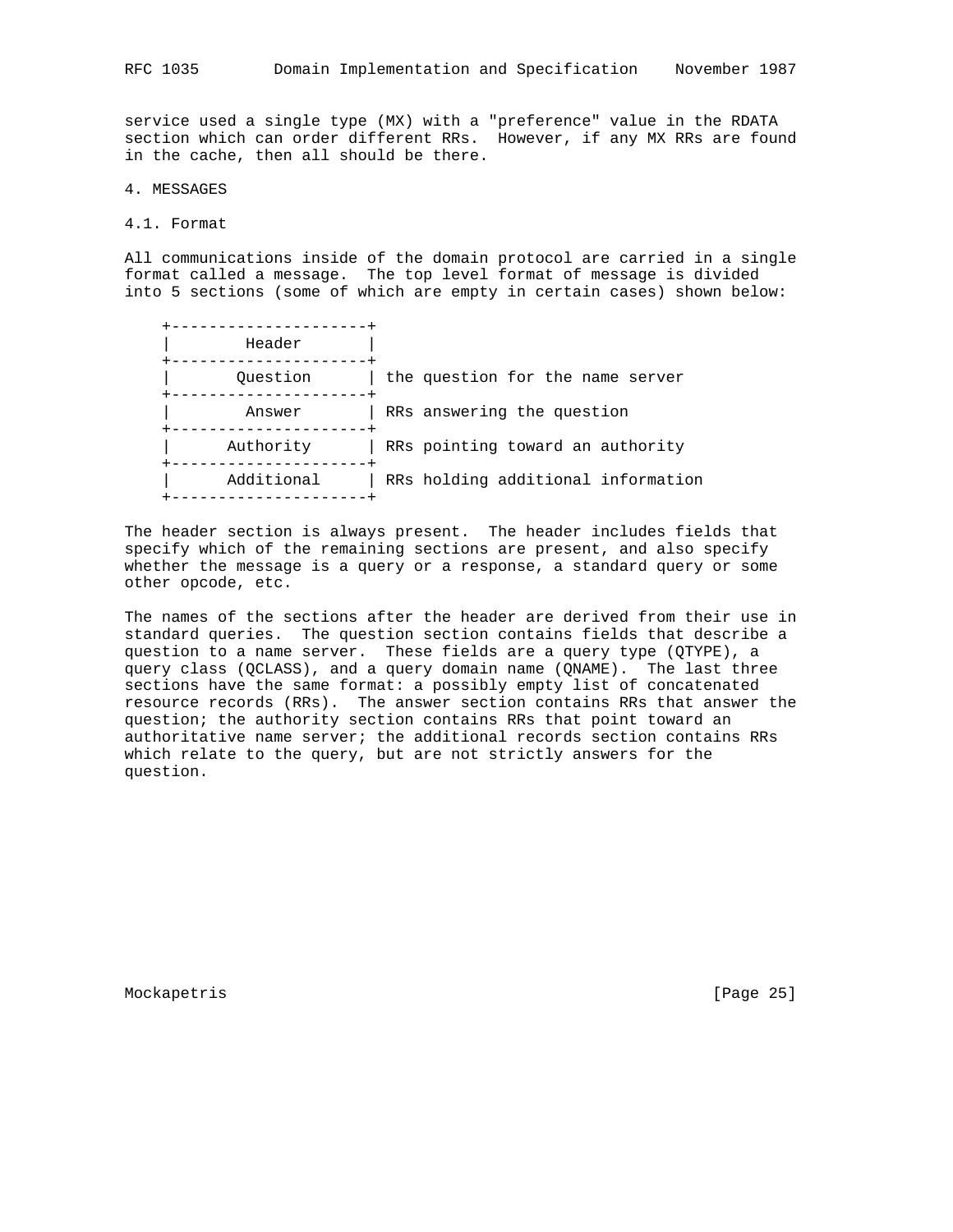service used a single type (MX) with a "preference" value in the RDATA section which can order different RRs. However, if any MX RRs are found in the cache, then all should be there.

# 4. MESSAGES

## 4.1. Format

All communications inside of the domain protocol are carried in a single format called a message. The top level format of message is divided into 5 sections (some of which are empty in certain cases) shown below:

```
    +---------------------+
    |        Header       |
    +---------------------+
    |       Question      | the question for the name server
    +---------------------+
    |        Answer       | RRs answering the question
    +---------------------+
    |      Authority      | RRs pointing toward an authority
    +---------------------+
    |      Additional     | RRs holding additional information
    +---------------------+
```

The header section is always present. The header includes fields that specify which of the remaining sections are present, and also specify whether the message is a query or a response, a standard query or some other opcode, etc.

The names of the sections after the header are derived from their use in standard queries. The question section contains fields that describe a question to a name server. These fields are a query type (QTYPE), a query class (QCLASS), and a query domain name (QNAME). The last three sections have the same format: a possibly empty list of concatenated resource records (RRs). The answer section contains RRs that answer the question; the authority section contains RRs that point toward an authoritative name server; the additional records section contains RRs which relate to the query, but are not strictly answers for the question.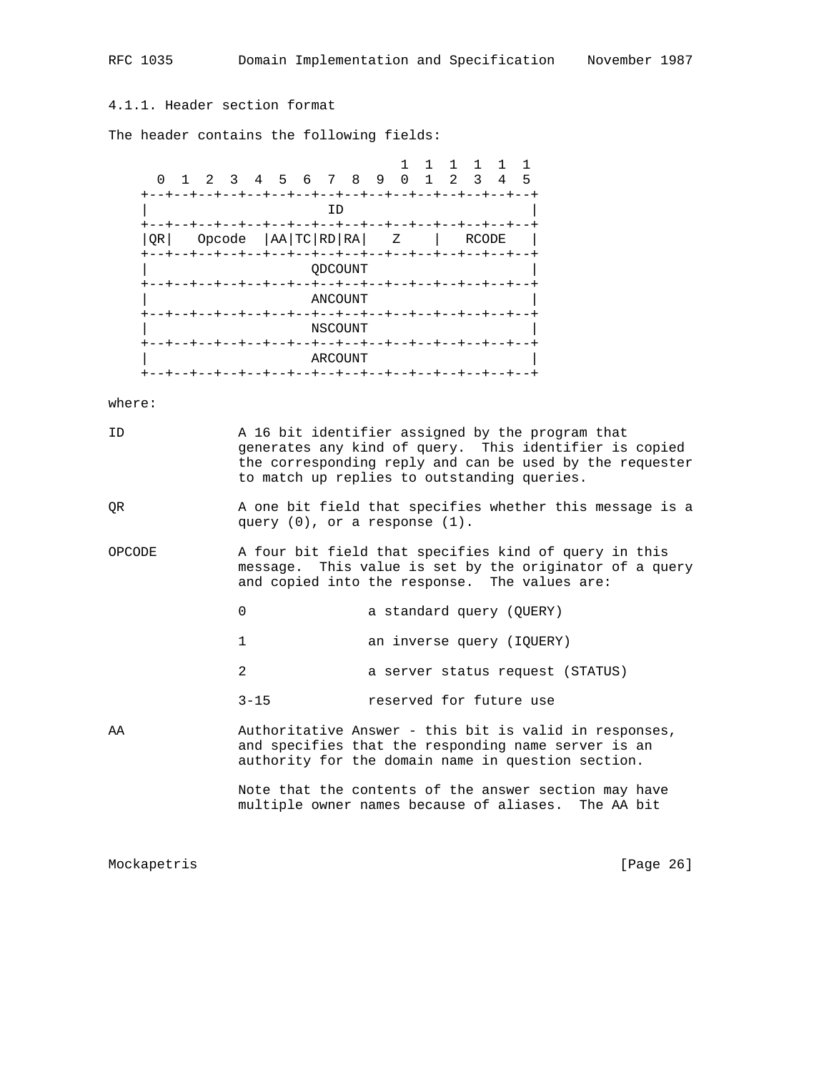4.1.1. Header section format

The header contains the following fields:

```
                                    1  1  1  1  1  1
      0  1  2  3  4  5  6  7  8  9  0  1  2  3  4  5
    +--+--+--+--+--+--+--+--+--+--+--+--+--+--+--+--+
    |                      ID                       |
    +--+--+--+--+--+--+--+--+--+--+--+--+--+--+--+--+
    |QR|   Opcode  |AA|TC|RD|RA|   Z    |   RCODE   |
    +--+--+--+--+--+--+--+--+--+--+--+--+--+--+--+--+
    |                    QDCOUNT                    |
    +--+--+--+--+--+--+--+--+--+--+--+--+--+--+--+--+
    |                    ANCOUNT                    |
    +--+--+--+--+--+--+--+--+--+--+--+--+--+--+--+--+
    |                    NSCOUNT                    |
    +--+--+--+--+--+--+--+--+--+--+--+--+--+--+--+--+
    |                    ARCOUNT                    |
    +--+--+--+--+--+--+--+--+--+--+--+--+--+--+--+--+
```

where:

ID — A 16 bit identifier assigned by the program that generates any kind of query. This identifier is copied the corresponding reply and can be used by the requester to match up replies to outstanding queries.

QR — A one bit field that specifies whether this message is a query (0), or a response (1).

OPCODE — A four bit field that specifies kind of query in this message. This value is set by the originator of a query and copied into the response. The values are:

- 0 — a standard query (QUERY)
- 1 — an inverse query (IQUERY)
- 2 — a server status request (STATUS)
- 3-15 — reserved for future use

AA — Authoritative Answer - this bit is valid in responses, and specifies that the responding name server is an authority for the domain name in question section.

Note that the contents of the answer section may have multiple owner names because of aliases. The AA bit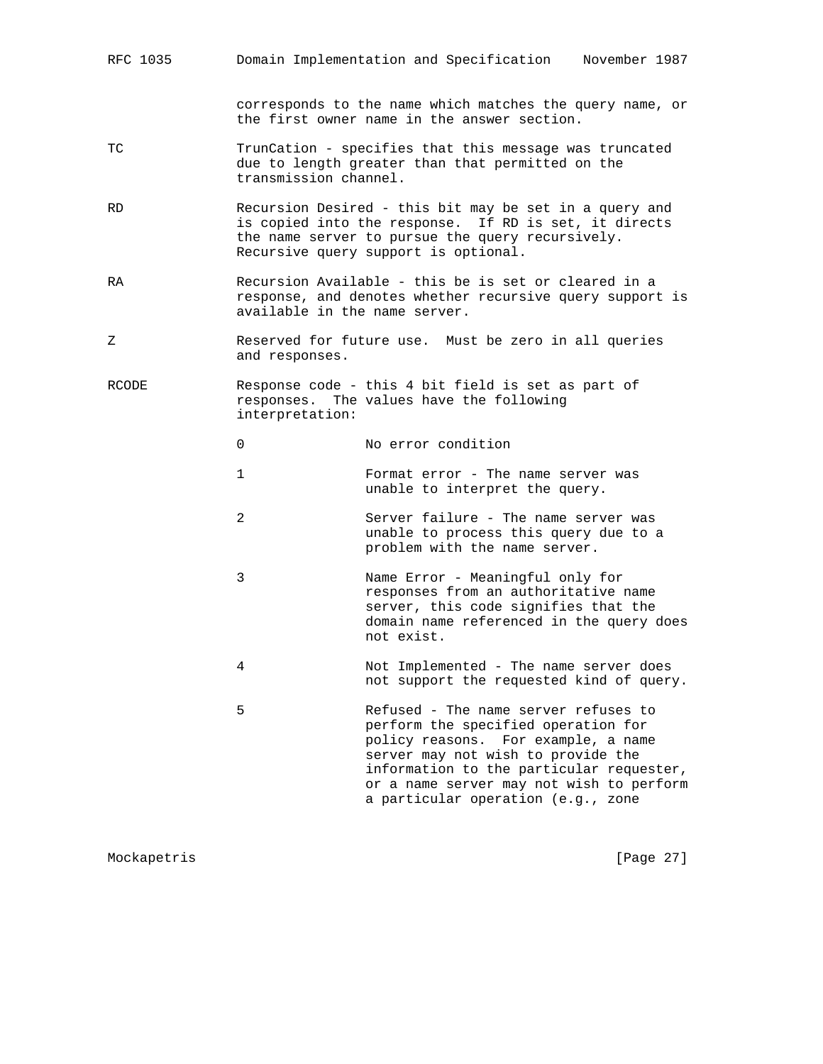corresponds to the name which matches the query name, or the first owner name in the answer section.

TC
: TrunCation - specifies that this message was truncated due to length greater than that permitted on the transmission channel.

RD
: Recursion Desired - this bit may be set in a query and is copied into the response. If RD is set, it directs the name server to pursue the query recursively. Recursive query support is optional.

RA
: Recursion Available - this be is set or cleared in a response, and denotes whether recursive query support is available in the name server.

Z
: Reserved for future use. Must be zero in all queries and responses.

RCODE
: Response code - this 4 bit field is set as part of responses. The values have the following interpretation:

| Value | Interpretation |
|---|---|
| 0 | No error condition |
| 1 | Format error - The name server was unable to interpret the query. |
| 2 | Server failure - The name server was unable to process this query due to a problem with the name server. |
| 3 | Name Error - Meaningful only for responses from an authoritative name server, this code signifies that the domain name referenced in the query does not exist. |
| 4 | Not Implemented - The name server does not support the requested kind of query. |
| 5 | Refused - The name server refuses to perform the specified operation for policy reasons. For example, a name server may not wish to provide the information to the particular requester, or a name server may not wish to perform a particular operation (e.g., zone |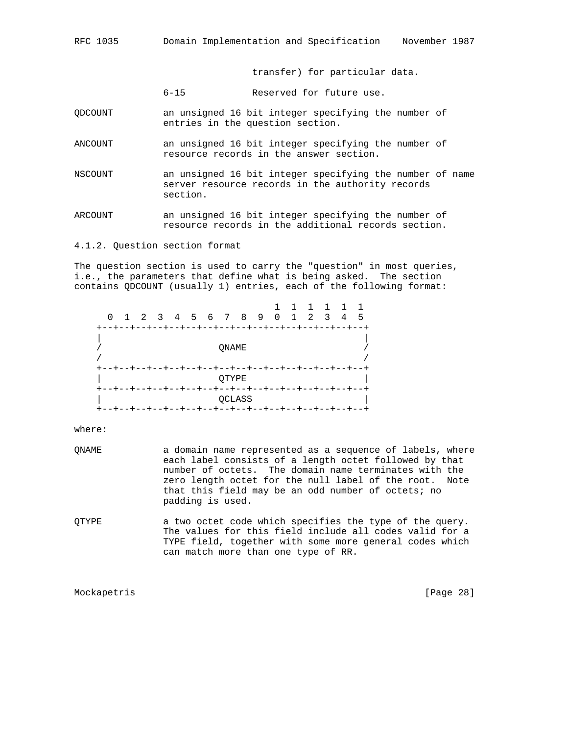transfer) for particular data.

6-15 Reserved for future use.

QDCOUNT an unsigned 16 bit integer specifying the number of entries in the question section.

ANCOUNT an unsigned 16 bit integer specifying the number of resource records in the answer section.

NSCOUNT an unsigned 16 bit integer specifying the number of name server resource records in the authority records section.

ARCOUNT an unsigned 16 bit integer specifying the number of resource records in the additional records section.

### 4.1.2. Question section format

The question section is used to carry the "question" in most queries, i.e., the parameters that define what is being asked. The section contains QDCOUNT (usually 1) entries, each of the following format:

```
                                    1  1  1  1  1  1
      0  1  2  3  4  5  6  7  8  9  0  1  2  3  4  5
    +--+--+--+--+--+--+--+--+--+--+--+--+--+--+--+--+
    |                                               |
    /                     QNAME                     /
    /                                               /
    +--+--+--+--+--+--+--+--+--+--+--+--+--+--+--+--+
    |                     QTYPE                     |
    +--+--+--+--+--+--+--+--+--+--+--+--+--+--+--+--+
    |                     QCLASS                    |
    +--+--+--+--+--+--+--+--+--+--+--+--+--+--+--+--+
```

where:

QNAME a domain name represented as a sequence of labels, where each label consists of a length octet followed by that number of octets. The domain name terminates with the zero length octet for the null label of the root. Note that this field may be an odd number of octets; no padding is used.

QTYPE a two octet code which specifies the type of the query. The values for this field include all codes valid for a TYPE field, together with some more general codes which can match more than one type of RR.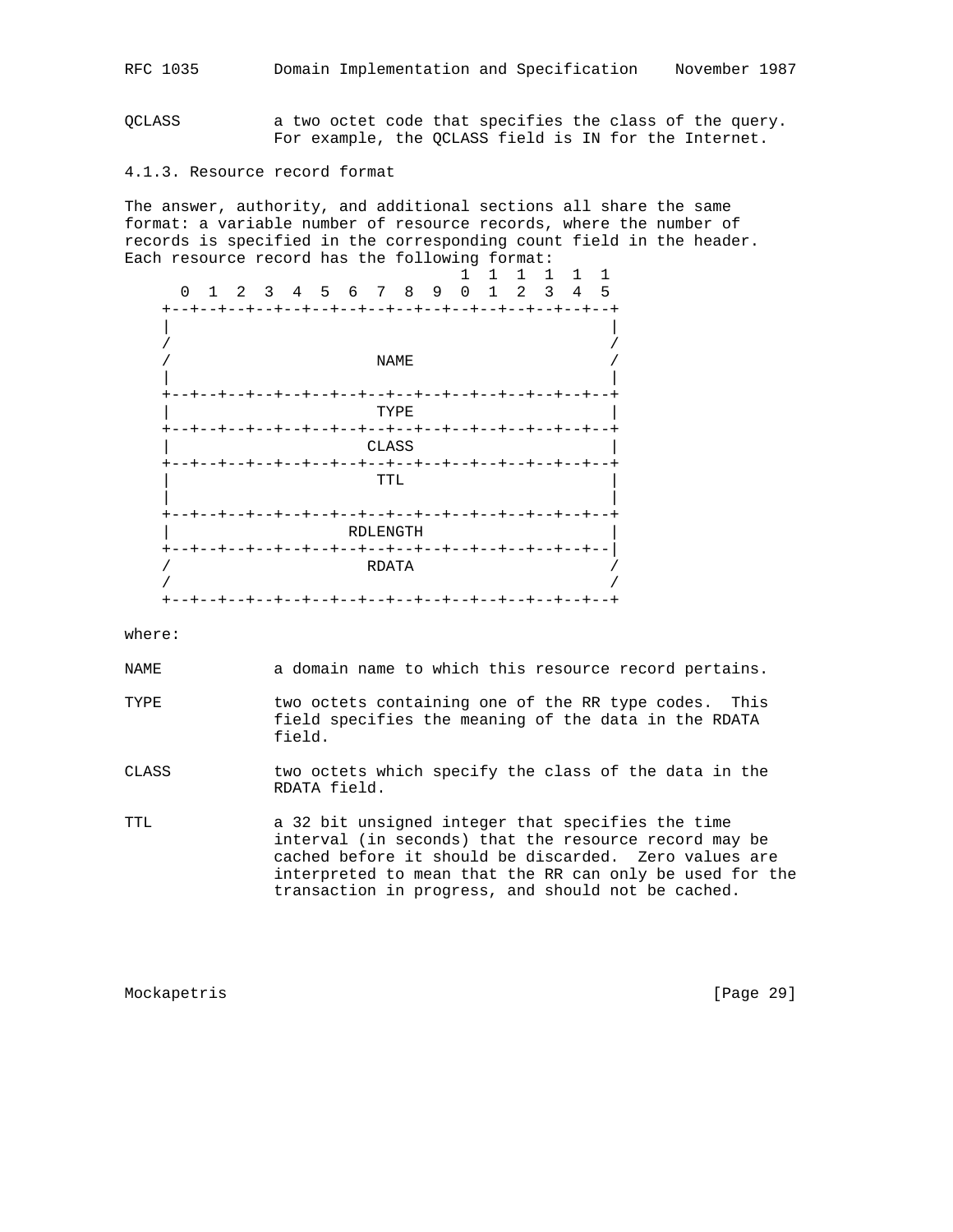QCLASS          a two octet code that specifies the class of the query.
                For example, the QCLASS field is IN for the Internet.

### 4.1.3. Resource record format

The answer, authority, and additional sections all share the same format: a variable number of resource records, where the number of records is specified in the corresponding count field in the header. Each resource record has the following format:

```
                                    1  1  1  1  1  1
      0  1  2  3  4  5  6  7  8  9  0  1  2  3  4  5
    +--+--+--+--+--+--+--+--+--+--+--+--+--+--+--+--+
    |                                               |
    /                                               /
    /                      NAME                     /
    |                                               |
    +--+--+--+--+--+--+--+--+--+--+--+--+--+--+--+--+
    |                      TYPE                     |
    +--+--+--+--+--+--+--+--+--+--+--+--+--+--+--+--+
    |                     CLASS                     |
    +--+--+--+--+--+--+--+--+--+--+--+--+--+--+--+--+
    |                      TTL                      |
    |                                               |
    +--+--+--+--+--+--+--+--+--+--+--+--+--+--+--+--+
    |                   RDLENGTH                    |
    +--+--+--+--+--+--+--+--+--+--+--+--+--+--+--+--|
    /                     RDATA                     /
    /                                               /
    +--+--+--+--+--+--+--+--+--+--+--+--+--+--+--+--+
```

where:

NAME            a domain name to which this resource record pertains.

TYPE            two octets containing one of the RR type codes. This field specifies the meaning of the data in the RDATA field.

CLASS           two octets which specify the class of the data in the RDATA field.

TTL             a 32 bit unsigned integer that specifies the time interval (in seconds) that the resource record may be cached before it should be discarded. Zero values are interpreted to mean that the RR can only be used for the transaction in progress, and should not be cached.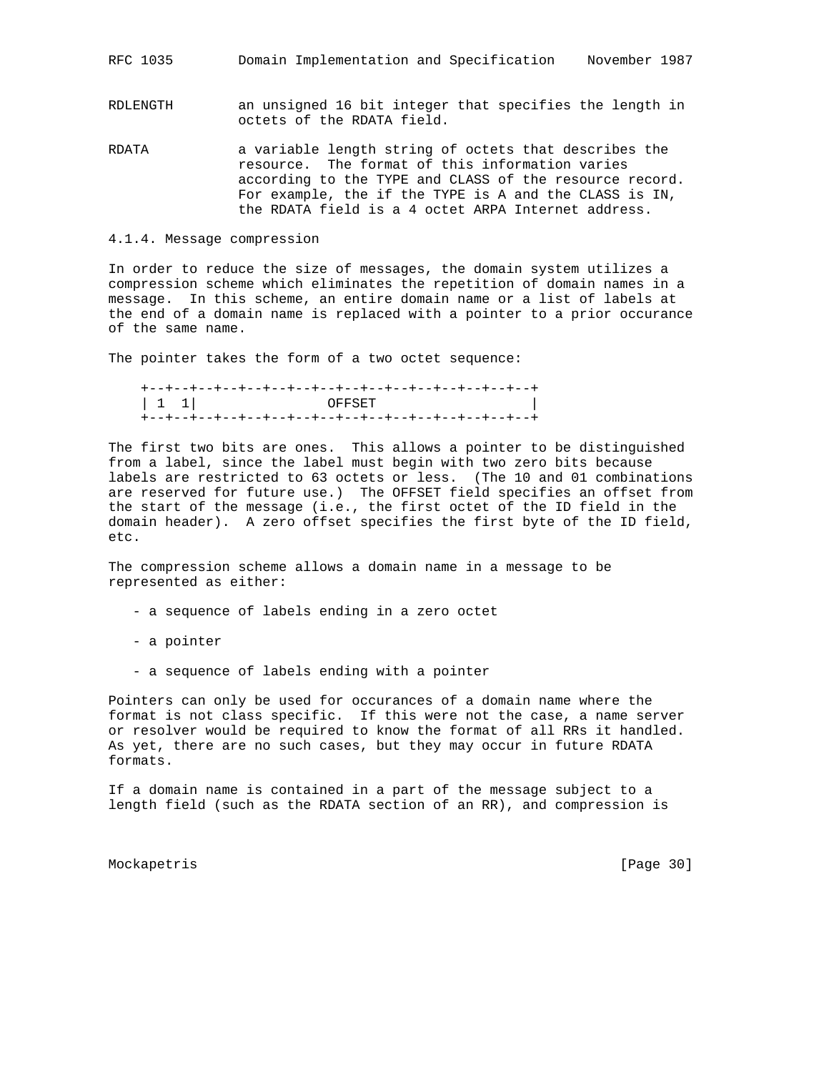RDLENGTH        an unsigned 16 bit integer that specifies the length in octets of the RDATA field.

RDATA           a variable length string of octets that describes the resource. The format of this information varies according to the TYPE and CLASS of the resource record. For example, the if the TYPE is A and the CLASS is IN, the RDATA field is a 4 octet ARPA Internet address.

### 4.1.4. Message compression

In order to reduce the size of messages, the domain system utilizes a compression scheme which eliminates the repetition of domain names in a message. In this scheme, an entire domain name or a list of labels at the end of a domain name is replaced with a pointer to a prior occurance of the same name.

The pointer takes the form of a two octet sequence:

```
    +--+--+--+--+--+--+--+--+--+--+--+--+--+--+--+--+
    | 1  1|                OFFSET                   |
    +--+--+--+--+--+--+--+--+--+--+--+--+--+--+--+--+
```

The first two bits are ones. This allows a pointer to be distinguished from a label, since the label must begin with two zero bits because labels are restricted to 63 octets or less. (The 10 and 01 combinations are reserved for future use.) The OFFSET field specifies an offset from the start of the message (i.e., the first octet of the ID field in the domain header). A zero offset specifies the first byte of the ID field, etc.

The compression scheme allows a domain name in a message to be represented as either:

- a sequence of labels ending in a zero octet
- a pointer
- a sequence of labels ending with a pointer

Pointers can only be used for occurances of a domain name where the format is not class specific. If this were not the case, a name server or resolver would be required to know the format of all RRs it handled. As yet, there are no such cases, but they may occur in future RDATA formats.

If a domain name is contained in a part of the message subject to a length field (such as the RDATA section of an RR), and compression is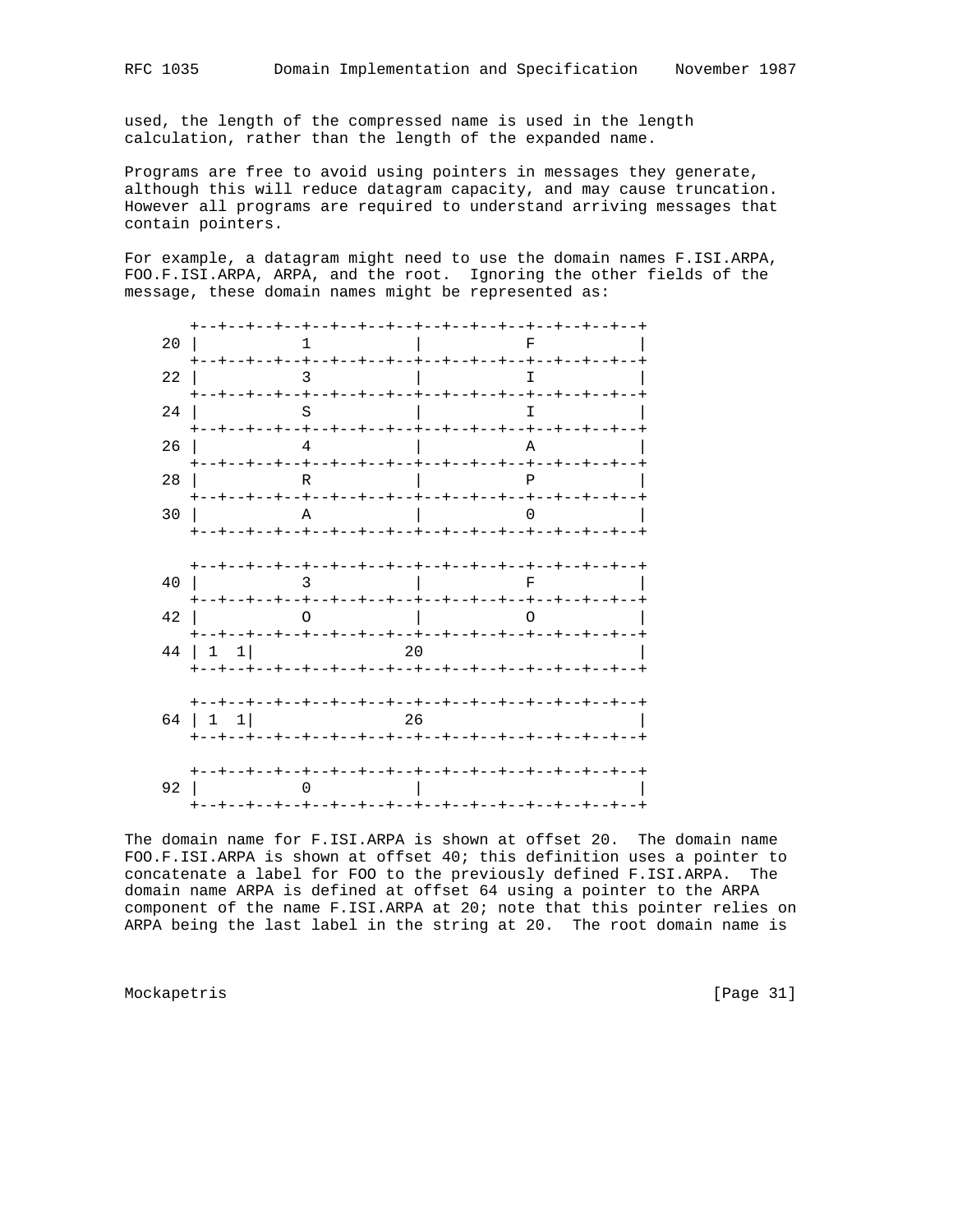used, the length of the compressed name is used in the length calculation, rather than the length of the expanded name.

Programs are free to avoid using pointers in messages they generate, although this will reduce datagram capacity, and may cause truncation. However all programs are required to understand arriving messages that contain pointers.

For example, a datagram might need to use the domain names F.ISI.ARPA, FOO.F.ISI.ARPA, ARPA, and the root. Ignoring the other fields of the message, these domain names might be represented as:

```
       +--+--+--+--+--+--+--+--+--+--+--+--+--+--+--+--+
    20 |           1           |           F           |
       +--+--+--+--+--+--+--+--+--+--+--+--+--+--+--+--+
    22 |           3           |           I           |
       +--+--+--+--+--+--+--+--+--+--+--+--+--+--+--+--+
    24 |           S           |           I           |
       +--+--+--+--+--+--+--+--+--+--+--+--+--+--+--+--+
    26 |           4           |           A           |
       +--+--+--+--+--+--+--+--+--+--+--+--+--+--+--+--+
    28 |           R           |           P           |
       +--+--+--+--+--+--+--+--+--+--+--+--+--+--+--+--+
    30 |           A           |           0           |
       +--+--+--+--+--+--+--+--+--+--+--+--+--+--+--+--+

       +--+--+--+--+--+--+--+--+--+--+--+--+--+--+--+--+
    40 |           3           |           F           |
       +--+--+--+--+--+--+--+--+--+--+--+--+--+--+--+--+
    42 |           O           |           O           |
       +--+--+--+--+--+--+--+--+--+--+--+--+--+--+--+--+
    44 | 1  1|                20                       |
       +--+--+--+--+--+--+--+--+--+--+--+--+--+--+--+--+

       +--+--+--+--+--+--+--+--+--+--+--+--+--+--+--+--+
    64 | 1  1|                26                       |
       +--+--+--+--+--+--+--+--+--+--+--+--+--+--+--+--+

       +--+--+--+--+--+--+--+--+--+--+--+--+--+--+--+--+
    92 |           0           |                       |
       +--+--+--+--+--+--+--+--+--+--+--+--+--+--+--+--+
```

The domain name for F.ISI.ARPA is shown at offset 20. The domain name FOO.F.ISI.ARPA is shown at offset 40; this definition uses a pointer to concatenate a label for FOO to the previously defined F.ISI.ARPA. The domain name ARPA is defined at offset 64 using a pointer to the ARPA component of the name F.ISI.ARPA at 20; note that this pointer relies on ARPA being the last label in the string at 20. The root domain name is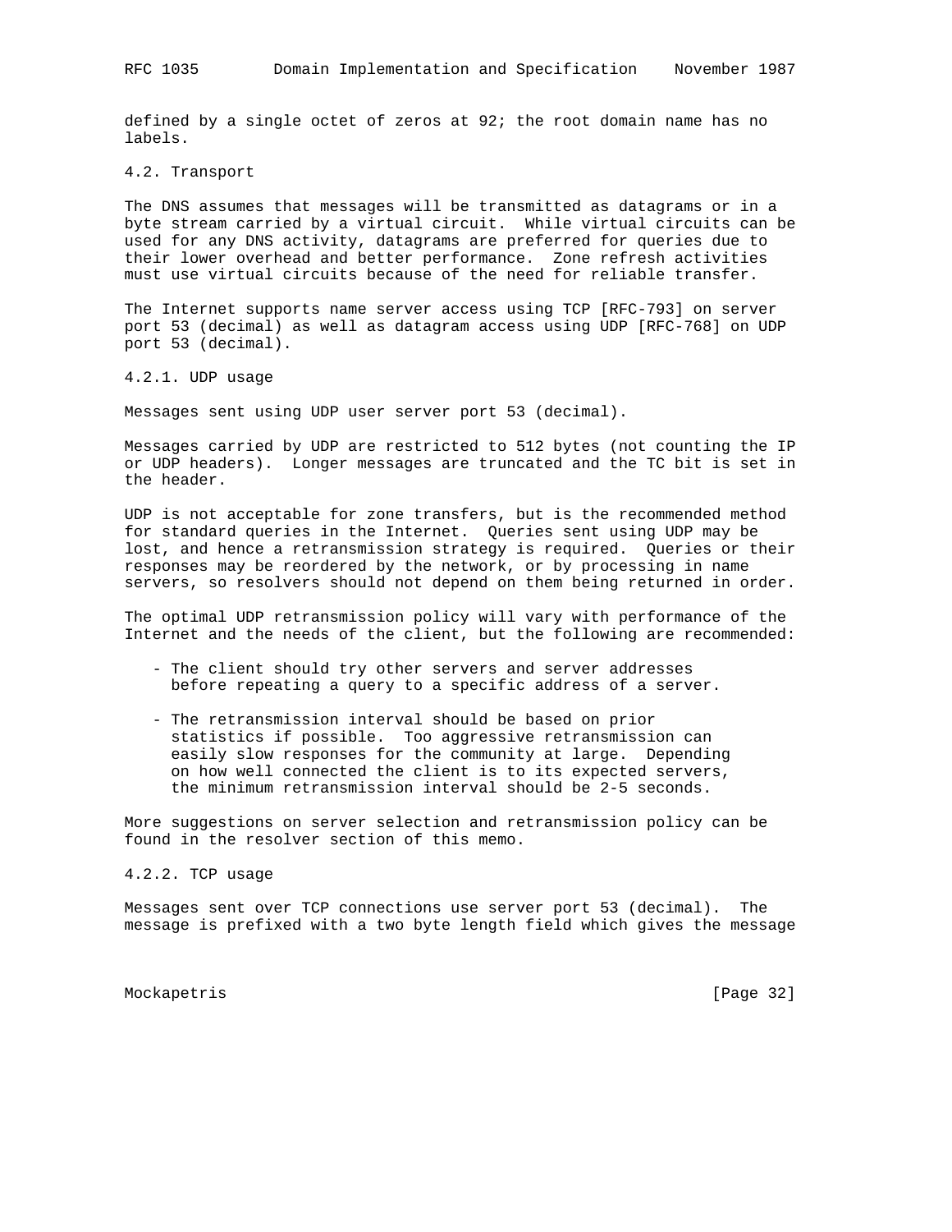defined by a single octet of zeros at 92; the root domain name has no labels.

## 4.2. Transport

The DNS assumes that messages will be transmitted as datagrams or in a byte stream carried by a virtual circuit. While virtual circuits can be used for any DNS activity, datagrams are preferred for queries due to their lower overhead and better performance. Zone refresh activities must use virtual circuits because of the need for reliable transfer.

The Internet supports name server access using TCP [RFC-793] on server port 53 (decimal) as well as datagram access using UDP [RFC-768] on UDP port 53 (decimal).

### 4.2.1. UDP usage

Messages sent using UDP user server port 53 (decimal).

Messages carried by UDP are restricted to 512 bytes (not counting the IP or UDP headers). Longer messages are truncated and the TC bit is set in the header.

UDP is not acceptable for zone transfers, but is the recommended method for standard queries in the Internet. Queries sent using UDP may be lost, and hence a retransmission strategy is required. Queries or their responses may be reordered by the network, or by processing in name servers, so resolvers should not depend on them being returned in order.

The optimal UDP retransmission policy will vary with performance of the Internet and the needs of the client, but the following are recommended:

- The client should try other servers and server addresses before repeating a query to a specific address of a server.
- The retransmission interval should be based on prior statistics if possible. Too aggressive retransmission can easily slow responses for the community at large. Depending on how well connected the client is to its expected servers, the minimum retransmission interval should be 2-5 seconds.

More suggestions on server selection and retransmission policy can be found in the resolver section of this memo.

### 4.2.2. TCP usage

Messages sent over TCP connections use server port 53 (decimal). The message is prefixed with a two byte length field which gives the message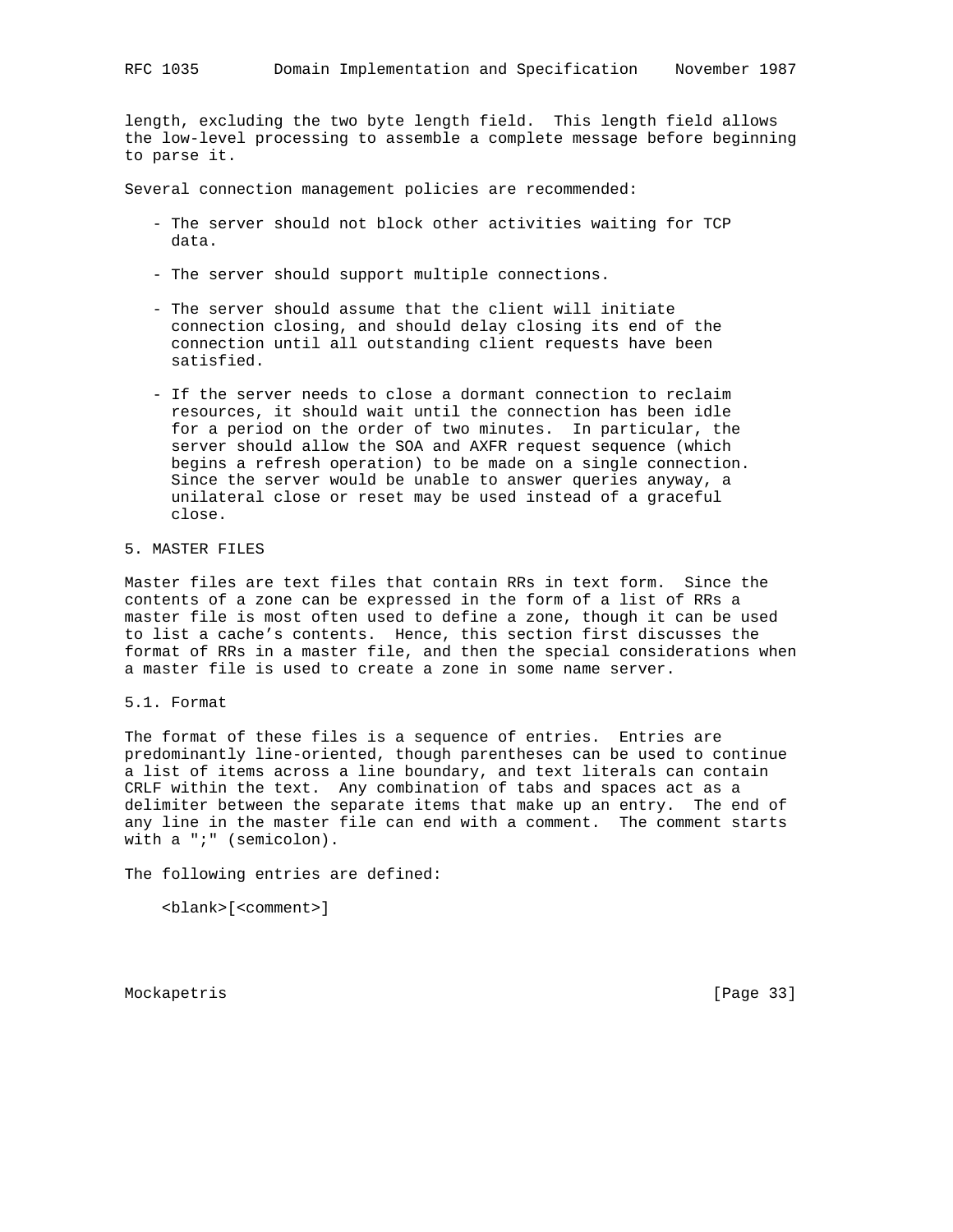length, excluding the two byte length field. This length field allows the low-level processing to assemble a complete message before beginning to parse it.

Several connection management policies are recommended:

- The server should not block other activities waiting for TCP data.

- The server should support multiple connections.

- The server should assume that the client will initiate connection closing, and should delay closing its end of the connection until all outstanding client requests have been satisfied.

- If the server needs to close a dormant connection to reclaim resources, it should wait until the connection has been idle for a period on the order of two minutes. In particular, the server should allow the SOA and AXFR request sequence (which begins a refresh operation) to be made on a single connection. Since the server would be unable to answer queries anyway, a unilateral close or reset may be used instead of a graceful close.

# 5. MASTER FILES

Master files are text files that contain RRs in text form. Since the contents of a zone can be expressed in the form of a list of RRs a master file is most often used to define a zone, though it can be used to list a cache's contents. Hence, this section first discusses the format of RRs in a master file, and then the special considerations when a master file is used to create a zone in some name server.

## 5.1. Format

The format of these files is a sequence of entries. Entries are predominantly line-oriented, though parentheses can be used to continue a list of items across a line boundary, and text literals can contain CRLF within the text. Any combination of tabs and spaces act as a delimiter between the separate items that make up an entry. The end of any line in the master file can end with a comment. The comment starts with a ";" (semicolon).

The following entries are defined:

```
<blank>[<comment>]
```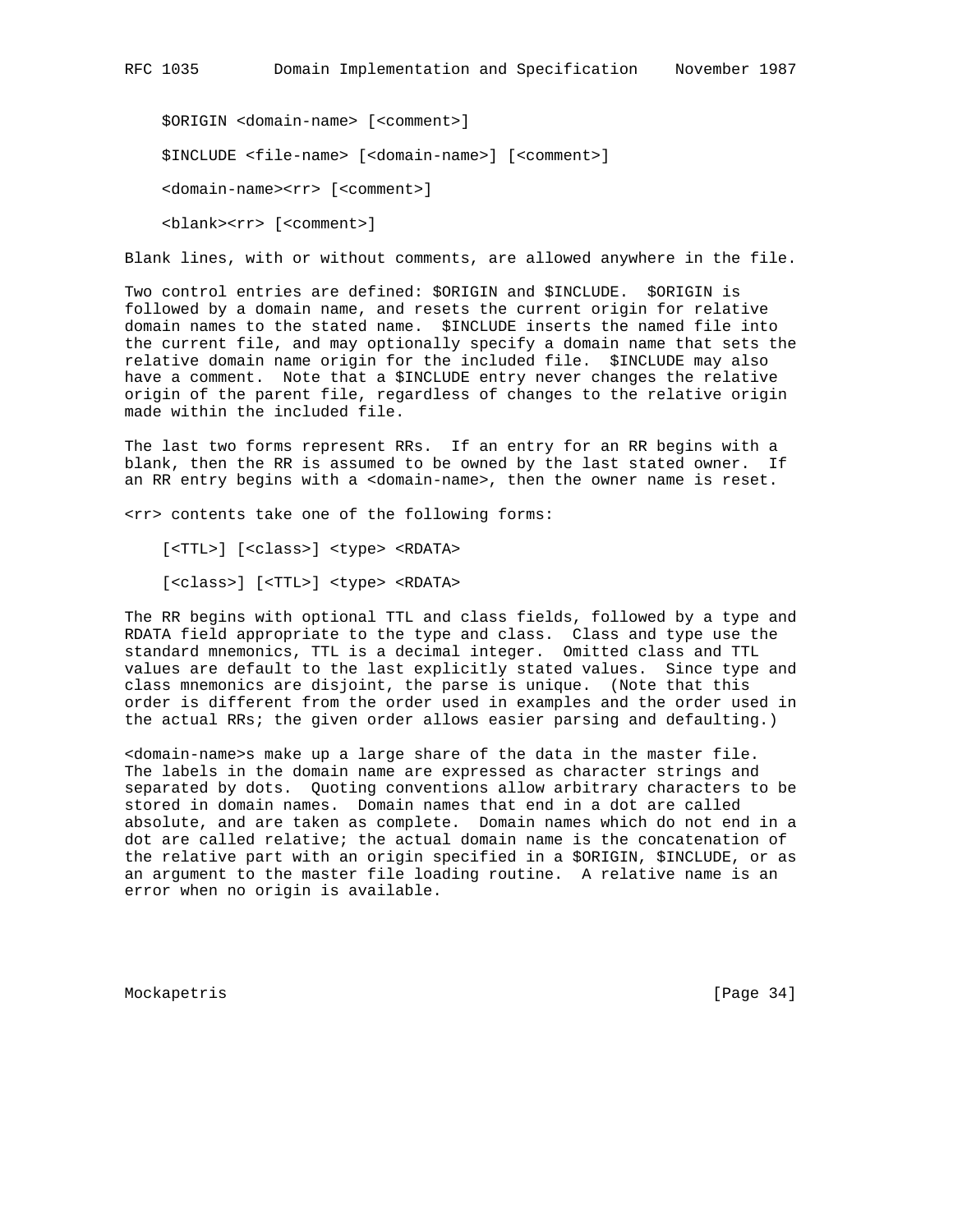```
$ORIGIN <domain-name> [<comment>]

$INCLUDE <file-name> [<domain-name>] [<comment>]

<domain-name><rr> [<comment>]

<blank><rr> [<comment>]
```

Blank lines, with or without comments, are allowed anywhere in the file.

Two control entries are defined: $ORIGIN and $INCLUDE. $ORIGIN is followed by a domain name, and resets the current origin for relative domain names to the stated name. $INCLUDE inserts the named file into the current file, and may optionally specify a domain name that sets the relative domain name origin for the included file. $INCLUDE may also have a comment. Note that a $INCLUDE entry never changes the relative origin of the parent file, regardless of changes to the relative origin made within the included file.

The last two forms represent RRs. If an entry for an RR begins with a blank, then the RR is assumed to be owned by the last stated owner. If an RR entry begins with a <domain-name>, then the owner name is reset.

<rr> contents take one of the following forms:

```
[<TTL>] [<class>] <type> <RDATA>

[<class>] [<TTL>] <type> <RDATA>
```

The RR begins with optional TTL and class fields, followed by a type and RDATA field appropriate to the type and class. Class and type use the standard mnemonics, TTL is a decimal integer. Omitted class and TTL values are default to the last explicitly stated values. Since type and class mnemonics are disjoint, the parse is unique. (Note that this order is different from the order used in examples and the order used in the actual RRs; the given order allows easier parsing and defaulting.)

<domain-name>s make up a large share of the data in the master file. The labels in the domain name are expressed as character strings and separated by dots. Quoting conventions allow arbitrary characters to be stored in domain names. Domain names that end in a dot are called absolute, and are taken as complete. Domain names which do not end in a dot are called relative; the actual domain name is the concatenation of the relative part with an origin specified in a $ORIGIN, $INCLUDE, or as an argument to the master file loading routine. A relative name is an error when no origin is available.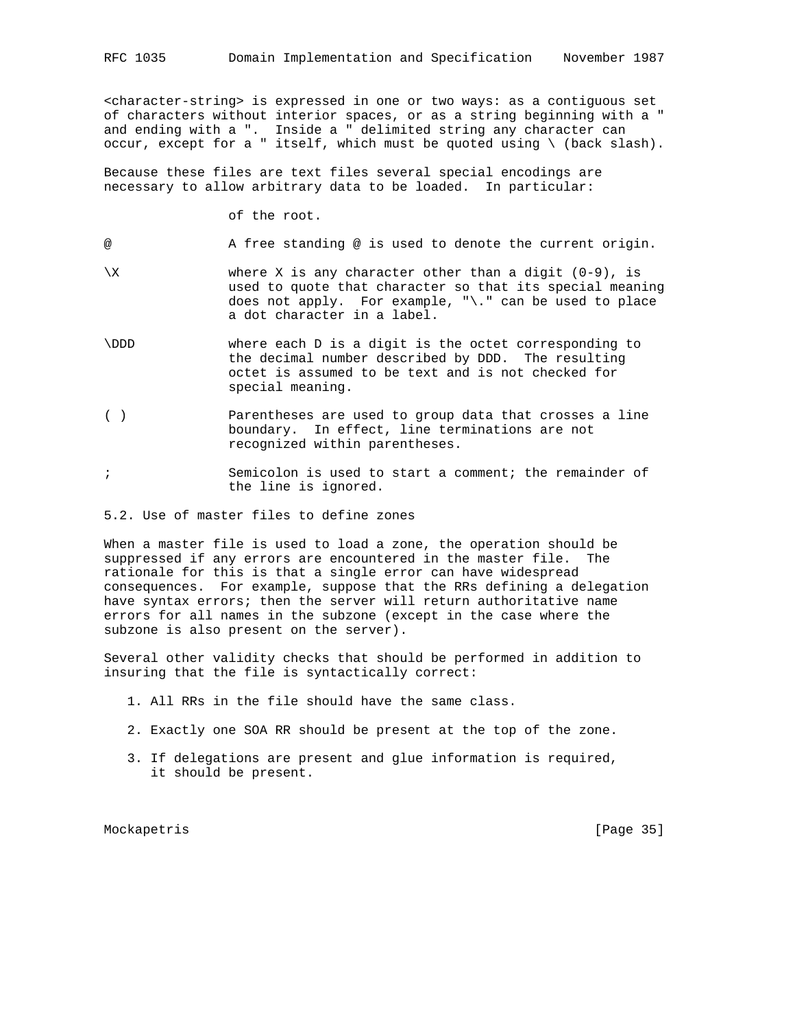<character-string> is expressed in one or two ways: as a contiguous set of characters without interior spaces, or as a string beginning with a " and ending with a ".  Inside a " delimited string any character can occur, except for a " itself, which must be quoted using \ (back slash).

Because these files are text files several special encodings are necessary to allow arbitrary data to be loaded.  In particular:

```
                of the root.

@               A free standing @ is used to denote the current origin.

\X              where X is any character other than a digit (0-9), is
                used to quote that character so that its special meaning
                does not apply.  For example, "\." can be used to place
                a dot character in a label.

\DDD            where each D is a digit is the octet corresponding to
                the decimal number described by DDD.  The resulting
                octet is assumed to be text and is not checked for
                special meaning.

( )             Parentheses are used to group data that crosses a line
                boundary.  In effect, line terminations are not
                recognized within parentheses.

;               Semicolon is used to start a comment; the remainder of
                the line is ignored.
```

## 5.2. Use of master files to define zones

When a master file is used to load a zone, the operation should be suppressed if any errors are encountered in the master file.  The rationale for this is that a single error can have widespread consequences.  For example, suppose that the RRs defining a delegation have syntax errors; then the server will return authoritative name errors for all names in the subzone (except in the case where the subzone is also present on the server).

Several other validity checks that should be performed in addition to insuring that the file is syntactically correct:

1. All RRs in the file should have the same class.

2. Exactly one SOA RR should be present at the top of the zone.

3. If delegations are present and glue information is required, it should be present.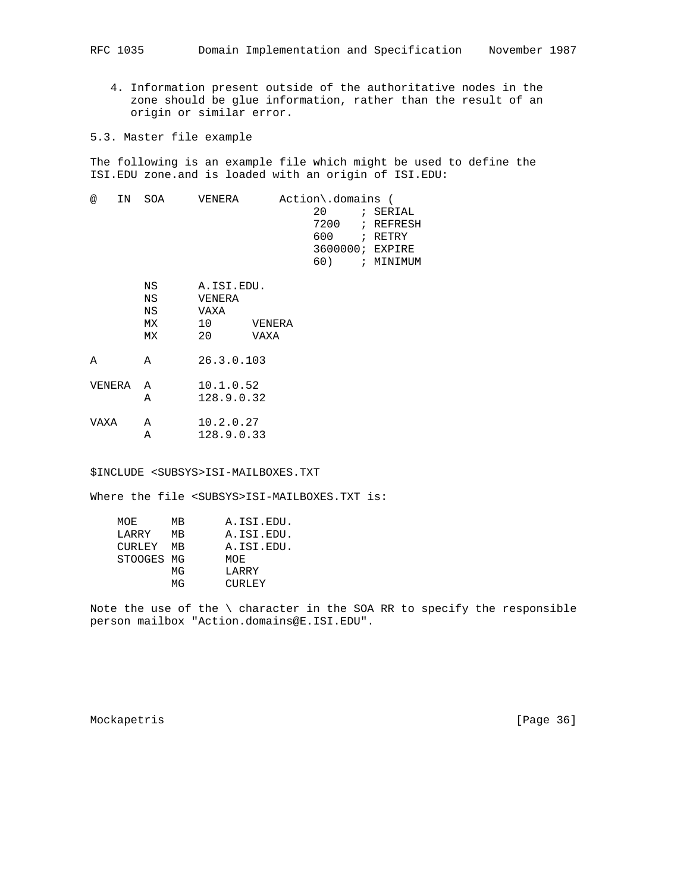4. Information present outside of the authoritative nodes in the zone should be glue information, rather than the result of an origin or similar error.

## 5.3. Master file example

The following is an example file which might be used to define the ISI.EDU zone.and is loaded with an origin of ISI.EDU:

```
@   IN  SOA     VENERA      Action\.domains (
                                 20     ; SERIAL
                                 7200   ; REFRESH
                                 600    ; RETRY
                                 3600000; EXPIRE
                                 60)    ; MINIMUM

        NS      A.ISI.EDU.
        NS      VENERA
        NS      VAXA
        MX      10      VENERA
        MX      20      VAXA

A       A       26.3.0.103

VENERA  A       10.1.0.52
        A       128.9.0.32

VAXA    A       10.2.0.27
        A       128.9.0.33


$INCLUDE <SUBSYS>ISI-MAILBOXES.TXT
```

Where the file <SUBSYS>ISI-MAILBOXES.TXT is:

```
    MOE     MB      A.ISI.EDU.
    LARRY   MB      A.ISI.EDU.
    CURLEY  MB      A.ISI.EDU.
    STOOGES MG      MOE
            MG      LARRY
            MG      CURLEY
```

Note the use of the \ character in the SOA RR to specify the responsible person mailbox "Action.domains@E.ISI.EDU".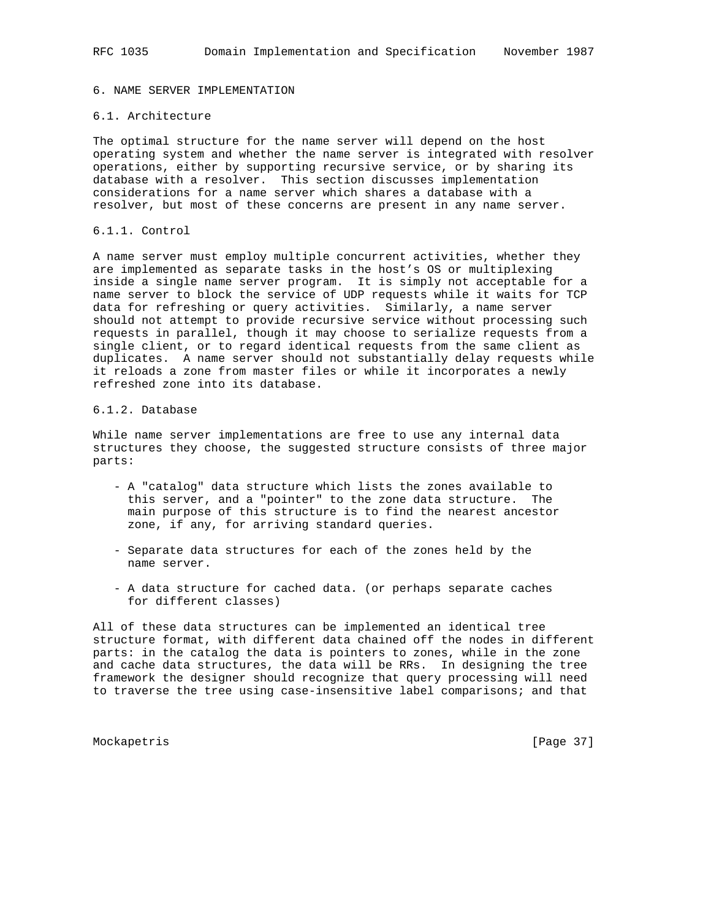## 6. NAME SERVER IMPLEMENTATION

### 6.1. Architecture

The optimal structure for the name server will depend on the host operating system and whether the name server is integrated with resolver operations, either by supporting recursive service, or by sharing its database with a resolver. This section discusses implementation considerations for a name server which shares a database with a resolver, but most of these concerns are present in any name server.

#### 6.1.1. Control

A name server must employ multiple concurrent activities, whether they are implemented as separate tasks in the host's OS or multiplexing inside a single name server program. It is simply not acceptable for a name server to block the service of UDP requests while it waits for TCP data for refreshing or query activities. Similarly, a name server should not attempt to provide recursive service without processing such requests in parallel, though it may choose to serialize requests from a single client, or to regard identical requests from the same client as duplicates. A name server should not substantially delay requests while it reloads a zone from master files or while it incorporates a newly refreshed zone into its database.

#### 6.1.2. Database

While name server implementations are free to use any internal data structures they choose, the suggested structure consists of three major parts:

- A "catalog" data structure which lists the zones available to this server, and a "pointer" to the zone data structure. The main purpose of this structure is to find the nearest ancestor zone, if any, for arriving standard queries.

- Separate data structures for each of the zones held by the name server.

- A data structure for cached data. (or perhaps separate caches for different classes)

All of these data structures can be implemented an identical tree structure format, with different data chained off the nodes in different parts: in the catalog the data is pointers to zones, while in the zone and cache data structures, the data will be RRs. In designing the tree framework the designer should recognize that query processing will need to traverse the tree using case-insensitive label comparisons; and that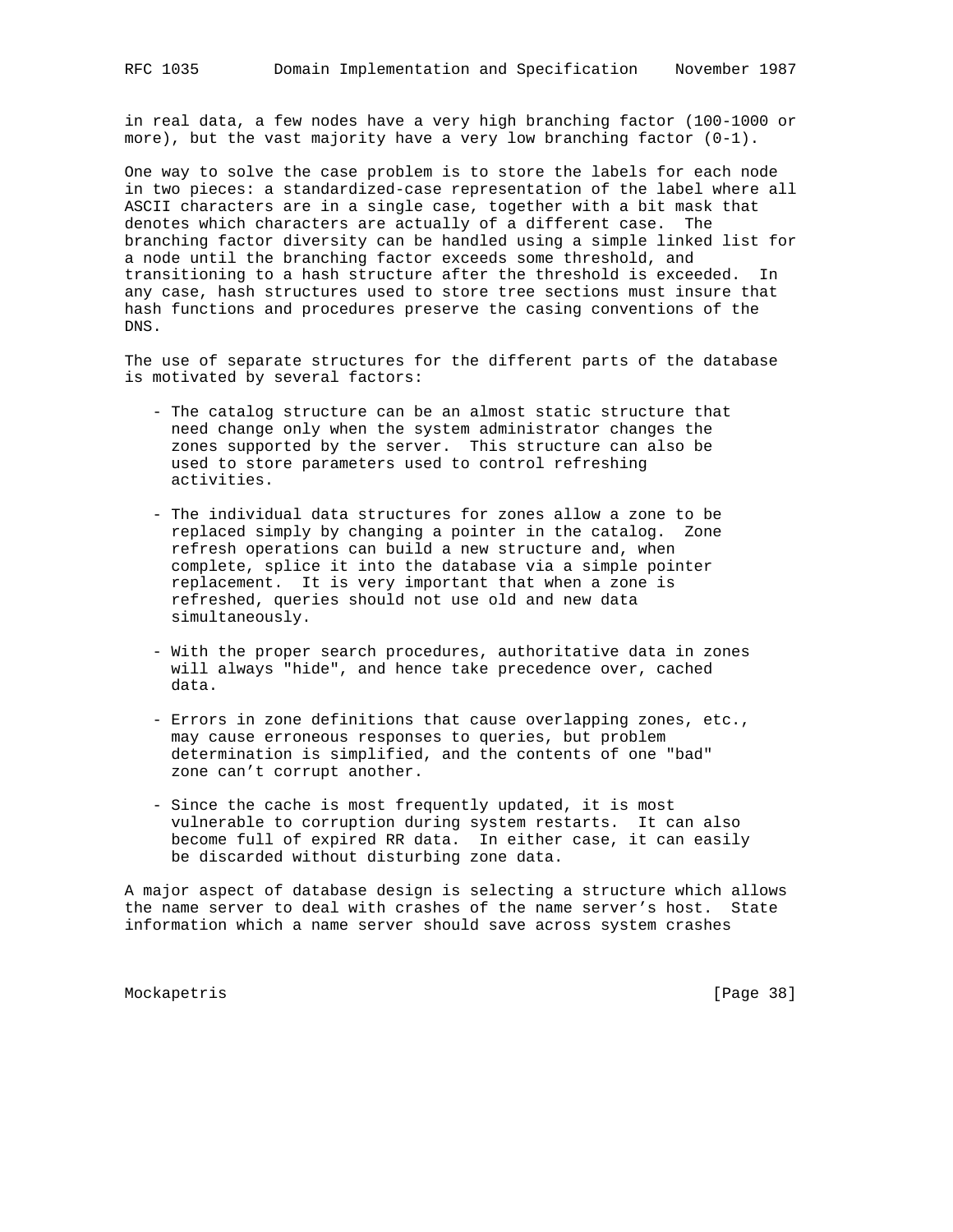in real data, a few nodes have a very high branching factor (100-1000 or more), but the vast majority have a very low branching factor (0-1).

One way to solve the case problem is to store the labels for each node in two pieces: a standardized-case representation of the label where all ASCII characters are in a single case, together with a bit mask that denotes which characters are actually of a different case. The branching factor diversity can be handled using a simple linked list for a node until the branching factor exceeds some threshold, and transitioning to a hash structure after the threshold is exceeded. In any case, hash structures used to store tree sections must insure that hash functions and procedures preserve the casing conventions of the DNS.

The use of separate structures for the different parts of the database is motivated by several factors:

- The catalog structure can be an almost static structure that need change only when the system administrator changes the zones supported by the server. This structure can also be used to store parameters used to control refreshing activities.

- The individual data structures for zones allow a zone to be replaced simply by changing a pointer in the catalog. Zone refresh operations can build a new structure and, when complete, splice it into the database via a simple pointer replacement. It is very important that when a zone is refreshed, queries should not use old and new data simultaneously.

- With the proper search procedures, authoritative data in zones will always "hide", and hence take precedence over, cached data.

- Errors in zone definitions that cause overlapping zones, etc., may cause erroneous responses to queries, but problem determination is simplified, and the contents of one "bad" zone can't corrupt another.

- Since the cache is most frequently updated, it is most vulnerable to corruption during system restarts. It can also become full of expired RR data. In either case, it can easily be discarded without disturbing zone data.

A major aspect of database design is selecting a structure which allows the name server to deal with crashes of the name server's host. State information which a name server should save across system crashes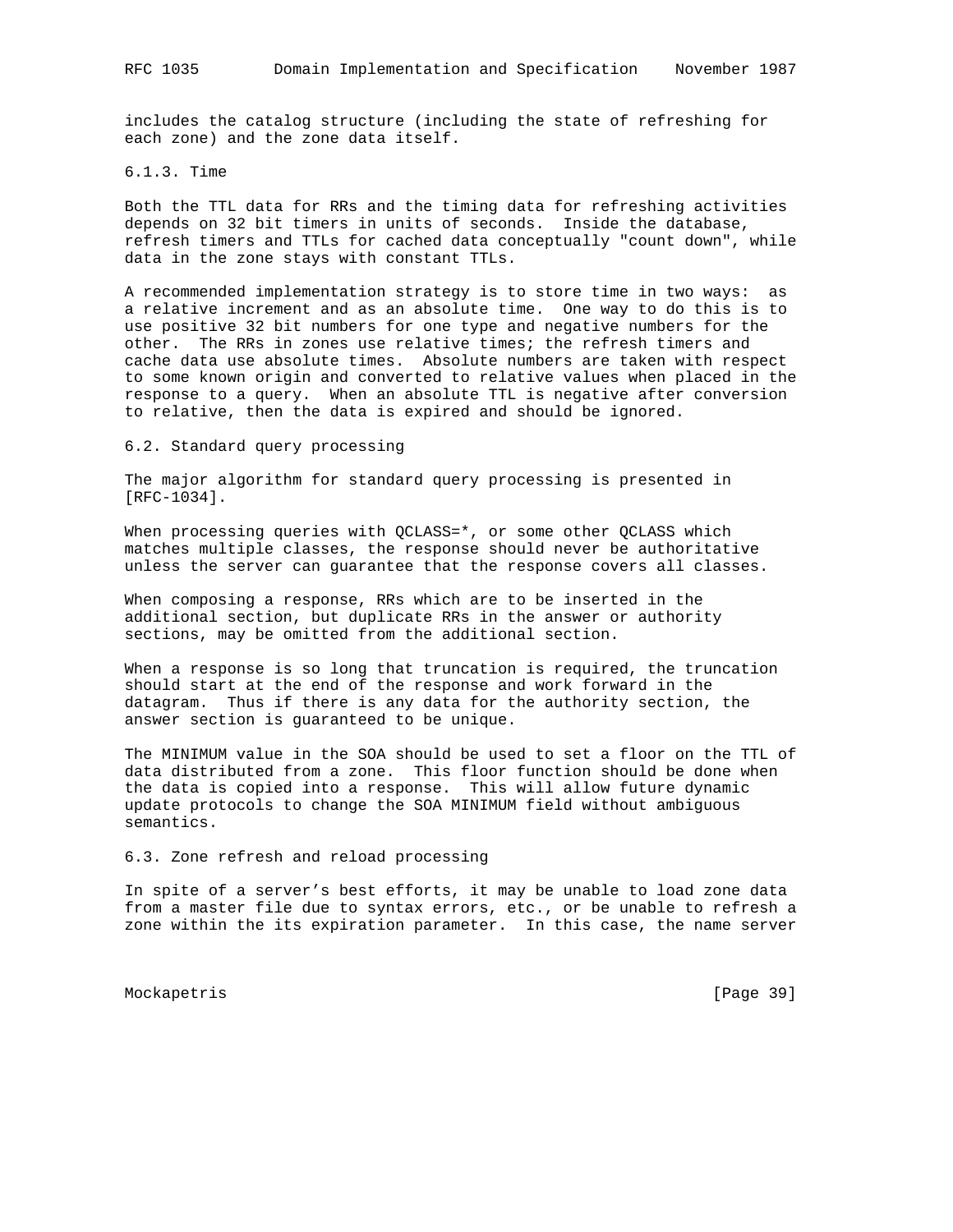includes the catalog structure (including the state of refreshing for each zone) and the zone data itself.

### 6.1.3. Time

Both the TTL data for RRs and the timing data for refreshing activities depends on 32 bit timers in units of seconds. Inside the database, refresh timers and TTLs for cached data conceptually "count down", while data in the zone stays with constant TTLs.

A recommended implementation strategy is to store time in two ways: as a relative increment and as an absolute time. One way to do this is to use positive 32 bit numbers for one type and negative numbers for the other. The RRs in zones use relative times; the refresh timers and cache data use absolute times. Absolute numbers are taken with respect to some known origin and converted to relative values when placed in the response to a query. When an absolute TTL is negative after conversion to relative, then the data is expired and should be ignored.

## 6.2. Standard query processing

The major algorithm for standard query processing is presented in [RFC-1034].

When processing queries with QCLASS=*, or some other QCLASS which matches multiple classes, the response should never be authoritative unless the server can guarantee that the response covers all classes.

When composing a response, RRs which are to be inserted in the additional section, but duplicate RRs in the answer or authority sections, may be omitted from the additional section.

When a response is so long that truncation is required, the truncation should start at the end of the response and work forward in the datagram. Thus if there is any data for the authority section, the answer section is guaranteed to be unique.

The MINIMUM value in the SOA should be used to set a floor on the TTL of data distributed from a zone. This floor function should be done when the data is copied into a response. This will allow future dynamic update protocols to change the SOA MINIMUM field without ambiguous semantics.

## 6.3. Zone refresh and reload processing

In spite of a server's best efforts, it may be unable to load zone data from a master file due to syntax errors, etc., or be unable to refresh a zone within the its expiration parameter. In this case, the name server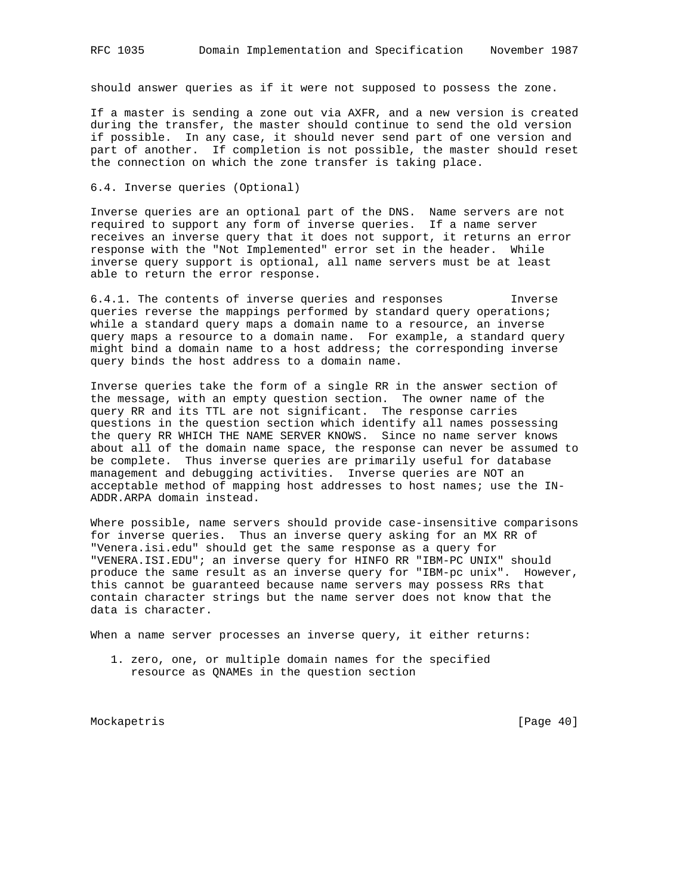should answer queries as if it were not supposed to possess the zone.

If a master is sending a zone out via AXFR, and a new version is created during the transfer, the master should continue to send the old version if possible. In any case, it should never send part of one version and part of another. If completion is not possible, the master should reset the connection on which the zone transfer is taking place.

## 6.4. Inverse queries (Optional)

Inverse queries are an optional part of the DNS. Name servers are not required to support any form of inverse queries. If a name server receives an inverse query that it does not support, it returns an error response with the "Not Implemented" error set in the header. While inverse query support is optional, all name servers must be at least able to return the error response.

### 6.4.1. The contents of inverse queries and responses

Inverse queries reverse the mappings performed by standard query operations; while a standard query maps a domain name to a resource, an inverse query maps a resource to a domain name. For example, a standard query might bind a domain name to a host address; the corresponding inverse query binds the host address to a domain name.

Inverse queries take the form of a single RR in the answer section of the message, with an empty question section. The owner name of the query RR and its TTL are not significant. The response carries questions in the question section which identify all names possessing the query RR WHICH THE NAME SERVER KNOWS. Since no name server knows about all of the domain name space, the response can never be assumed to be complete. Thus inverse queries are primarily useful for database management and debugging activities. Inverse queries are NOT an acceptable method of mapping host addresses to host names; use the IN-ADDR.ARPA domain instead.

Where possible, name servers should provide case-insensitive comparisons for inverse queries. Thus an inverse query asking for an MX RR of "Venera.isi.edu" should get the same response as a query for "VENERA.ISI.EDU"; an inverse query for HINFO RR "IBM-PC UNIX" should produce the same result as an inverse query for "IBM-pc unix". However, this cannot be guaranteed because name servers may possess RRs that contain character strings but the name server does not know that the data is character.

When a name server processes an inverse query, it either returns:

1. zero, one, or multiple domain names for the specified resource as QNAMEs in the question section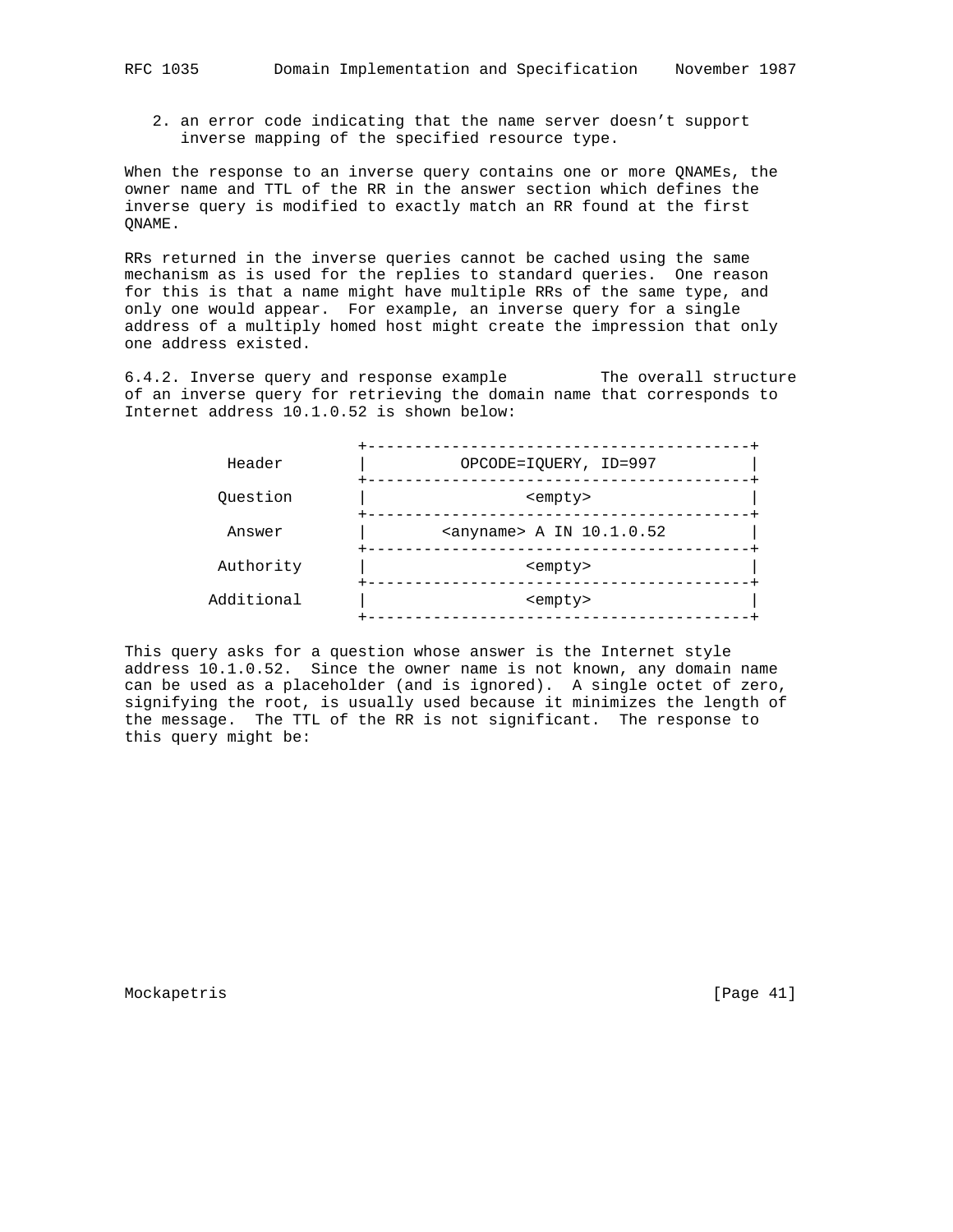2. an error code indicating that the name server doesn't support inverse mapping of the specified resource type.

When the response to an inverse query contains one or more QNAMEs, the owner name and TTL of the RR in the answer section which defines the inverse query is modified to exactly match an RR found at the first QNAME.

RRs returned in the inverse queries cannot be cached using the same mechanism as is used for the replies to standard queries. One reason for this is that a name might have multiple RRs of the same type, and only one would appear. For example, an inverse query for a single address of a multiply homed host might create the impression that only one address existed.

### 6.4.2. Inverse query and response example

The overall structure of an inverse query for retrieving the domain name that corresponds to Internet address 10.1.0.52 is shown below:

```
                 +-----------------------------------------+
   Header        |          OPCODE=IQUERY, ID=997          |
                 +-----------------------------------------+
  Question       |                 <empty>                 |
                 +-----------------------------------------+
   Answer        |        <anyname> A IN 10.1.0.52         |
                 +-----------------------------------------+
  Authority      |                 <empty>                 |
                 +-----------------------------------------+
 Additional      |                 <empty>                 |
                 +-----------------------------------------+
```

This query asks for a question whose answer is the Internet style address 10.1.0.52. Since the owner name is not known, any domain name can be used as a placeholder (and is ignored). A single octet of zero, signifying the root, is usually used because it minimizes the length of the message. The TTL of the RR is not significant. The response to this query might be: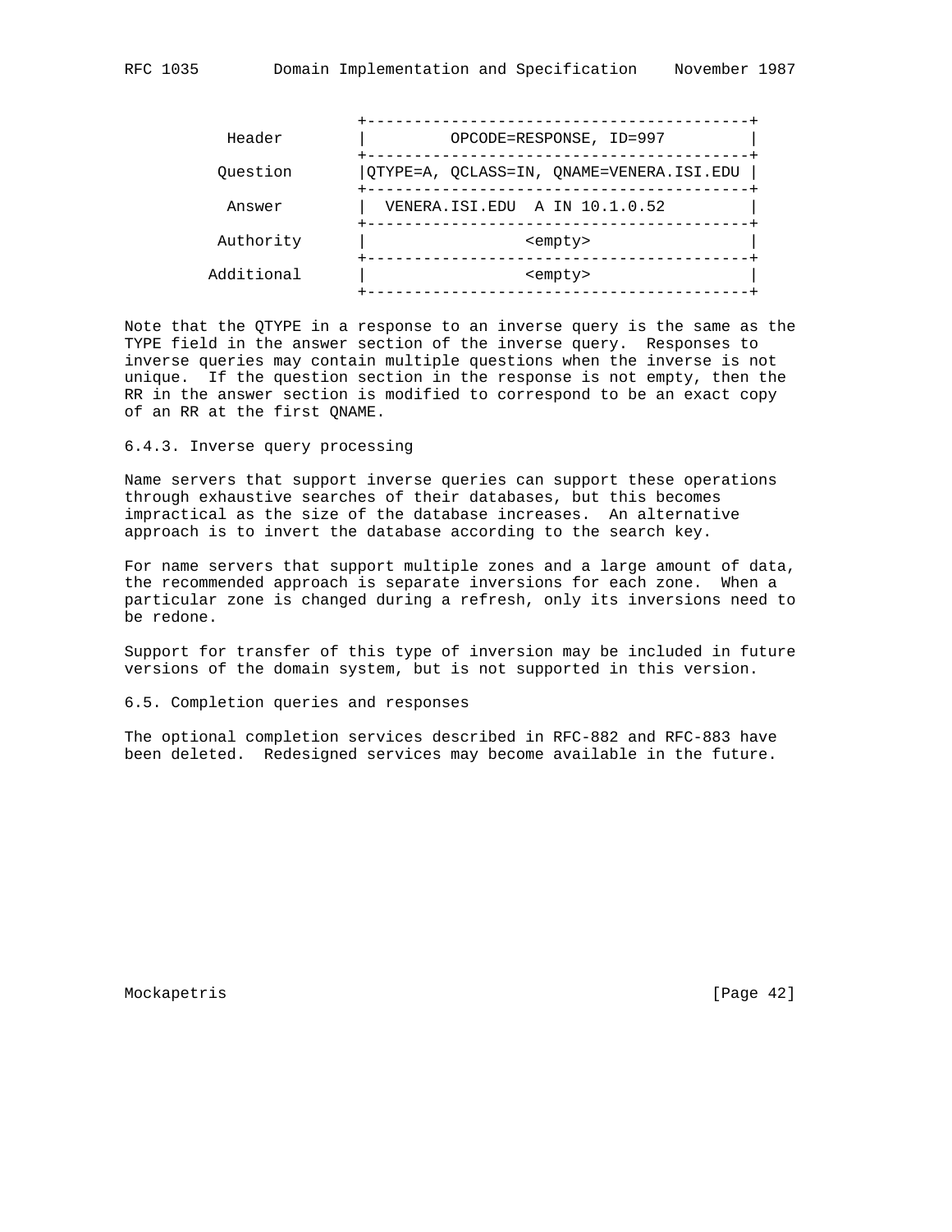```
                 +-----------------------------------------+
   Header        |         OPCODE=RESPONSE, ID=997         |
                 +-----------------------------------------+
  Question       |QTYPE=A, QCLASS=IN, QNAME=VENERA.ISI.EDU |
                 +-----------------------------------------+
   Answer        |  VENERA.ISI.EDU  A IN 10.1.0.52         |
                 +-----------------------------------------+
  Authority      |                 <empty>                 |
                 +-----------------------------------------+
 Additional      |                 <empty>                 |
                 +-----------------------------------------+
```

Note that the QTYPE in a response to an inverse query is the same as the TYPE field in the answer section of the inverse query. Responses to inverse queries may contain multiple questions when the inverse is not unique. If the question section in the response is not empty, then the RR in the answer section is modified to correspond to be an exact copy of an RR at the first QNAME.

### 6.4.3. Inverse query processing

Name servers that support inverse queries can support these operations through exhaustive searches of their databases, but this becomes impractical as the size of the database increases. An alternative approach is to invert the database according to the search key.

For name servers that support multiple zones and a large amount of data, the recommended approach is separate inversions for each zone. When a particular zone is changed during a refresh, only its inversions need to be redone.

Support for transfer of this type of inversion may be included in future versions of the domain system, but is not supported in this version.

## 6.5. Completion queries and responses

The optional completion services described in RFC-882 and RFC-883 have been deleted. Redesigned services may become available in the future.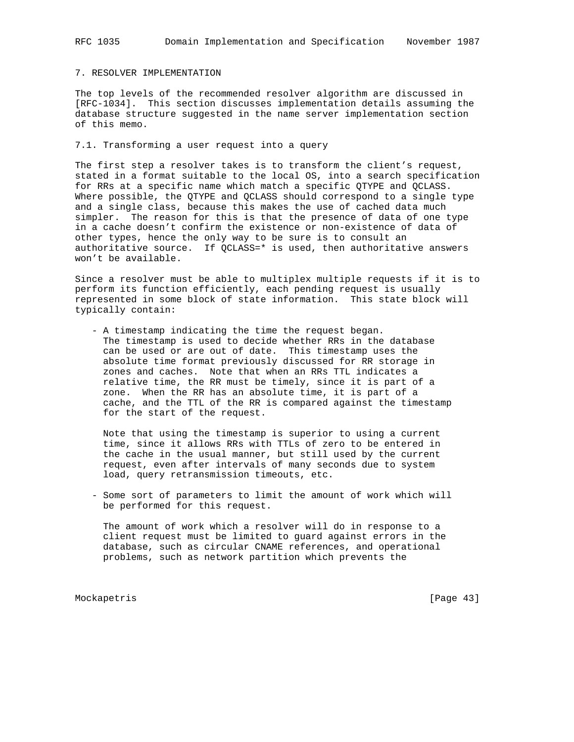## 7. RESOLVER IMPLEMENTATION

The top levels of the recommended resolver algorithm are discussed in [RFC-1034]. This section discusses implementation details assuming the database structure suggested in the name server implementation section of this memo.

### 7.1. Transforming a user request into a query

The first step a resolver takes is to transform the client's request, stated in a format suitable to the local OS, into a search specification for RRs at a specific name which match a specific QTYPE and QCLASS. Where possible, the QTYPE and QCLASS should correspond to a single type and a single class, because this makes the use of cached data much simpler. The reason for this is that the presence of data of one type in a cache doesn't confirm the existence or non-existence of data of other types, hence the only way to be sure is to consult an authoritative source. If QCLASS=* is used, then authoritative answers won't be available.

Since a resolver must be able to multiplex multiple requests if it is to perform its function efficiently, each pending request is usually represented in some block of state information. This state block will typically contain:

- A timestamp indicating the time the request began. The timestamp is used to decide whether RRs in the database can be used or are out of date. This timestamp uses the absolute time format previously discussed for RR storage in zones and caches. Note that when an RRs TTL indicates a relative time, the RR must be timely, since it is part of a zone. When the RR has an absolute time, it is part of a cache, and the TTL of the RR is compared against the timestamp for the start of the request.

  Note that using the timestamp is superior to using a current time, since it allows RRs with TTLs of zero to be entered in the cache in the usual manner, but still used by the current request, even after intervals of many seconds due to system load, query retransmission timeouts, etc.

- Some sort of parameters to limit the amount of work which will be performed for this request.

  The amount of work which a resolver will do in response to a client request must be limited to guard against errors in the database, such as circular CNAME references, and operational problems, such as network partition which prevents the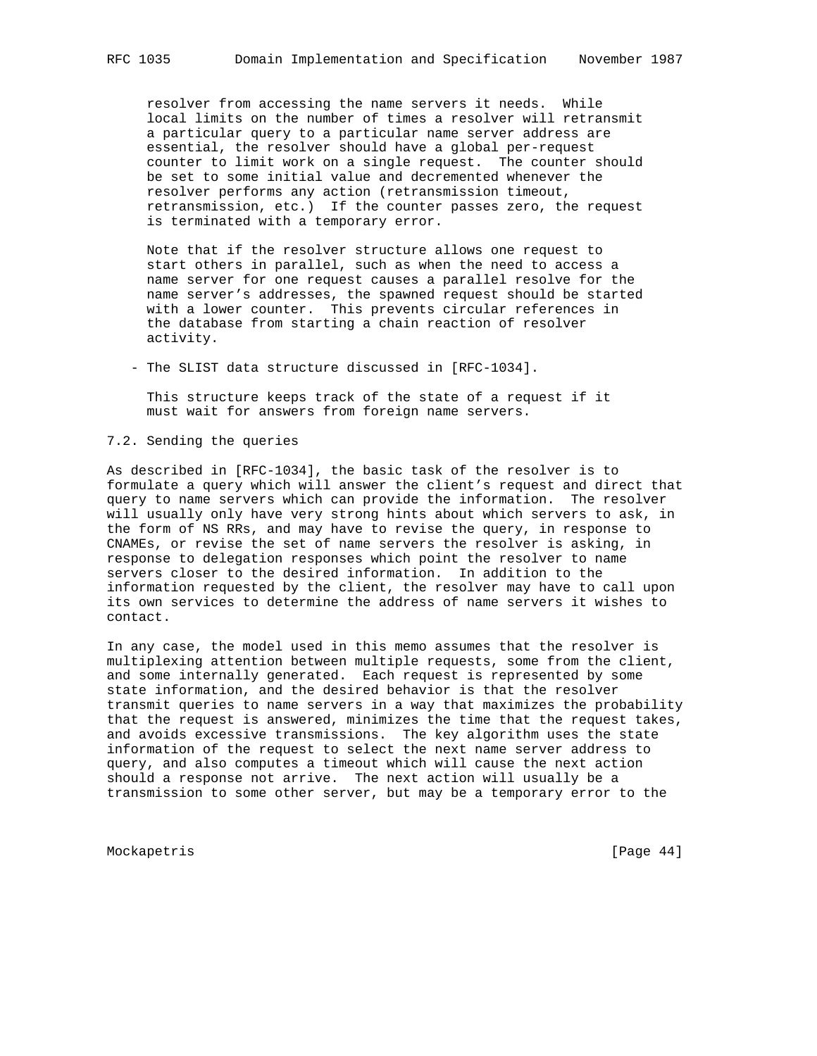resolver from accessing the name servers it needs. While local limits on the number of times a resolver will retransmit a particular query to a particular name server address are essential, the resolver should have a global per-request counter to limit work on a single request. The counter should be set to some initial value and decremented whenever the resolver performs any action (retransmission timeout, retransmission, etc.) If the counter passes zero, the request is terminated with a temporary error.

Note that if the resolver structure allows one request to start others in parallel, such as when the need to access a name server for one request causes a parallel resolve for the name server's addresses, the spawned request should be started with a lower counter. This prevents circular references in the database from starting a chain reaction of resolver activity.

- The SLIST data structure discussed in [RFC-1034].

  This structure keeps track of the state of a request if it must wait for answers from foreign name servers.

## 7.2. Sending the queries

As described in [RFC-1034], the basic task of the resolver is to formulate a query which will answer the client's request and direct that query to name servers which can provide the information. The resolver will usually only have very strong hints about which servers to ask, in the form of NS RRs, and may have to revise the query, in response to CNAMEs, or revise the set of name servers the resolver is asking, in response to delegation responses which point the resolver to name servers closer to the desired information. In addition to the information requested by the client, the resolver may have to call upon its own services to determine the address of name servers it wishes to contact.

In any case, the model used in this memo assumes that the resolver is multiplexing attention between multiple requests, some from the client, and some internally generated. Each request is represented by some state information, and the desired behavior is that the resolver transmit queries to name servers in a way that maximizes the probability that the request is answered, minimizes the time that the request takes, and avoids excessive transmissions. The key algorithm uses the state information of the request to select the next name server address to query, and also computes a timeout which will cause the next action should a response not arrive. The next action will usually be a transmission to some other server, but may be a temporary error to the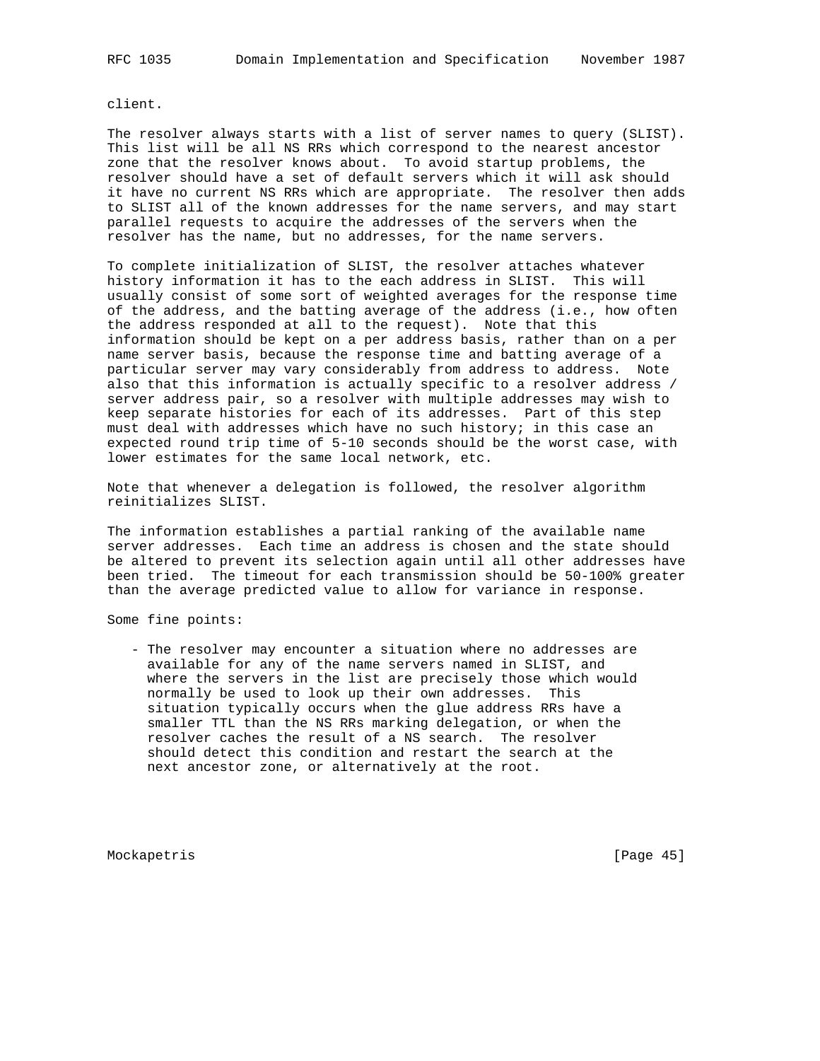client.

The resolver always starts with a list of server names to query (SLIST). This list will be all NS RRs which correspond to the nearest ancestor zone that the resolver knows about. To avoid startup problems, the resolver should have a set of default servers which it will ask should it have no current NS RRs which are appropriate. The resolver then adds to SLIST all of the known addresses for the name servers, and may start parallel requests to acquire the addresses of the servers when the resolver has the name, but no addresses, for the name servers.

To complete initialization of SLIST, the resolver attaches whatever history information it has to the each address in SLIST. This will usually consist of some sort of weighted averages for the response time of the address, and the batting average of the address (i.e., how often the address responded at all to the request). Note that this information should be kept on a per address basis, rather than on a per name server basis, because the response time and batting average of a particular server may vary considerably from address to address. Note also that this information is actually specific to a resolver address / server address pair, so a resolver with multiple addresses may wish to keep separate histories for each of its addresses. Part of this step must deal with addresses which have no such history; in this case an expected round trip time of 5-10 seconds should be the worst case, with lower estimates for the same local network, etc.

Note that whenever a delegation is followed, the resolver algorithm reinitializes SLIST.

The information establishes a partial ranking of the available name server addresses. Each time an address is chosen and the state should be altered to prevent its selection again until all other addresses have been tried. The timeout for each transmission should be 50-100% greater than the average predicted value to allow for variance in response.

Some fine points:

- The resolver may encounter a situation where no addresses are available for any of the name servers named in SLIST, and where the servers in the list are precisely those which would normally be used to look up their own addresses. This situation typically occurs when the glue address RRs have a smaller TTL than the NS RRs marking delegation, or when the resolver caches the result of a NS search. The resolver should detect this condition and restart the search at the next ancestor zone, or alternatively at the root.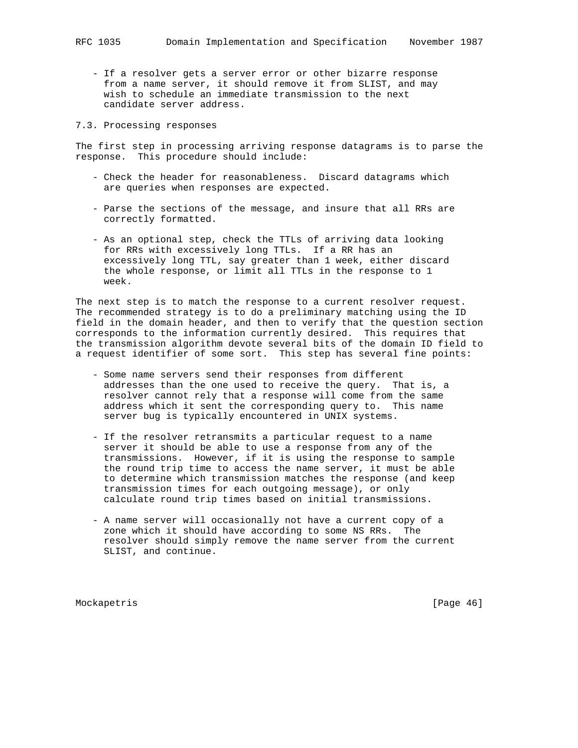- If a resolver gets a server error or other bizarre response from a name server, it should remove it from SLIST, and may wish to schedule an immediate transmission to the next candidate server address.

### 7.3. Processing responses

The first step in processing arriving response datagrams is to parse the response. This procedure should include:

- Check the header for reasonableness. Discard datagrams which are queries when responses are expected.

- Parse the sections of the message, and insure that all RRs are correctly formatted.

- As an optional step, check the TTLs of arriving data looking for RRs with excessively long TTLs. If a RR has an excessively long TTL, say greater than 1 week, either discard the whole response, or limit all TTLs in the response to 1 week.

The next step is to match the response to a current resolver request. The recommended strategy is to do a preliminary matching using the ID field in the domain header, and then to verify that the question section corresponds to the information currently desired. This requires that the transmission algorithm devote several bits of the domain ID field to a request identifier of some sort. This step has several fine points:

- Some name servers send their responses from different addresses than the one used to receive the query. That is, a resolver cannot rely that a response will come from the same address which it sent the corresponding query to. This name server bug is typically encountered in UNIX systems.

- If the resolver retransmits a particular request to a name server it should be able to use a response from any of the transmissions. However, if it is using the response to sample the round trip time to access the name server, it must be able to determine which transmission matches the response (and keep transmission times for each outgoing message), or only calculate round trip times based on initial transmissions.

- A name server will occasionally not have a current copy of a zone which it should have according to some NS RRs. The resolver should simply remove the name server from the current SLIST, and continue.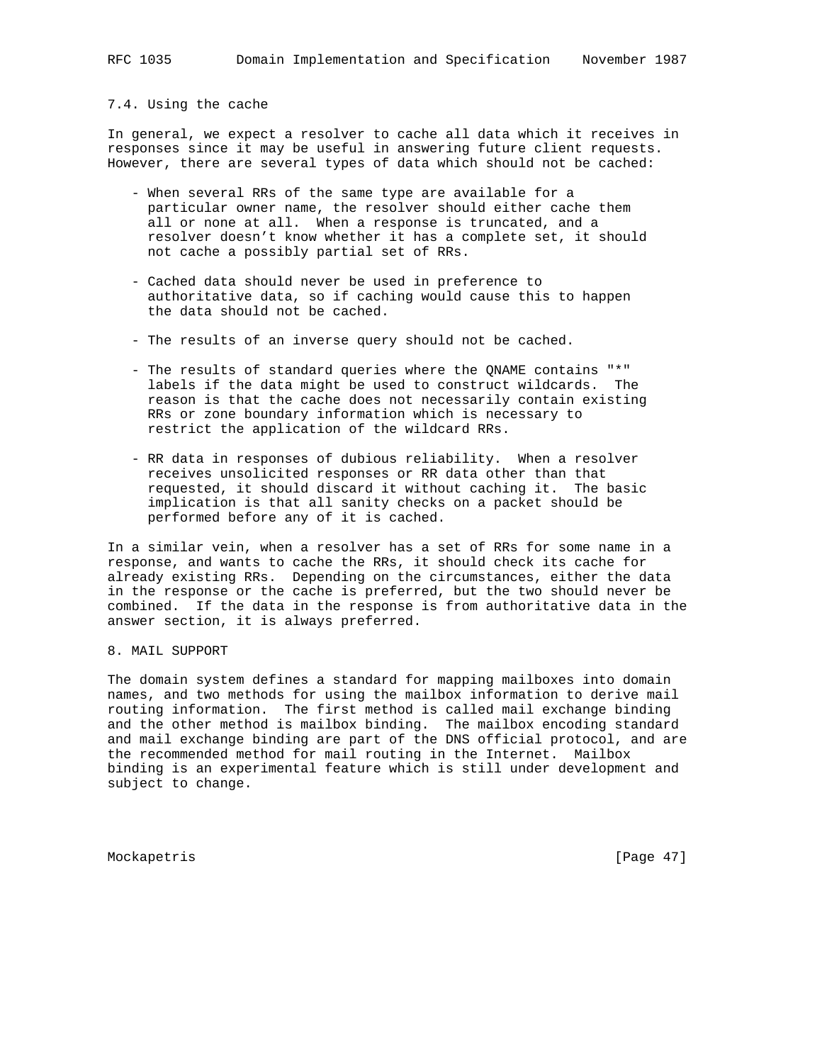## 7.4. Using the cache

In general, we expect a resolver to cache all data which it receives in responses since it may be useful in answering future client requests. However, there are several types of data which should not be cached:

- When several RRs of the same type are available for a particular owner name, the resolver should either cache them all or none at all. When a response is truncated, and a resolver doesn't know whether it has a complete set, it should not cache a possibly partial set of RRs.

- Cached data should never be used in preference to authoritative data, so if caching would cause this to happen the data should not be cached.

- The results of an inverse query should not be cached.

- The results of standard queries where the QNAME contains "*" labels if the data might be used to construct wildcards. The reason is that the cache does not necessarily contain existing RRs or zone boundary information which is necessary to restrict the application of the wildcard RRs.

- RR data in responses of dubious reliability. When a resolver receives unsolicited responses or RR data other than that requested, it should discard it without caching it. The basic implication is that all sanity checks on a packet should be performed before any of it is cached.

In a similar vein, when a resolver has a set of RRs for some name in a response, and wants to cache the RRs, it should check its cache for already existing RRs. Depending on the circumstances, either the data in the response or the cache is preferred, but the two should never be combined. If the data in the response is from authoritative data in the answer section, it is always preferred.

# 8. MAIL SUPPORT

The domain system defines a standard for mapping mailboxes into domain names, and two methods for using the mailbox information to derive mail routing information. The first method is called mail exchange binding and the other method is mailbox binding. The mailbox encoding standard and mail exchange binding are part of the DNS official protocol, and are the recommended method for mail routing in the Internet. Mailbox binding is an experimental feature which is still under development and subject to change.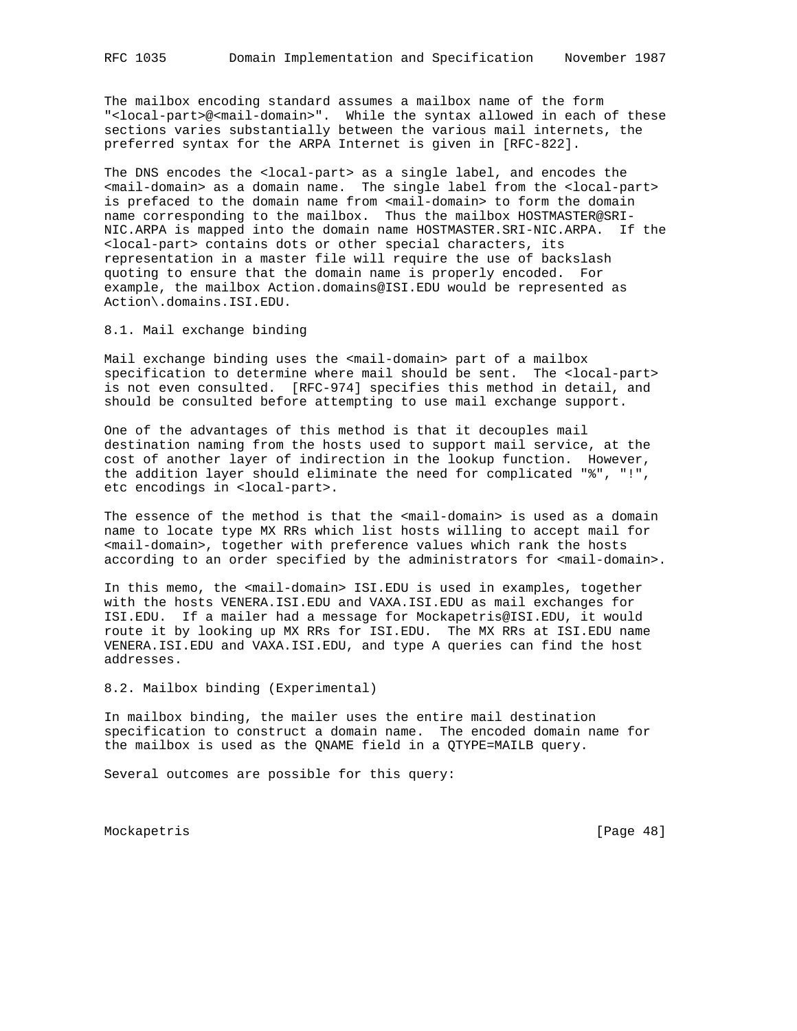The mailbox encoding standard assumes a mailbox name of the form "<local-part>@<mail-domain>". While the syntax allowed in each of these sections varies substantially between the various mail internets, the preferred syntax for the ARPA Internet is given in [RFC-822].

The DNS encodes the <local-part> as a single label, and encodes the <mail-domain> as a domain name. The single label from the <local-part> is prefaced to the domain name from <mail-domain> to form the domain name corresponding to the mailbox. Thus the mailbox HOSTMASTER@SRI-NIC.ARPA is mapped into the domain name HOSTMASTER.SRI-NIC.ARPA. If the <local-part> contains dots or other special characters, its representation in a master file will require the use of backslash quoting to ensure that the domain name is properly encoded. For example, the mailbox Action.domains@ISI.EDU would be represented as Action\.domains.ISI.EDU.

## 8.1. Mail exchange binding

Mail exchange binding uses the <mail-domain> part of a mailbox specification to determine where mail should be sent. The <local-part> is not even consulted. [RFC-974] specifies this method in detail, and should be consulted before attempting to use mail exchange support.

One of the advantages of this method is that it decouples mail destination naming from the hosts used to support mail service, at the cost of another layer of indirection in the lookup function. However, the addition layer should eliminate the need for complicated "%", "!", etc encodings in <local-part>.

The essence of the method is that the <mail-domain> is used as a domain name to locate type MX RRs which list hosts willing to accept mail for <mail-domain>, together with preference values which rank the hosts according to an order specified by the administrators for <mail-domain>.

In this memo, the <mail-domain> ISI.EDU is used in examples, together with the hosts VENERA.ISI.EDU and VAXA.ISI.EDU as mail exchanges for ISI.EDU. If a mailer had a message for Mockapetris@ISI.EDU, it would route it by looking up MX RRs for ISI.EDU. The MX RRs at ISI.EDU name VENERA.ISI.EDU and VAXA.ISI.EDU, and type A queries can find the host addresses.

## 8.2. Mailbox binding (Experimental)

In mailbox binding, the mailer uses the entire mail destination specification to construct a domain name. The encoded domain name for the mailbox is used as the QNAME field in a QTYPE=MAILB query.

Several outcomes are possible for this query: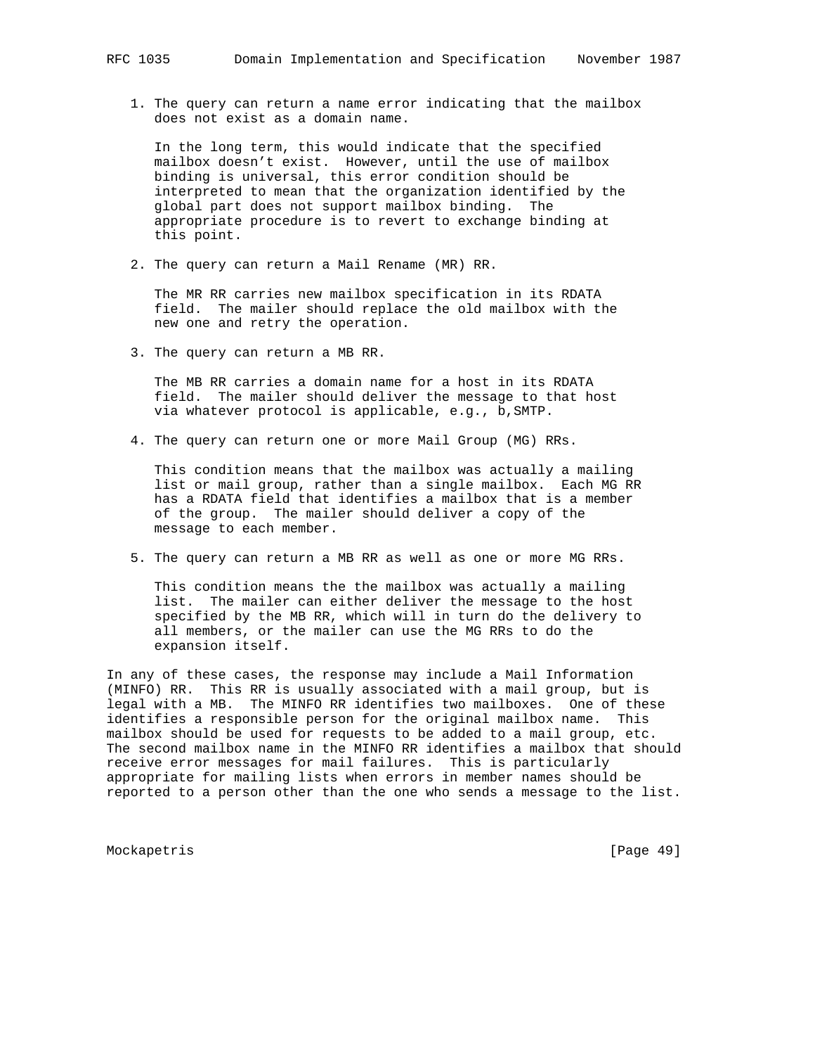1. The query can return a name error indicating that the mailbox does not exist as a domain name.

   In the long term, this would indicate that the specified mailbox doesn't exist. However, until the use of mailbox binding is universal, this error condition should be interpreted to mean that the organization identified by the global part does not support mailbox binding. The appropriate procedure is to revert to exchange binding at this point.

2. The query can return a Mail Rename (MR) RR.

   The MR RR carries new mailbox specification in its RDATA field. The mailer should replace the old mailbox with the new one and retry the operation.

3. The query can return a MB RR.

   The MB RR carries a domain name for a host in its RDATA field. The mailer should deliver the message to that host via whatever protocol is applicable, e.g., b,SMTP.

4. The query can return one or more Mail Group (MG) RRs.

   This condition means that the mailbox was actually a mailing list or mail group, rather than a single mailbox. Each MG RR has a RDATA field that identifies a mailbox that is a member of the group. The mailer should deliver a copy of the message to each member.

5. The query can return a MB RR as well as one or more MG RRs.

   This condition means the the mailbox was actually a mailing list. The mailer can either deliver the message to the host specified by the MB RR, which will in turn do the delivery to all members, or the mailer can use the MG RRs to do the expansion itself.

In any of these cases, the response may include a Mail Information (MINFO) RR. This RR is usually associated with a mail group, but is legal with a MB. The MINFO RR identifies two mailboxes. One of these identifies a responsible person for the original mailbox name. This mailbox should be used for requests to be added to a mail group, etc. The second mailbox name in the MINFO RR identifies a mailbox that should receive error messages for mail failures. This is particularly appropriate for mailing lists when errors in member names should be reported to a person other than the one who sends a message to the list.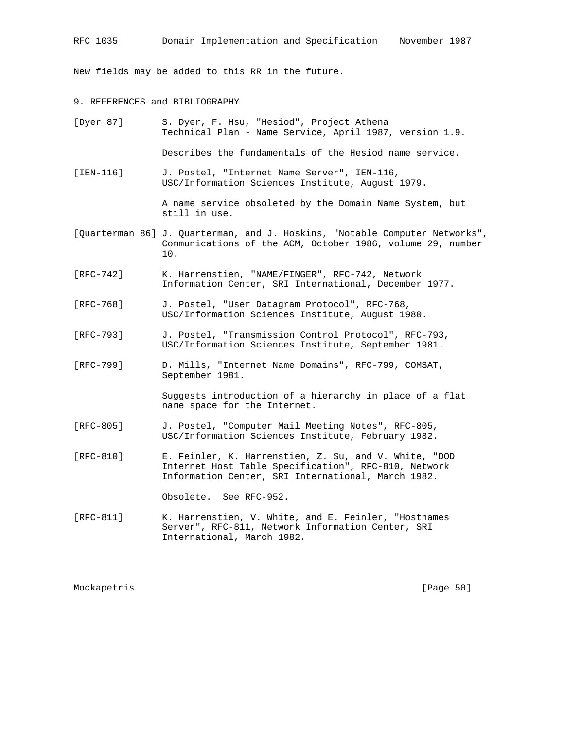New fields may be added to this RR in the future.

## 9. REFERENCES and BIBLIOGRAPHY

[Dyer 87] S. Dyer, F. Hsu, "Hesiod", Project Athena Technical Plan - Name Service, April 1987, version 1.9.

Describes the fundamentals of the Hesiod name service.

[IEN-116] J. Postel, "Internet Name Server", IEN-116, USC/Information Sciences Institute, August 1979.

A name service obsoleted by the Domain Name System, but still in use.

[Quarterman 86] J. Quarterman, and J. Hoskins, "Notable Computer Networks", Communications of the ACM, October 1986, volume 29, number 10.

[RFC-742] K. Harrenstien, "NAME/FINGER", RFC-742, Network Information Center, SRI International, December 1977.

[RFC-768] J. Postel, "User Datagram Protocol", RFC-768, USC/Information Sciences Institute, August 1980.

[RFC-793] J. Postel, "Transmission Control Protocol", RFC-793, USC/Information Sciences Institute, September 1981.

[RFC-799] D. Mills, "Internet Name Domains", RFC-799, COMSAT, September 1981.

Suggests introduction of a hierarchy in place of a flat name space for the Internet.

[RFC-805] J. Postel, "Computer Mail Meeting Notes", RFC-805, USC/Information Sciences Institute, February 1982.

[RFC-810] E. Feinler, K. Harrenstien, Z. Su, and V. White, "DOD Internet Host Table Specification", RFC-810, Network Information Center, SRI International, March 1982.

Obsolete. See RFC-952.

[RFC-811] K. Harrenstien, V. White, and E. Feinler, "Hostnames Server", RFC-811, Network Information Center, SRI International, March 1982.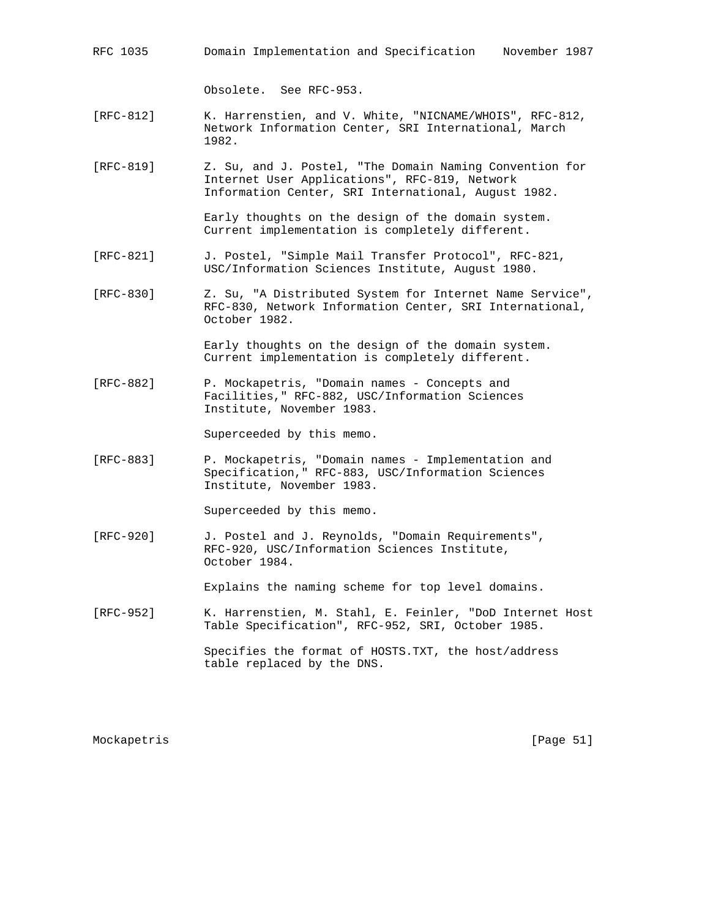Obsolete. See RFC-953.

[RFC-812] K. Harrenstien, and V. White, "NICNAME/WHOIS", RFC-812, Network Information Center, SRI International, March 1982.

[RFC-819] Z. Su, and J. Postel, "The Domain Naming Convention for Internet User Applications", RFC-819, Network Information Center, SRI International, August 1982.

Early thoughts on the design of the domain system. Current implementation is completely different.

[RFC-821] J. Postel, "Simple Mail Transfer Protocol", RFC-821, USC/Information Sciences Institute, August 1980.

[RFC-830] Z. Su, "A Distributed System for Internet Name Service", RFC-830, Network Information Center, SRI International, October 1982.

Early thoughts on the design of the domain system. Current implementation is completely different.

[RFC-882] P. Mockapetris, "Domain names - Concepts and Facilities," RFC-882, USC/Information Sciences Institute, November 1983.

Superceeded by this memo.

[RFC-883] P. Mockapetris, "Domain names - Implementation and Specification," RFC-883, USC/Information Sciences Institute, November 1983.

Superceeded by this memo.

[RFC-920] J. Postel and J. Reynolds, "Domain Requirements", RFC-920, USC/Information Sciences Institute, October 1984.

Explains the naming scheme for top level domains.

[RFC-952] K. Harrenstien, M. Stahl, E. Feinler, "DoD Internet Host Table Specification", RFC-952, SRI, October 1985.

Specifies the format of HOSTS.TXT, the host/address table replaced by the DNS.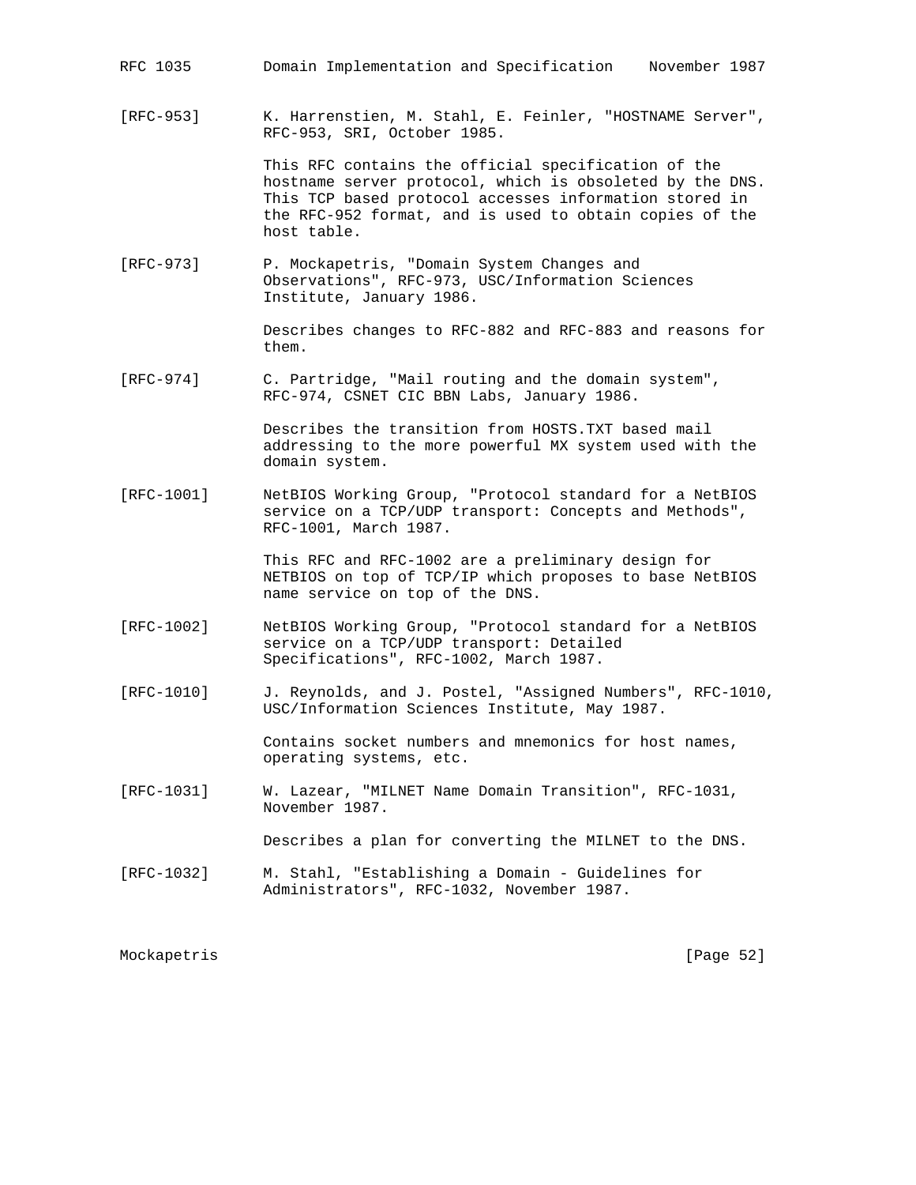[RFC-953] K. Harrenstien, M. Stahl, E. Feinler, "HOSTNAME Server", RFC-953, SRI, October 1985.

This RFC contains the official specification of the hostname server protocol, which is obsoleted by the DNS. This TCP based protocol accesses information stored in the RFC-952 format, and is used to obtain copies of the host table.

[RFC-973] P. Mockapetris, "Domain System Changes and Observations", RFC-973, USC/Information Sciences Institute, January 1986.

Describes changes to RFC-882 and RFC-883 and reasons for them.

[RFC-974] C. Partridge, "Mail routing and the domain system", RFC-974, CSNET CIC BBN Labs, January 1986.

Describes the transition from HOSTS.TXT based mail addressing to the more powerful MX system used with the domain system.

[RFC-1001] NetBIOS Working Group, "Protocol standard for a NetBIOS service on a TCP/UDP transport: Concepts and Methods", RFC-1001, March 1987.

This RFC and RFC-1002 are a preliminary design for NETBIOS on top of TCP/IP which proposes to base NetBIOS name service on top of the DNS.

[RFC-1002] NetBIOS Working Group, "Protocol standard for a NetBIOS service on a TCP/UDP transport: Detailed Specifications", RFC-1002, March 1987.

[RFC-1010] J. Reynolds, and J. Postel, "Assigned Numbers", RFC-1010, USC/Information Sciences Institute, May 1987.

Contains socket numbers and mnemonics for host names, operating systems, etc.

[RFC-1031] W. Lazear, "MILNET Name Domain Transition", RFC-1031, November 1987.

Describes a plan for converting the MILNET to the DNS.

[RFC-1032] M. Stahl, "Establishing a Domain - Guidelines for Administrators", RFC-1032, November 1987.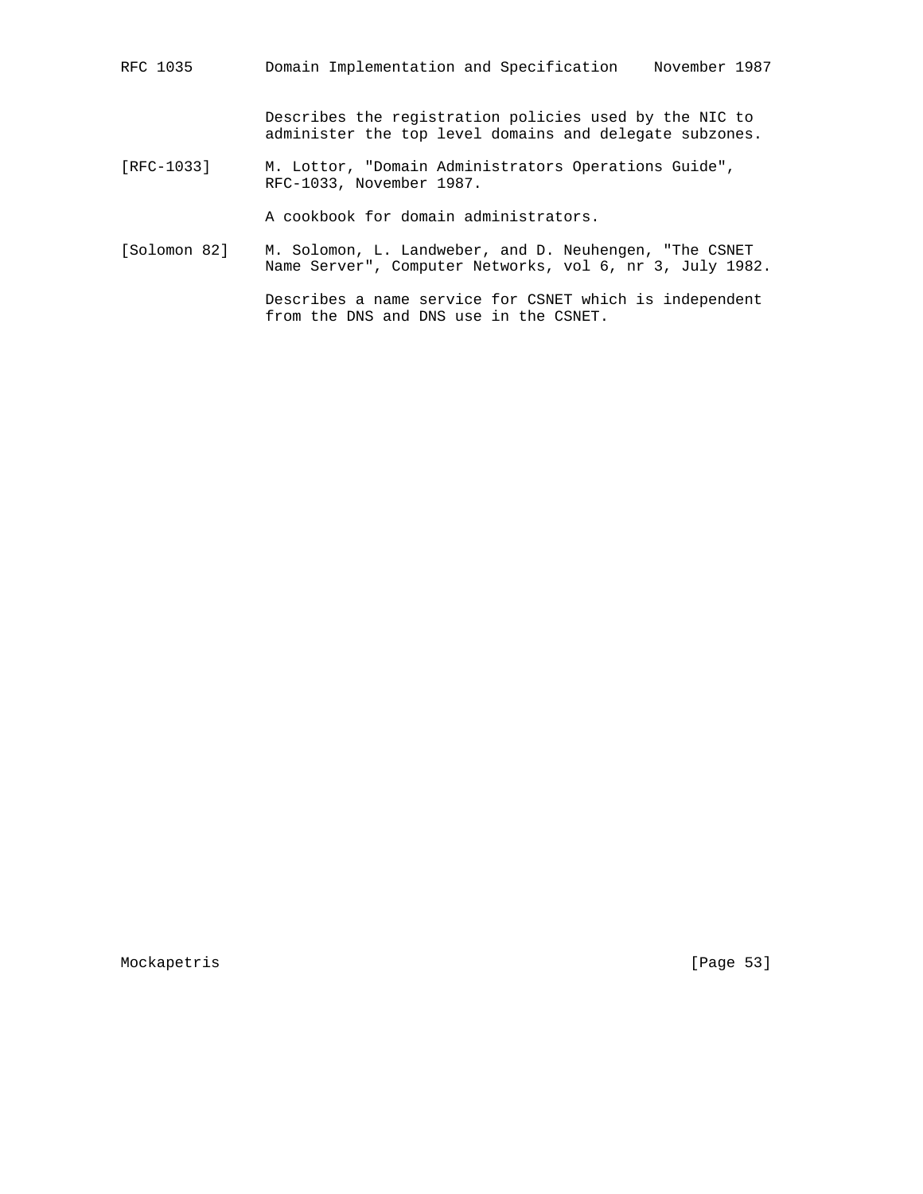Describes the registration policies used by the NIC to administer the top level domains and delegate subzones.

[RFC-1033] M. Lottor, "Domain Administrators Operations Guide", RFC-1033, November 1987.

A cookbook for domain administrators.

[Solomon 82] M. Solomon, L. Landweber, and D. Neuhengen, "The CSNET Name Server", Computer Networks, vol 6, nr 3, July 1982.

Describes a name service for CSNET which is independent from the DNS and DNS use in the CSNET.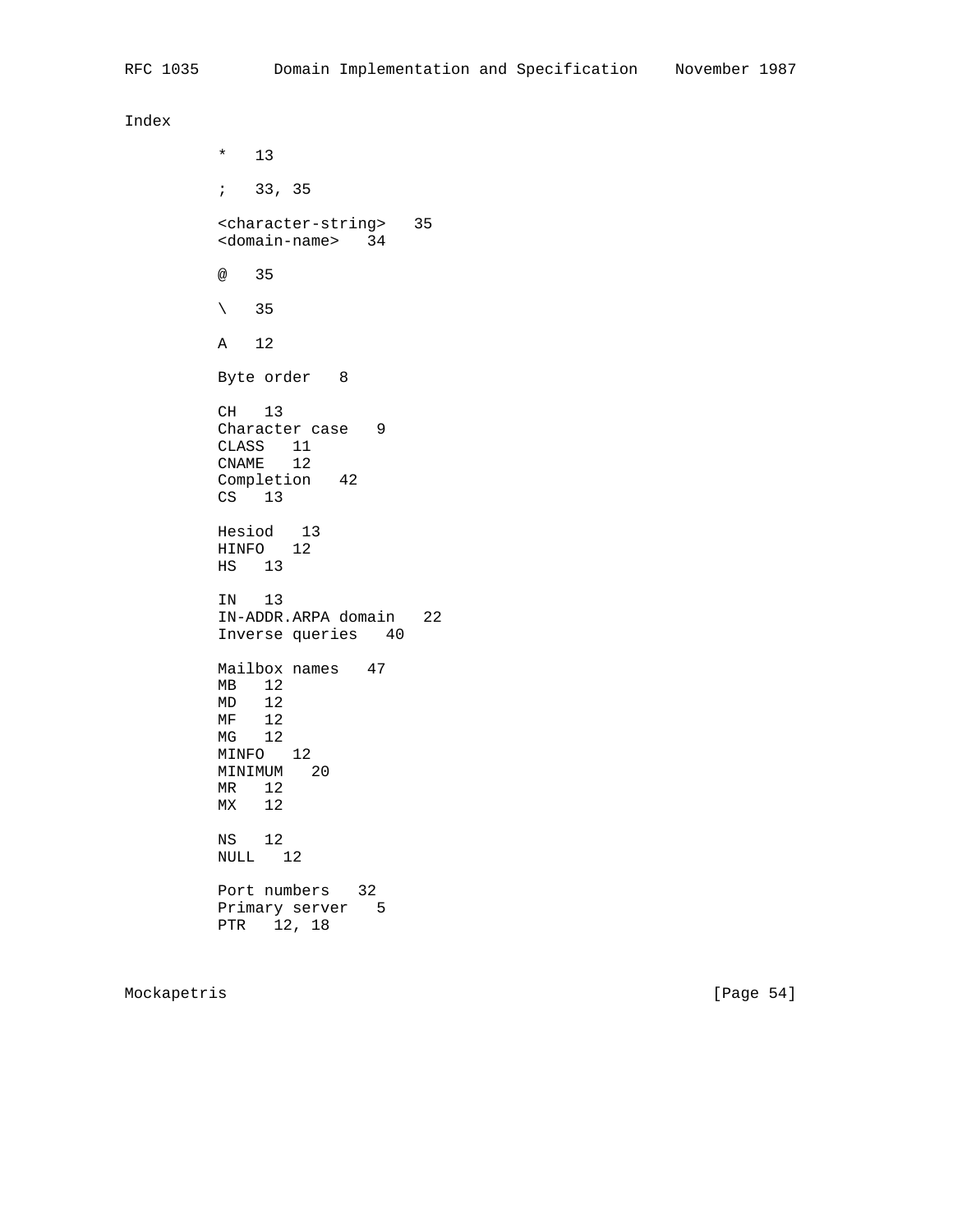# Index

* 13

; 33, 35

<character-string> 35
<domain-name> 34

@ 35

\ 35

A 12

Byte order 8

CH 13
Character case 9
CLASS 11
CNAME 12
Completion 42
CS 13

Hesiod 13
HINFO 12
HS 13

IN 13
IN-ADDR.ARPA domain 22
Inverse queries 40

Mailbox names 47
MB 12
MD 12
MF 12
MG 12
MINFO 12
MINIMUM 20
MR 12
MX 12

NS 12
NULL 12

Port numbers 32
Primary server 5
PTR 12, 18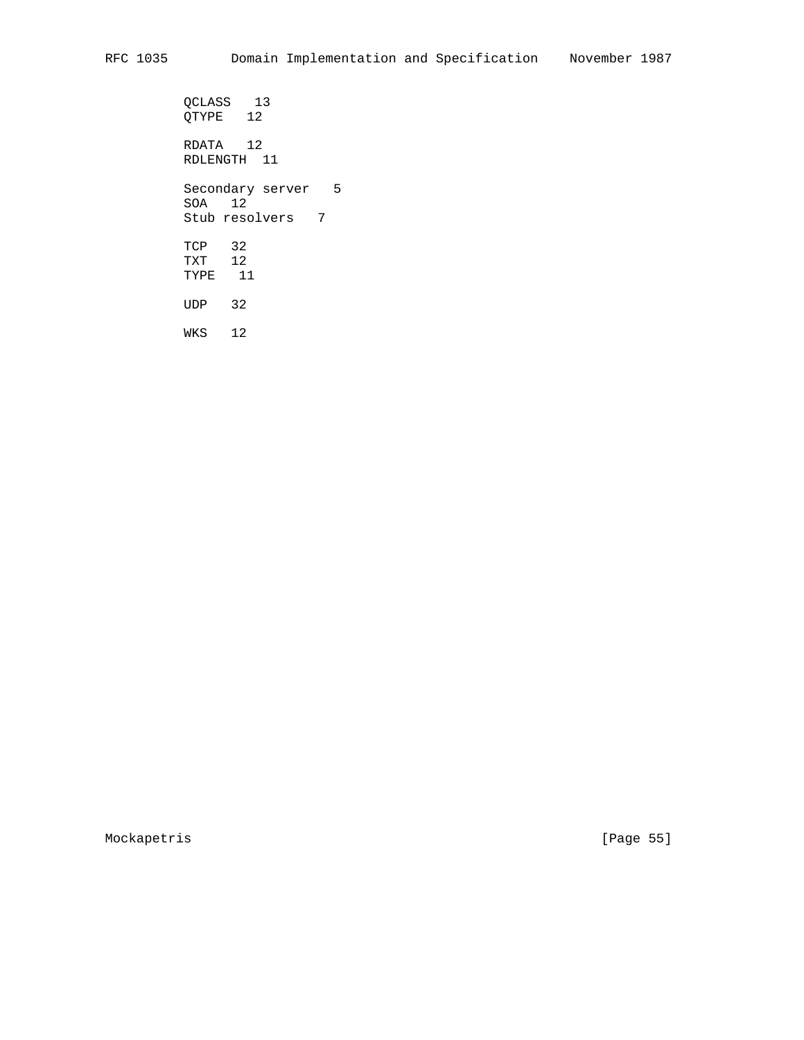QCLASS 13
QTYPE 12

RDATA 12
RDLENGTH 11

Secondary server 5
SOA 12
Stub resolvers 7

TCP 32
TXT 12
TYPE 11

UDP 32

WKS 12